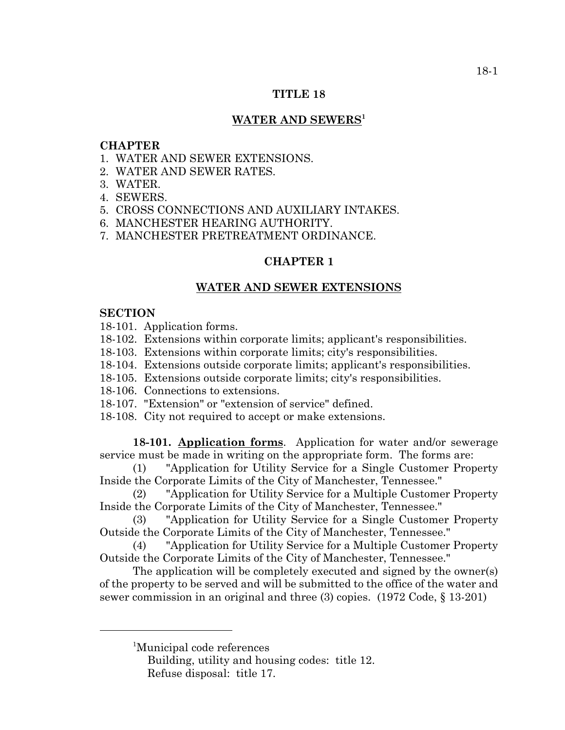# TITLE 18

## WATER AND SEWERS[1]

**CHAPTER**

1. WATER AND SEWER EXTENSIONS.
2. WATER AND SEWER RATES.
3. WATER.
4. SEWERS.
5. CROSS CONNECTIONS AND AUXILIARY INTAKES.
6. MANCHESTER HEARING AUTHORITY.
7. MANCHESTER PRETREATMENT ORDINANCE.

## CHAPTER 1

## WATER AND SEWER EXTENSIONS

**SECTION**

18-101. Application forms.
18-102. Extensions within corporate limits; applicant's responsibilities.
18-103. Extensions within corporate limits; city's responsibilities.
18-104. Extensions outside corporate limits; applicant's responsibilities.
18-105. Extensions outside corporate limits; city's responsibilities.
18-106. Connections to extensions.
18-107. "Extension" or "extension of service" defined.
18-108. City not required to accept or make extensions.

**18-101. Application forms**. Application for water and/or sewerage service must be made in writing on the appropriate form. The forms are:

(1) "Application for Utility Service for a Single Customer Property Inside the Corporate Limits of the City of Manchester, Tennessee."

(2) "Application for Utility Service for a Multiple Customer Property Inside the Corporate Limits of the City of Manchester, Tennessee."

(3) "Application for Utility Service for a Single Customer Property Outside the Corporate Limits of the City of Manchester, Tennessee."

(4) "Application for Utility Service for a Multiple Customer Property Outside the Corporate Limits of the City of Manchester, Tennessee."

The application will be completely executed and signed by the owner(s) of the property to be served and will be submitted to the office of the water and sewer commission in an original and three (3) copies. (1972 Code, § 13-201)

---

[1]Municipal code references
Building, utility and housing codes: title 12.
Refuse disposal: title 17.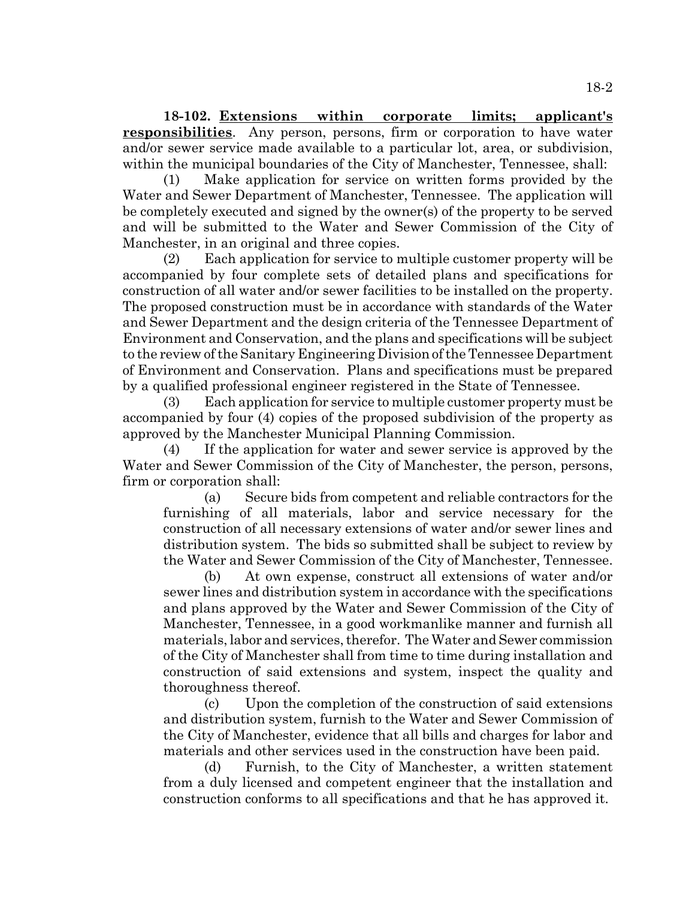**18-102. Extensions within corporate limits; applicant's responsibilities**. Any person, persons, firm or corporation to have water and/or sewer service made available to a particular lot, area, or subdivision, within the municipal boundaries of the City of Manchester, Tennessee, shall:

(1) Make application for service on written forms provided by the Water and Sewer Department of Manchester, Tennessee. The application will be completely executed and signed by the owner(s) of the property to be served and will be submitted to the Water and Sewer Commission of the City of Manchester, in an original and three copies.

(2) Each application for service to multiple customer property will be accompanied by four complete sets of detailed plans and specifications for construction of all water and/or sewer facilities to be installed on the property. The proposed construction must be in accordance with standards of the Water and Sewer Department and the design criteria of the Tennessee Department of Environment and Conservation, and the plans and specifications will be subject to the review of the Sanitary Engineering Division of the Tennessee Department of Environment and Conservation. Plans and specifications must be prepared by a qualified professional engineer registered in the State of Tennessee.

(3) Each application for service to multiple customer property must be accompanied by four (4) copies of the proposed subdivision of the property as approved by the Manchester Municipal Planning Commission.

(4) If the application for water and sewer service is approved by the Water and Sewer Commission of the City of Manchester, the person, persons, firm or corporation shall:

(a) Secure bids from competent and reliable contractors for the furnishing of all materials, labor and service necessary for the construction of all necessary extensions of water and/or sewer lines and distribution system. The bids so submitted shall be subject to review by the Water and Sewer Commission of the City of Manchester, Tennessee.

(b) At own expense, construct all extensions of water and/or sewer lines and distribution system in accordance with the specifications and plans approved by the Water and Sewer Commission of the City of Manchester, Tennessee, in a good workmanlike manner and furnish all materials, labor and services, therefor. The Water and Sewer commission of the City of Manchester shall from time to time during installation and construction of said extensions and system, inspect the quality and thoroughness thereof.

(c) Upon the completion of the construction of said extensions and distribution system, furnish to the Water and Sewer Commission of the City of Manchester, evidence that all bills and charges for labor and materials and other services used in the construction have been paid.

(d) Furnish, to the City of Manchester, a written statement from a duly licensed and competent engineer that the installation and construction conforms to all specifications and that he has approved it.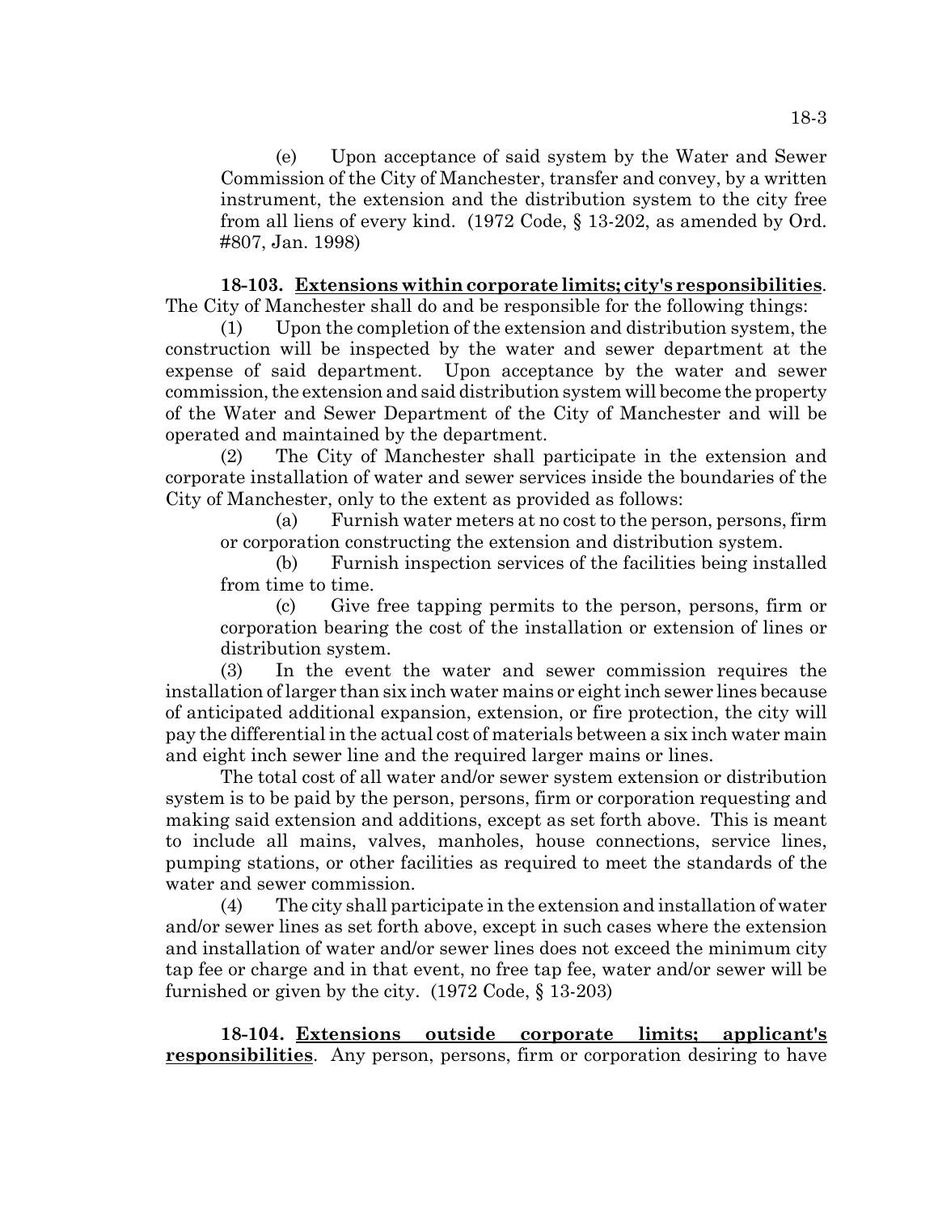(e) Upon acceptance of said system by the Water and Sewer Commission of the City of Manchester, transfer and convey, by a written instrument, the extension and the distribution system to the city free from all liens of every kind. (1972 Code, § 13-202, as amended by Ord. #807, Jan. 1998)

**18-103. Extensions within corporate limits; city's responsibilities**. The City of Manchester shall do and be responsible for the following things:

(1) Upon the completion of the extension and distribution system, the construction will be inspected by the water and sewer department at the expense of said department. Upon acceptance by the water and sewer commission, the extension and said distribution system will become the property of the Water and Sewer Department of the City of Manchester and will be operated and maintained by the department.

(2) The City of Manchester shall participate in the extension and corporate installation of water and sewer services inside the boundaries of the City of Manchester, only to the extent as provided as follows:

(a) Furnish water meters at no cost to the person, persons, firm or corporation constructing the extension and distribution system.

(b) Furnish inspection services of the facilities being installed from time to time.

(c) Give free tapping permits to the person, persons, firm or corporation bearing the cost of the installation or extension of lines or distribution system.

(3) In the event the water and sewer commission requires the installation of larger than six inch water mains or eight inch sewer lines because of anticipated additional expansion, extension, or fire protection, the city will pay the differential in the actual cost of materials between a six inch water main and eight inch sewer line and the required larger mains or lines.

The total cost of all water and/or sewer system extension or distribution system is to be paid by the person, persons, firm or corporation requesting and making said extension and additions, except as set forth above. This is meant to include all mains, valves, manholes, house connections, service lines, pumping stations, or other facilities as required to meet the standards of the water and sewer commission.

(4) The city shall participate in the extension and installation of water and/or sewer lines as set forth above, except in such cases where the extension and installation of water and/or sewer lines does not exceed the minimum city tap fee or charge and in that event, no free tap fee, water and/or sewer will be furnished or given by the city. (1972 Code, § 13-203)

**18-104. Extensions outside corporate limits; applicant's responsibilities**. Any person, persons, firm or corporation desiring to have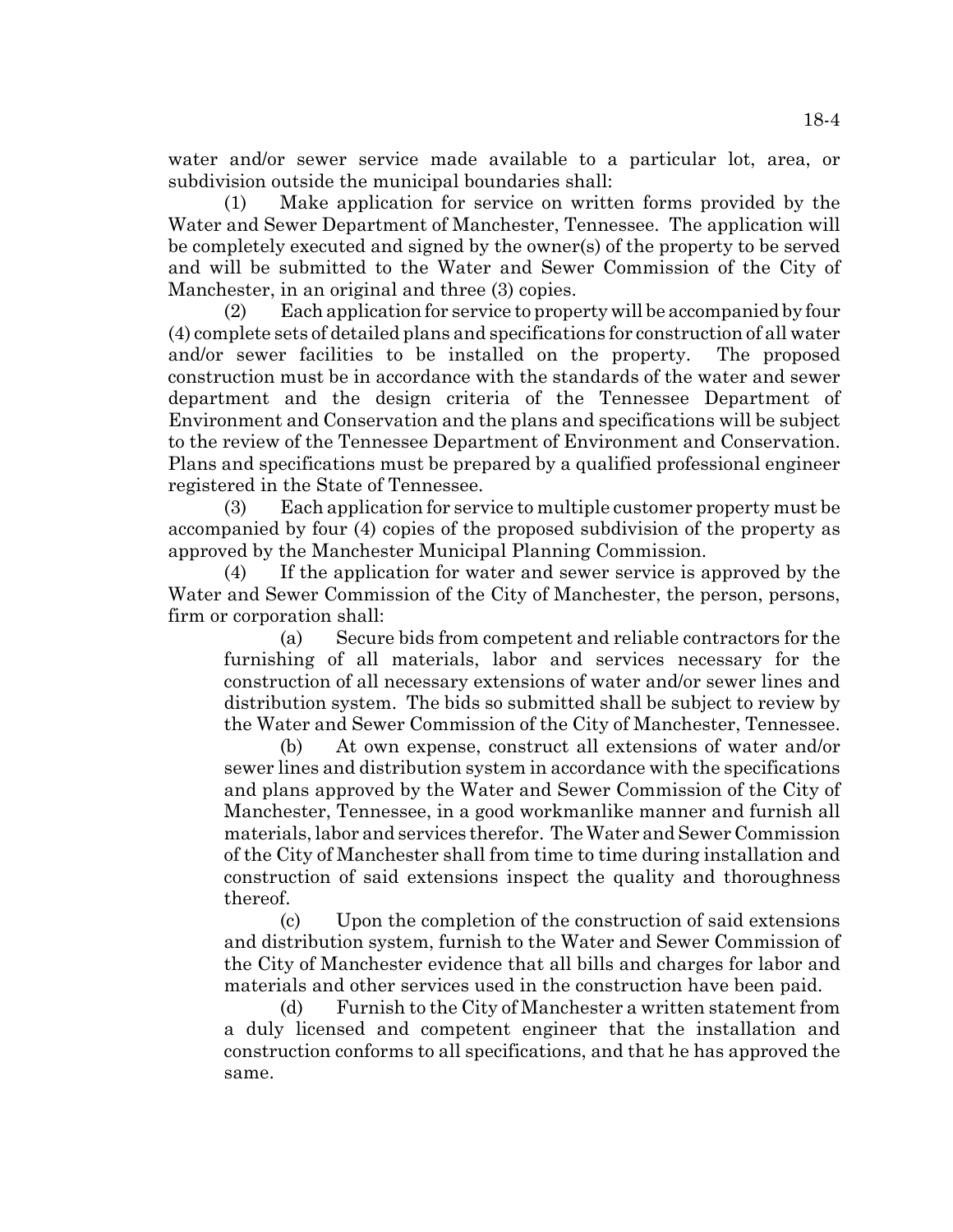water and/or sewer service made available to a particular lot, area, or subdivision outside the municipal boundaries shall:

(1) Make application for service on written forms provided by the Water and Sewer Department of Manchester, Tennessee. The application will be completely executed and signed by the owner(s) of the property to be served and will be submitted to the Water and Sewer Commission of the City of Manchester, in an original and three (3) copies.

(2) Each application for service to property will be accompanied by four (4) complete sets of detailed plans and specifications for construction of all water and/or sewer facilities to be installed on the property. The proposed construction must be in accordance with the standards of the water and sewer department and the design criteria of the Tennessee Department of Environment and Conservation and the plans and specifications will be subject to the review of the Tennessee Department of Environment and Conservation. Plans and specifications must be prepared by a qualified professional engineer registered in the State of Tennessee.

(3) Each application for service to multiple customer property must be accompanied by four (4) copies of the proposed subdivision of the property as approved by the Manchester Municipal Planning Commission.

(4) If the application for water and sewer service is approved by the Water and Sewer Commission of the City of Manchester, the person, persons, firm or corporation shall:

(a) Secure bids from competent and reliable contractors for the furnishing of all materials, labor and services necessary for the construction of all necessary extensions of water and/or sewer lines and distribution system. The bids so submitted shall be subject to review by the Water and Sewer Commission of the City of Manchester, Tennessee.

(b) At own expense, construct all extensions of water and/or sewer lines and distribution system in accordance with the specifications and plans approved by the Water and Sewer Commission of the City of Manchester, Tennessee, in a good workmanlike manner and furnish all materials, labor and services therefor. The Water and Sewer Commission of the City of Manchester shall from time to time during installation and construction of said extensions inspect the quality and thoroughness thereof.

(c) Upon the completion of the construction of said extensions and distribution system, furnish to the Water and Sewer Commission of the City of Manchester evidence that all bills and charges for labor and materials and other services used in the construction have been paid.

(d) Furnish to the City of Manchester a written statement from a duly licensed and competent engineer that the installation and construction conforms to all specifications, and that he has approved the same.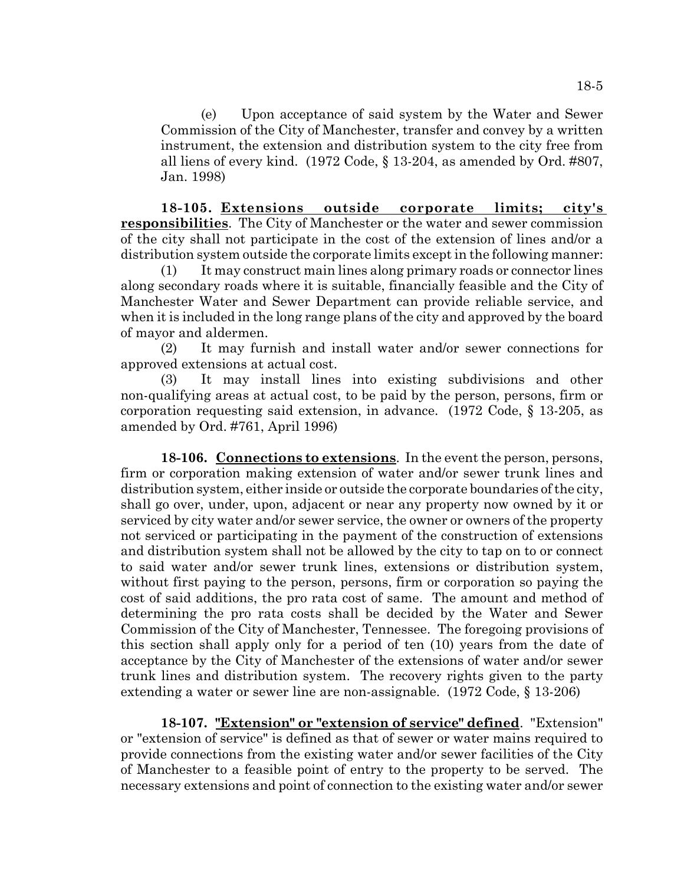(e) Upon acceptance of said system by the Water and Sewer Commission of the City of Manchester, transfer and convey by a written instrument, the extension and distribution system to the city free from all liens of every kind. (1972 Code, § 13-204, as amended by Ord. #807, Jan. 1998)

**18-105. Extensions outside corporate limits; city's responsibilities**. The City of Manchester or the water and sewer commission of the city shall not participate in the cost of the extension of lines and/or a distribution system outside the corporate limits except in the following manner:

(1) It may construct main lines along primary roads or connector lines along secondary roads where it is suitable, financially feasible and the City of Manchester Water and Sewer Department can provide reliable service, and when it is included in the long range plans of the city and approved by the board of mayor and aldermen.

(2) It may furnish and install water and/or sewer connections for approved extensions at actual cost.

(3) It may install lines into existing subdivisions and other non-qualifying areas at actual cost, to be paid by the person, persons, firm or corporation requesting said extension, in advance. (1972 Code, § 13-205, as amended by Ord. #761, April 1996)

**18-106. Connections to extensions**. In the event the person, persons, firm or corporation making extension of water and/or sewer trunk lines and distribution system, either inside or outside the corporate boundaries of the city, shall go over, under, upon, adjacent or near any property now owned by it or serviced by city water and/or sewer service, the owner or owners of the property not serviced or participating in the payment of the construction of extensions and distribution system shall not be allowed by the city to tap on to or connect to said water and/or sewer trunk lines, extensions or distribution system, without first paying to the person, persons, firm or corporation so paying the cost of said additions, the pro rata cost of same. The amount and method of determining the pro rata costs shall be decided by the Water and Sewer Commission of the City of Manchester, Tennessee. The foregoing provisions of this section shall apply only for a period of ten (10) years from the date of acceptance by the City of Manchester of the extensions of water and/or sewer trunk lines and distribution system. The recovery rights given to the party extending a water or sewer line are non-assignable. (1972 Code, § 13-206)

**18-107. "Extension" or "extension of service" defined**. "Extension" or "extension of service" is defined as that of sewer or water mains required to provide connections from the existing water and/or sewer facilities of the City of Manchester to a feasible point of entry to the property to be served. The necessary extensions and point of connection to the existing water and/or sewer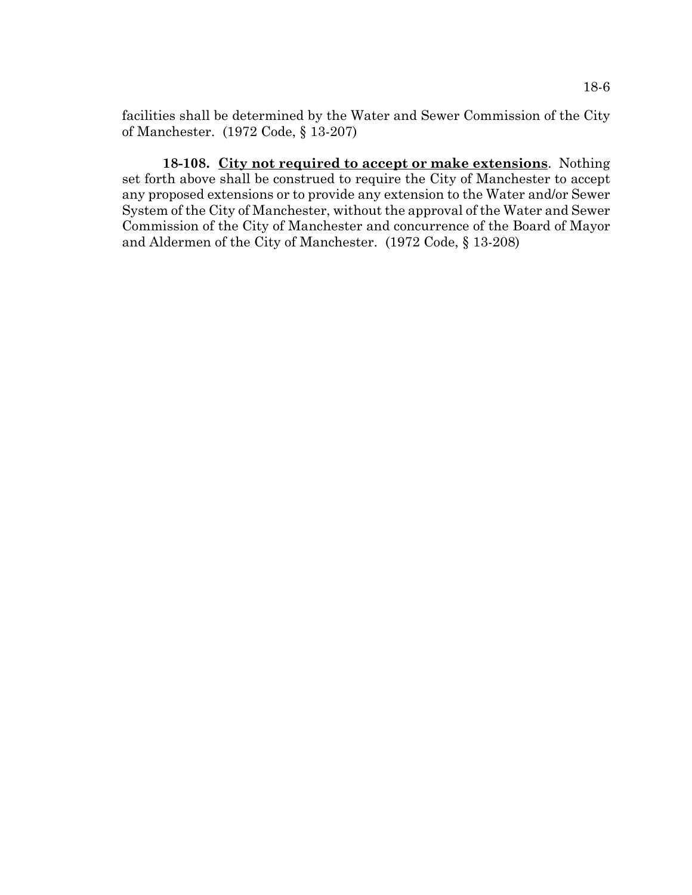facilities shall be determined by the Water and Sewer Commission of the City of Manchester. (1972 Code, § 13-207)

**18-108. City not required to accept or make extensions**. Nothing set forth above shall be construed to require the City of Manchester to accept any proposed extensions or to provide any extension to the Water and/or Sewer System of the City of Manchester, without the approval of the Water and Sewer Commission of the City of Manchester and concurrence of the Board of Mayor and Aldermen of the City of Manchester. (1972 Code, § 13-208)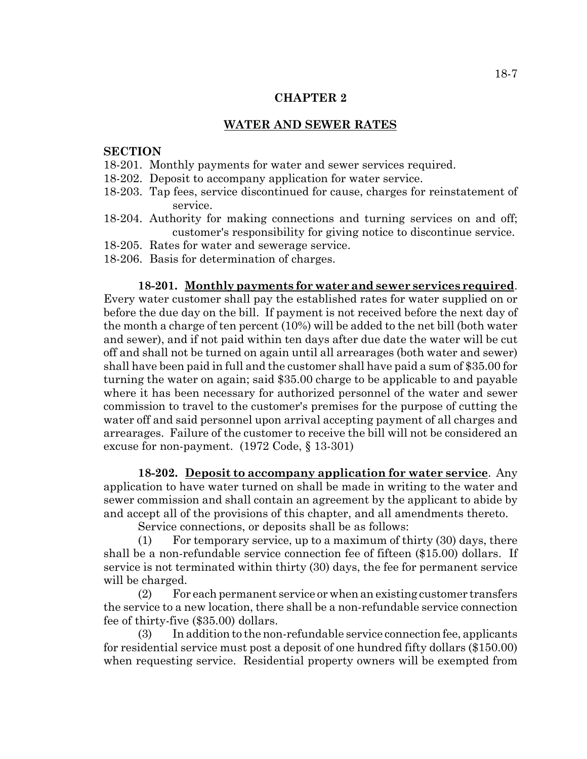## CHAPTER 2

## WATER AND SEWER RATES

**SECTION**

18-201. Monthly payments for water and sewer services required.
18-202. Deposit to accompany application for water service.
18-203. Tap fees, service discontinued for cause, charges for reinstatement of service.
18-204. Authority for making connections and turning services on and off; customer's responsibility for giving notice to discontinue service.
18-205. Rates for water and sewerage service.
18-206. Basis for determination of charges.

**18-201. Monthly payments for water and sewer services required**. Every water customer shall pay the established rates for water supplied on or before the due day on the bill. If payment is not received before the next day of the month a charge of ten percent (10%) will be added to the net bill (both water and sewer), and if not paid within ten days after due date the water will be cut off and shall not be turned on again until all arrearages (both water and sewer) shall have been paid in full and the customer shall have paid a sum of $35.00 for turning the water on again; said $35.00 charge to be applicable to and payable where it has been necessary for authorized personnel of the water and sewer commission to travel to the customer's premises for the purpose of cutting the water off and said personnel upon arrival accepting payment of all charges and arrearages. Failure of the customer to receive the bill will not be considered an excuse for non-payment. (1972 Code, § 13-301)

**18-202. Deposit to accompany application for water service**. Any application to have water turned on shall be made in writing to the water and sewer commission and shall contain an agreement by the applicant to abide by and accept all of the provisions of this chapter, and all amendments thereto.

Service connections, or deposits shall be as follows:

(1) For temporary service, up to a maximum of thirty (30) days, there shall be a non-refundable service connection fee of fifteen ($15.00) dollars. If service is not terminated within thirty (30) days, the fee for permanent service will be charged.

(2) For each permanent service or when an existing customer transfers the service to a new location, there shall be a non-refundable service connection fee of thirty-five ($35.00) dollars.

(3) In addition to the non-refundable service connection fee, applicants for residential service must post a deposit of one hundred fifty dollars ($150.00) when requesting service. Residential property owners will be exempted from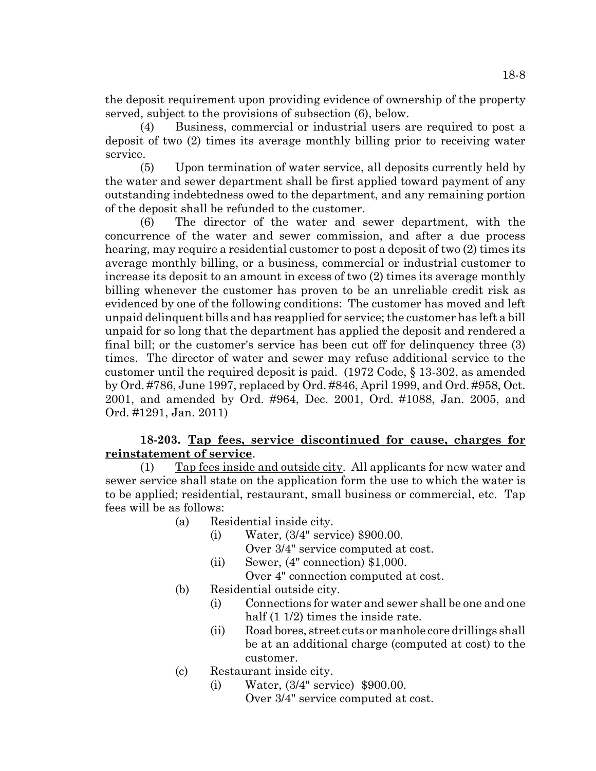the deposit requirement upon providing evidence of ownership of the property served, subject to the provisions of subsection (6), below.

(4) Business, commercial or industrial users are required to post a deposit of two (2) times its average monthly billing prior to receiving water service.

(5) Upon termination of water service, all deposits currently held by the water and sewer department shall be first applied toward payment of any outstanding indebtedness owed to the department, and any remaining portion of the deposit shall be refunded to the customer.

(6) The director of the water and sewer department, with the concurrence of the water and sewer commission, and after a due process hearing, may require a residential customer to post a deposit of two (2) times its average monthly billing, or a business, commercial or industrial customer to increase its deposit to an amount in excess of two (2) times its average monthly billing whenever the customer has proven to be an unreliable credit risk as evidenced by one of the following conditions: The customer has moved and left unpaid delinquent bills and has reapplied for service; the customer has left a bill unpaid for so long that the department has applied the deposit and rendered a final bill; or the customer's service has been cut off for delinquency three (3) times. The director of water and sewer may refuse additional service to the customer until the required deposit is paid. (1972 Code, § 13-302, as amended by Ord. #786, June 1997, replaced by Ord. #846, April 1999, and Ord. #958, Oct. 2001, and amended by Ord. #964, Dec. 2001, Ord. #1088, Jan. 2005, and Ord. #1291, Jan. 2011)

**18-203. Tap fees, service discontinued for cause, charges for reinstatement of service**.

(1) Tap fees inside and outside city. All applicants for new water and sewer service shall state on the application form the use to which the water is to be applied; residential, restaurant, small business or commercial, etc. Tap fees will be as follows:

- (a) Residential inside city.
  - (i) Water, (3/4" service) $900.00.
    Over 3/4" service computed at cost.
  - (ii) Sewer, (4" connection) $1,000.
    Over 4" connection computed at cost.
- (b) Residential outside city.
  - (i) Connections for water and sewer shall be one and one half (1 1/2) times the inside rate.
  - (ii) Road bores, street cuts or manhole core drillings shall be at an additional charge (computed at cost) to the customer.
- (c) Restaurant inside city.
  - (i) Water, (3/4" service) $900.00.
    Over 3/4" service computed at cost.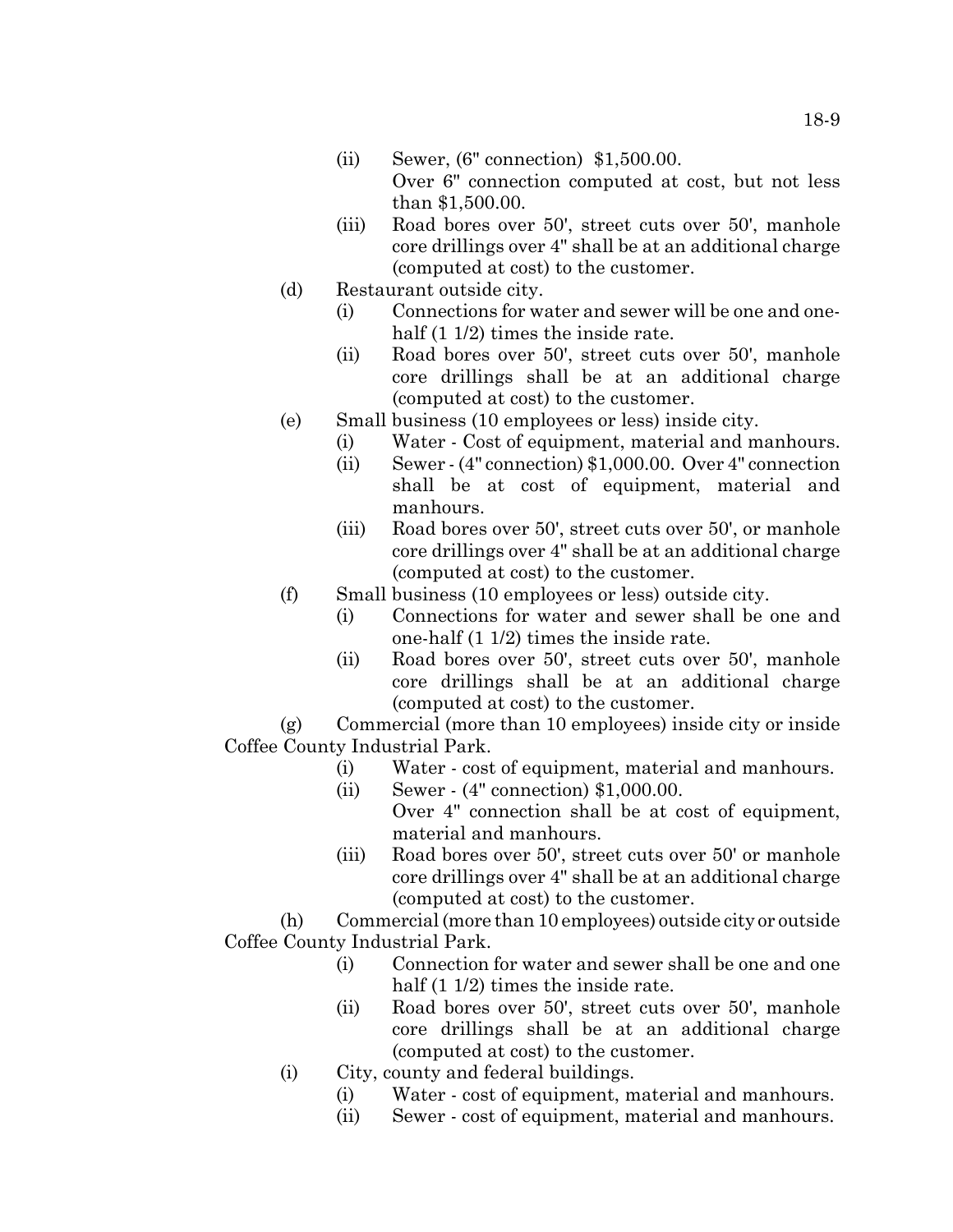(ii) Sewer, (6" connection) $1,500.00.
Over 6" connection computed at cost, but not less than $1,500.00.

(iii) Road bores over 50', street cuts over 50', manhole core drillings over 4" shall be at an additional charge (computed at cost) to the customer.

(d) Restaurant outside city.

(i) Connections for water and sewer will be one and one-half (1 1/2) times the inside rate.

(ii) Road bores over 50', street cuts over 50', manhole core drillings shall be at an additional charge (computed at cost) to the customer.

(e) Small business (10 employees or less) inside city.

(i) Water - Cost of equipment, material and manhours.

(ii) Sewer - (4" connection) $1,000.00. Over 4" connection shall be at cost of equipment, material and manhours.

(iii) Road bores over 50', street cuts over 50', or manhole core drillings over 4" shall be at an additional charge (computed at cost) to the customer.

(f) Small business (10 employees or less) outside city.

(i) Connections for water and sewer shall be one and one-half (1 1/2) times the inside rate.

(ii) Road bores over 50', street cuts over 50', manhole core drillings shall be at an additional charge (computed at cost) to the customer.

(g) Commercial (more than 10 employees) inside city or inside Coffee County Industrial Park.

(i) Water - cost of equipment, material and manhours.

(ii) Sewer - (4" connection) $1,000.00.
Over 4" connection shall be at cost of equipment, material and manhours.

(iii) Road bores over 50', street cuts over 50' or manhole core drillings over 4" shall be at an additional charge (computed at cost) to the customer.

(h) Commercial (more than 10 employees) outside city or outside Coffee County Industrial Park.

(i) Connection for water and sewer shall be one and one half (1 1/2) times the inside rate.

(ii) Road bores over 50', street cuts over 50', manhole core drillings shall be at an additional charge (computed at cost) to the customer.

(i) City, county and federal buildings.

(i) Water - cost of equipment, material and manhours.

(ii) Sewer - cost of equipment, material and manhours.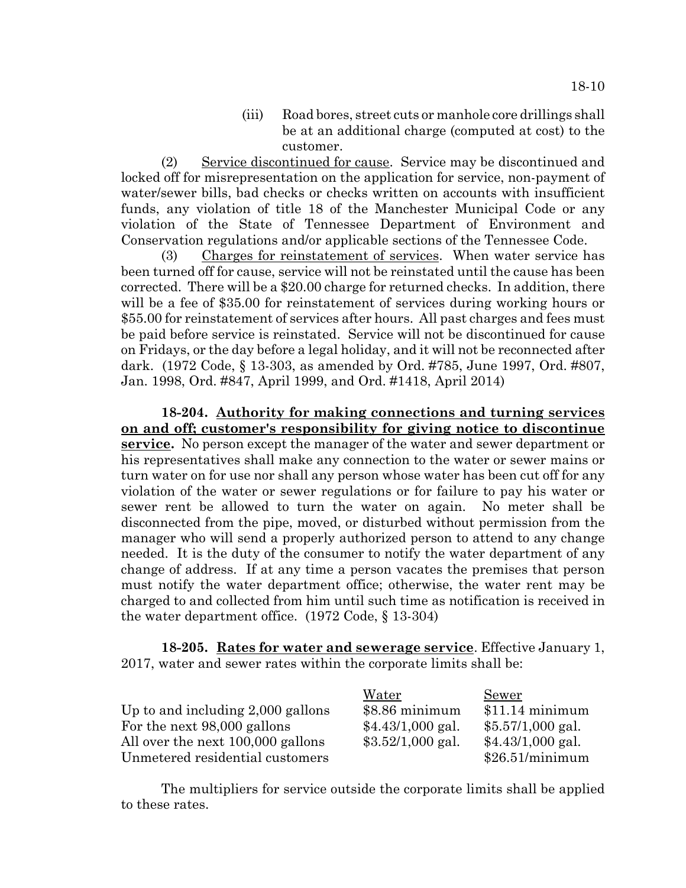(iii) Road bores, street cuts or manhole core drillings shall be at an additional charge (computed at cost) to the customer.

(2) Service discontinued for cause. Service may be discontinued and locked off for misrepresentation on the application for service, non-payment of water/sewer bills, bad checks or checks written on accounts with insufficient funds, any violation of title 18 of the Manchester Municipal Code or any violation of the State of Tennessee Department of Environment and Conservation regulations and/or applicable sections of the Tennessee Code.

(3) Charges for reinstatement of services. When water service has been turned off for cause, service will not be reinstated until the cause has been corrected. There will be a $20.00 charge for returned checks. In addition, there will be a fee of $35.00 for reinstatement of services during working hours or $55.00 for reinstatement of services after hours. All past charges and fees must be paid before service is reinstated. Service will not be discontinued for cause on Fridays, or the day before a legal holiday, and it will not be reconnected after dark. (1972 Code, § 13-303, as amended by Ord. #785, June 1997, Ord. #807, Jan. 1998, Ord. #847, April 1999, and Ord. #1418, April 2014)

**18-204. Authority for making connections and turning services on and off; customer's responsibility for giving notice to discontinue service.** No person except the manager of the water and sewer department or his representatives shall make any connection to the water or sewer mains or turn water on for use nor shall any person whose water has been cut off for any violation of the water or sewer regulations or for failure to pay his water or sewer rent be allowed to turn the water on again. No meter shall be disconnected from the pipe, moved, or disturbed without permission from the manager who will send a properly authorized person to attend to any change needed. It is the duty of the consumer to notify the water department of any change of address. If at any time a person vacates the premises that person must notify the water department office; otherwise, the water rent may be charged to and collected from him until such time as notification is received in the water department office. (1972 Code, § 13-304)

**18-205. Rates for water and sewerage service**. Effective January 1, 2017, water and sewer rates within the corporate limits shall be:

| | Water | Sewer |
|---|---|---|
| Up to and including 2,000 gallons | $8.86 minimum | $11.14 minimum |
| For the next 98,000 gallons | $4.43/1,000 gal. | $5.57/1,000 gal. |
| All over the next 100,000 gallons | $3.52/1,000 gal. | $4.43/1,000 gal. |
| Unmetered residential customers | | $26.51/minimum |

The multipliers for service outside the corporate limits shall be applied to these rates.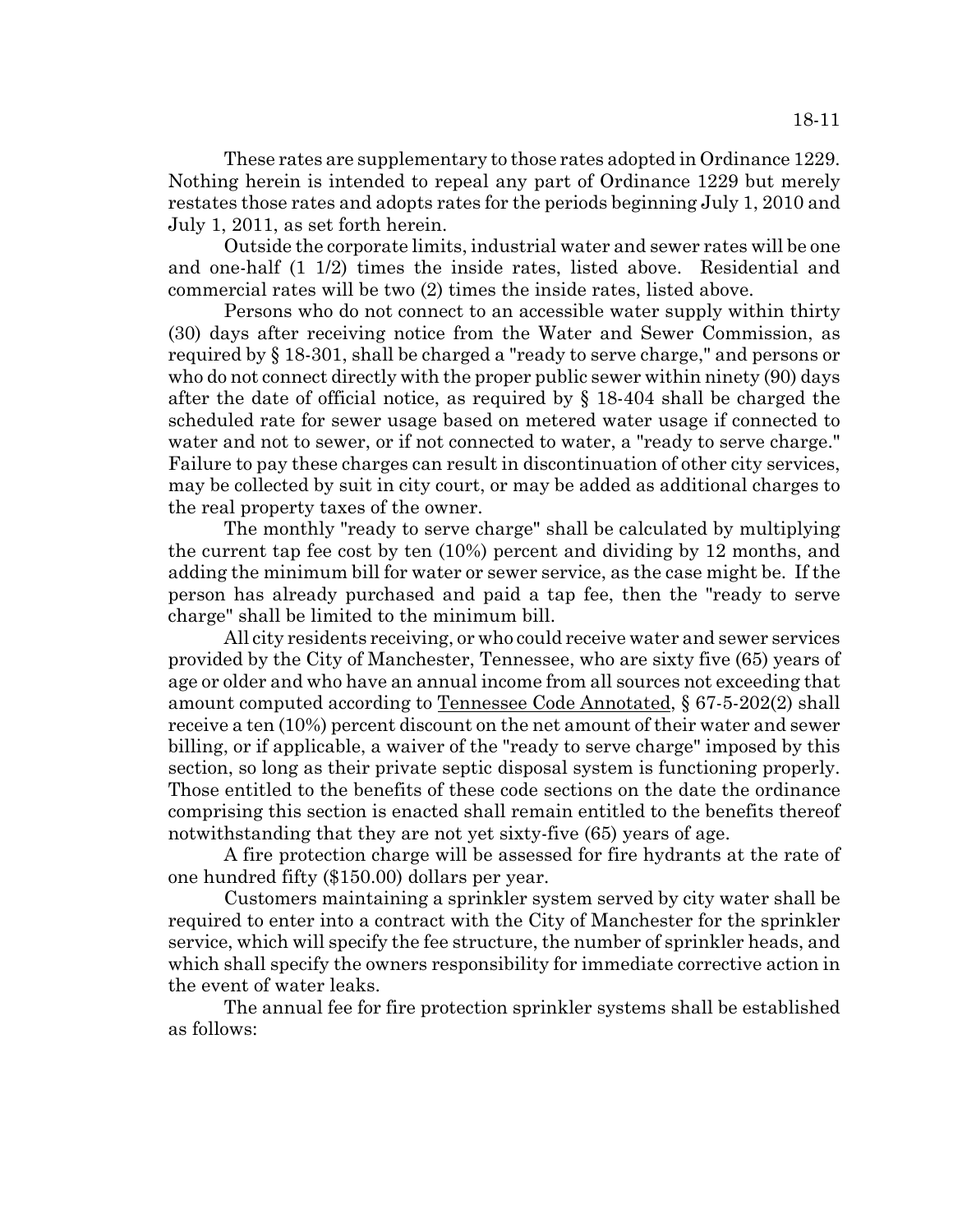These rates are supplementary to those rates adopted in Ordinance 1229. Nothing herein is intended to repeal any part of Ordinance 1229 but merely restates those rates and adopts rates for the periods beginning July 1, 2010 and July 1, 2011, as set forth herein.

Outside the corporate limits, industrial water and sewer rates will be one and one-half (1 1/2) times the inside rates, listed above. Residential and commercial rates will be two (2) times the inside rates, listed above.

Persons who do not connect to an accessible water supply within thirty (30) days after receiving notice from the Water and Sewer Commission, as required by § 18-301, shall be charged a "ready to serve charge," and persons or who do not connect directly with the proper public sewer within ninety (90) days after the date of official notice, as required by § 18-404 shall be charged the scheduled rate for sewer usage based on metered water usage if connected to water and not to sewer, or if not connected to water, a "ready to serve charge." Failure to pay these charges can result in discontinuation of other city services, may be collected by suit in city court, or may be added as additional charges to the real property taxes of the owner.

The monthly "ready to serve charge" shall be calculated by multiplying the current tap fee cost by ten (10%) percent and dividing by 12 months, and adding the minimum bill for water or sewer service, as the case might be. If the person has already purchased and paid a tap fee, then the "ready to serve charge" shall be limited to the minimum bill.

All city residents receiving, or who could receive water and sewer services provided by the City of Manchester, Tennessee, who are sixty five (65) years of age or older and who have an annual income from all sources not exceeding that amount computed according to Tennessee Code Annotated, § 67-5-202(2) shall receive a ten (10%) percent discount on the net amount of their water and sewer billing, or if applicable, a waiver of the "ready to serve charge" imposed by this section, so long as their private septic disposal system is functioning properly. Those entitled to the benefits of these code sections on the date the ordinance comprising this section is enacted shall remain entitled to the benefits thereof notwithstanding that they are not yet sixty-five (65) years of age.

A fire protection charge will be assessed for fire hydrants at the rate of one hundred fifty ($150.00) dollars per year.

Customers maintaining a sprinkler system served by city water shall be required to enter into a contract with the City of Manchester for the sprinkler service, which will specify the fee structure, the number of sprinkler heads, and which shall specify the owners responsibility for immediate corrective action in the event of water leaks.

The annual fee for fire protection sprinkler systems shall be established as follows: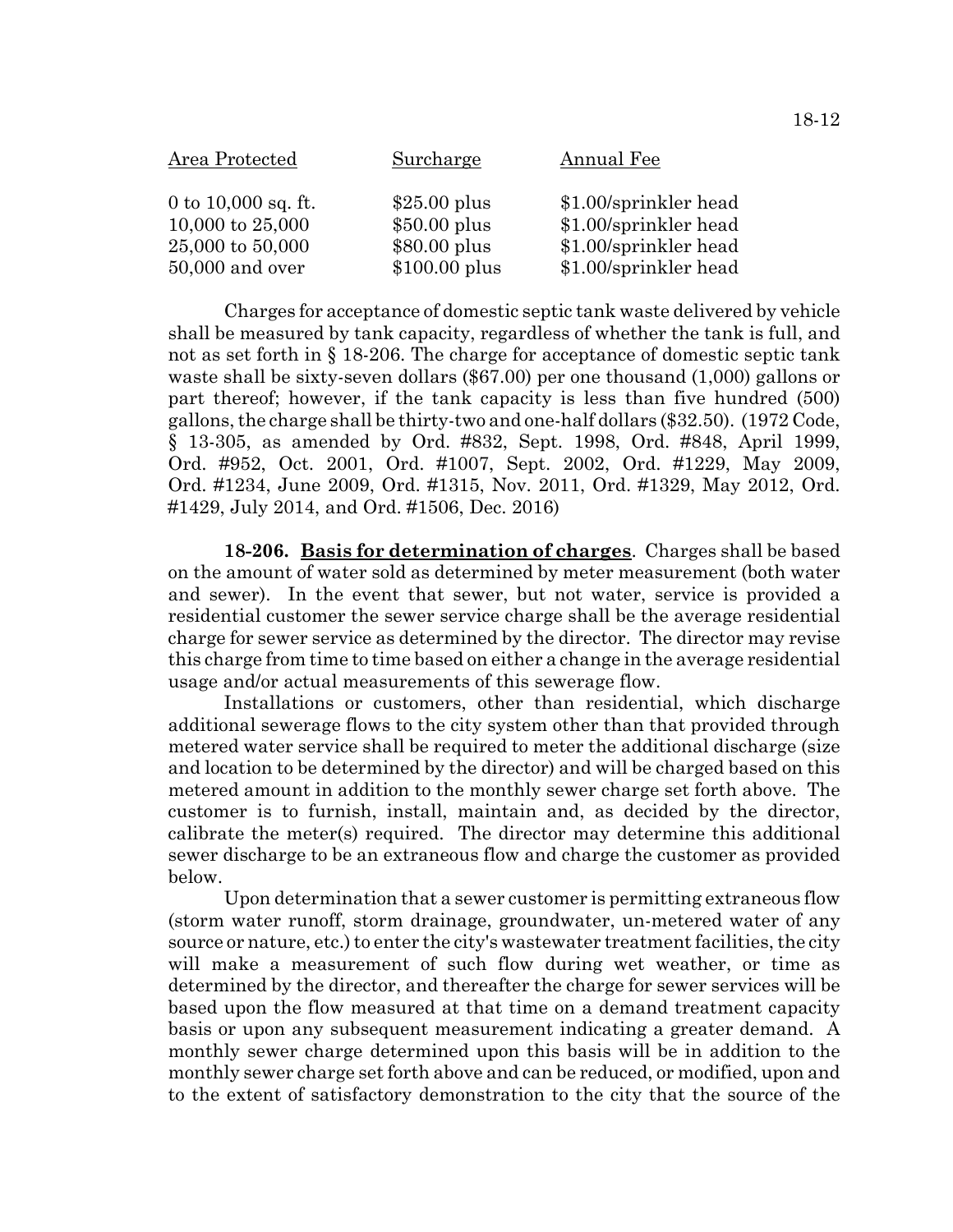| Area Protected | Surcharge | Annual Fee |
|---|---|---|
| 0 to 10,000 sq. ft. | $25.00 plus | $1.00/sprinkler head |
| 10,000 to 25,000 | $50.00 plus | $1.00/sprinkler head |
| 25,000 to 50,000 | $80.00 plus | $1.00/sprinkler head |
| 50,000 and over | $100.00 plus | $1.00/sprinkler head |

Charges for acceptance of domestic septic tank waste delivered by vehicle shall be measured by tank capacity, regardless of whether the tank is full, and not as set forth in § 18-206. The charge for acceptance of domestic septic tank waste shall be sixty-seven dollars ($67.00) per one thousand (1,000) gallons or part thereof; however, if the tank capacity is less than five hundred (500) gallons, the charge shall be thirty-two and one-half dollars ($32.50). (1972 Code, § 13-305, as amended by Ord. #832, Sept. 1998, Ord. #848, April 1999, Ord. #952, Oct. 2001, Ord. #1007, Sept. 2002, Ord. #1229, May 2009, Ord. #1234, June 2009, Ord. #1315, Nov. 2011, Ord. #1329, May 2012, Ord. #1429, July 2014, and Ord. #1506, Dec. 2016)

**18-206. <u>Basis for determination of charges</u>**. Charges shall be based on the amount of water sold as determined by meter measurement (both water and sewer). In the event that sewer, but not water, service is provided a residential customer the sewer service charge shall be the average residential charge for sewer service as determined by the director. The director may revise this charge from time to time based on either a change in the average residential usage and/or actual measurements of this sewerage flow.

Installations or customers, other than residential, which discharge additional sewerage flows to the city system other than that provided through metered water service shall be required to meter the additional discharge (size and location to be determined by the director) and will be charged based on this metered amount in addition to the monthly sewer charge set forth above. The customer is to furnish, install, maintain and, as decided by the director, calibrate the meter(s) required. The director may determine this additional sewer discharge to be an extraneous flow and charge the customer as provided below.

Upon determination that a sewer customer is permitting extraneous flow (storm water runoff, storm drainage, groundwater, un-metered water of any source or nature, etc.) to enter the city's wastewater treatment facilities, the city will make a measurement of such flow during wet weather, or time as determined by the director, and thereafter the charge for sewer services will be based upon the flow measured at that time on a demand treatment capacity basis or upon any subsequent measurement indicating a greater demand. A monthly sewer charge determined upon this basis will be in addition to the monthly sewer charge set forth above and can be reduced, or modified, upon and to the extent of satisfactory demonstration to the city that the source of the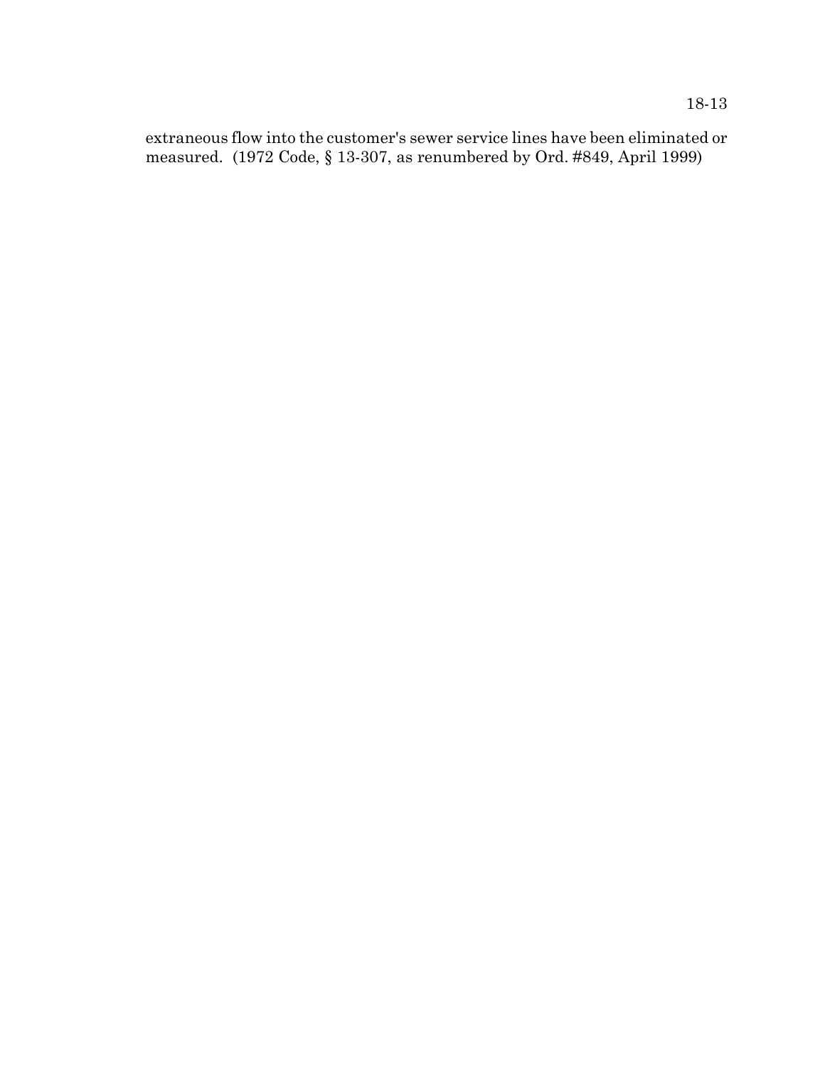extraneous flow into the customer's sewer service lines have been eliminated or measured. (1972 Code, § 13-307, as renumbered by Ord. #849, April 1999)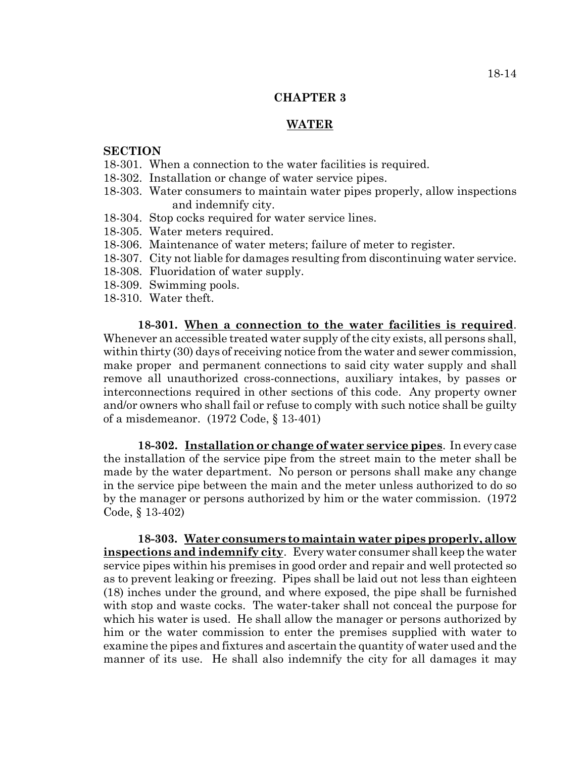## CHAPTER 3

## WATER

**SECTION**

18-301. When a connection to the water facilities is required.
18-302. Installation or change of water service pipes.
18-303. Water consumers to maintain water pipes properly, allow inspections and indemnify city.
18-304. Stop cocks required for water service lines.
18-305. Water meters required.
18-306. Maintenance of water meters; failure of meter to register.
18-307. City not liable for damages resulting from discontinuing water service.
18-308. Fluoridation of water supply.
18-309. Swimming pools.
18-310. Water theft.

**18-301. When a connection to the water facilities is required**. Whenever an accessible treated water supply of the city exists, all persons shall, within thirty (30) days of receiving notice from the water and sewer commission, make proper and permanent connections to said city water supply and shall remove all unauthorized cross-connections, auxiliary intakes, by passes or interconnections required in other sections of this code. Any property owner and/or owners who shall fail or refuse to comply with such notice shall be guilty of a misdemeanor. (1972 Code, § 13-401)

**18-302. Installation or change of water service pipes**. In every case the installation of the service pipe from the street main to the meter shall be made by the water department. No person or persons shall make any change in the service pipe between the main and the meter unless authorized to do so by the manager or persons authorized by him or the water commission. (1972 Code, § 13-402)

**18-303. Water consumers to maintain water pipes properly, allow inspections and indemnify city**. Every water consumer shall keep the water service pipes within his premises in good order and repair and well protected so as to prevent leaking or freezing. Pipes shall be laid out not less than eighteen (18) inches under the ground, and where exposed, the pipe shall be furnished with stop and waste cocks. The water-taker shall not conceal the purpose for which his water is used. He shall allow the manager or persons authorized by him or the water commission to enter the premises supplied with water to examine the pipes and fixtures and ascertain the quantity of water used and the manner of its use. He shall also indemnify the city for all damages it may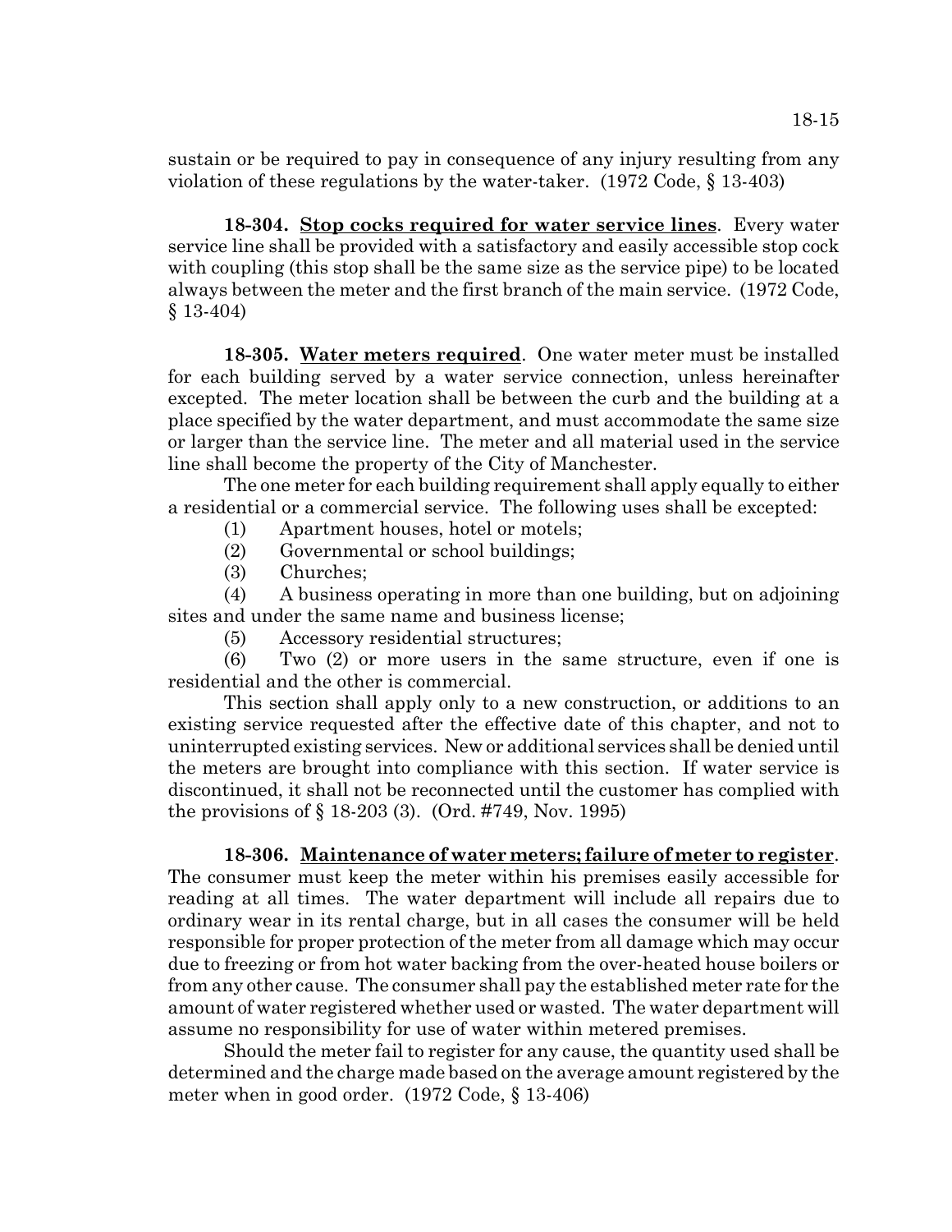sustain or be required to pay in consequence of any injury resulting from any violation of these regulations by the water-taker. (1972 Code, § 13-403)

**18-304. <u>Stop cocks required for water service lines</u>**. Every water service line shall be provided with a satisfactory and easily accessible stop cock with coupling (this stop shall be the same size as the service pipe) to be located always between the meter and the first branch of the main service. (1972 Code, § 13-404)

**18-305. <u>Water meters required</u>**. One water meter must be installed for each building served by a water service connection, unless hereinafter excepted. The meter location shall be between the curb and the building at a place specified by the water department, and must accommodate the same size or larger than the service line. The meter and all material used in the service line shall become the property of the City of Manchester.

The one meter for each building requirement shall apply equally to either a residential or a commercial service. The following uses shall be excepted:

(1) Apartment houses, hotel or motels;

(2) Governmental or school buildings;

(3) Churches;

(4) A business operating in more than one building, but on adjoining sites and under the same name and business license;

(5) Accessory residential structures;

(6) Two (2) or more users in the same structure, even if one is residential and the other is commercial.

This section shall apply only to a new construction, or additions to an existing service requested after the effective date of this chapter, and not to uninterrupted existing services. New or additional services shall be denied until the meters are brought into compliance with this section. If water service is discontinued, it shall not be reconnected until the customer has complied with the provisions of § 18-203 (3). (Ord. #749, Nov. 1995)

**18-306. <u>Maintenance of water meters; failure of meter to register</u>**. The consumer must keep the meter within his premises easily accessible for reading at all times. The water department will include all repairs due to ordinary wear in its rental charge, but in all cases the consumer will be held responsible for proper protection of the meter from all damage which may occur due to freezing or from hot water backing from the over-heated house boilers or from any other cause. The consumer shall pay the established meter rate for the amount of water registered whether used or wasted. The water department will assume no responsibility for use of water within metered premises.

Should the meter fail to register for any cause, the quantity used shall be determined and the charge made based on the average amount registered by the meter when in good order. (1972 Code, § 13-406)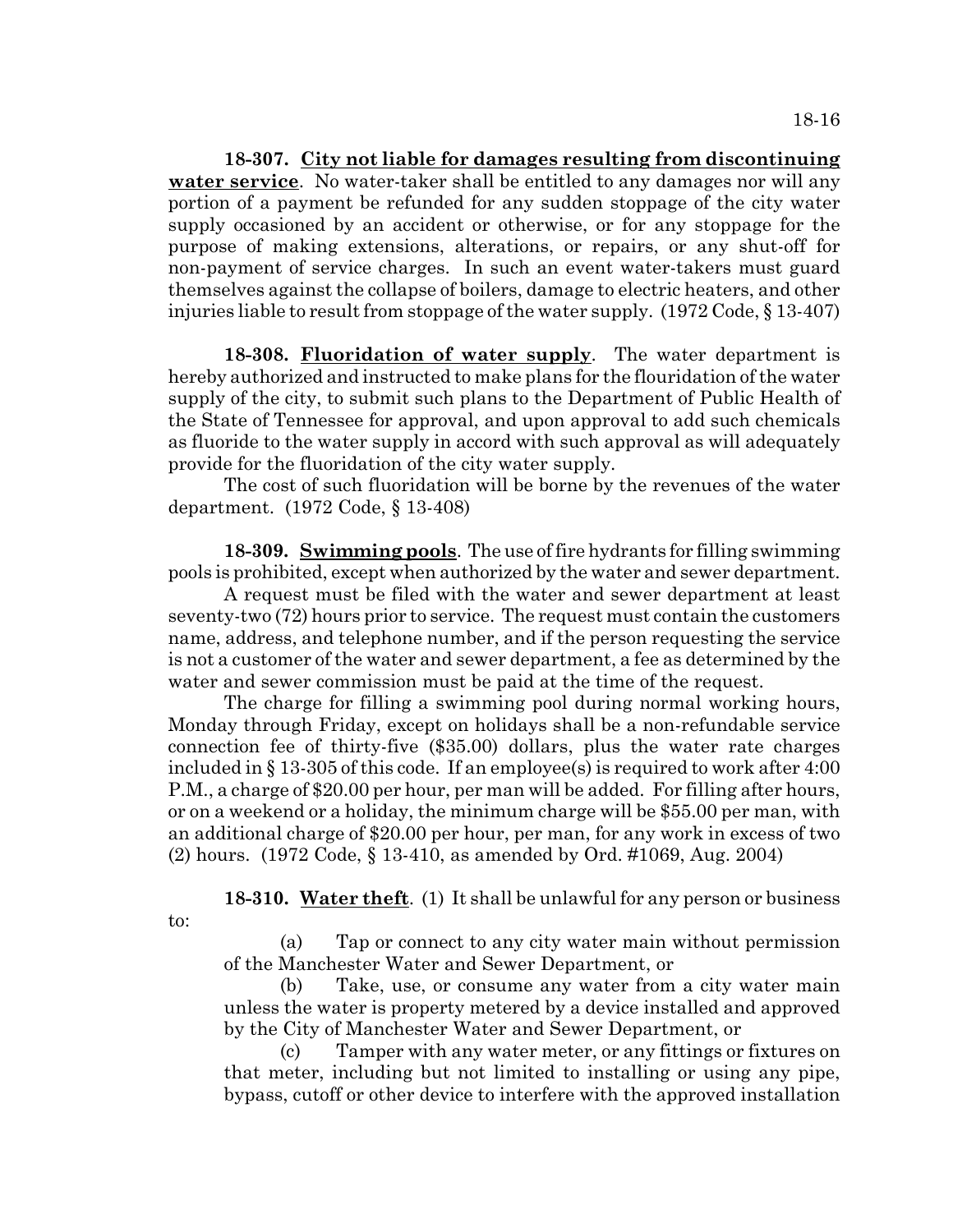**18-307. City not liable for damages resulting from discontinuing water service**. No water-taker shall be entitled to any damages nor will any portion of a payment be refunded for any sudden stoppage of the city water supply occasioned by an accident or otherwise, or for any stoppage for the purpose of making extensions, alterations, or repairs, or any shut-off for non-payment of service charges. In such an event water-takers must guard themselves against the collapse of boilers, damage to electric heaters, and other injuries liable to result from stoppage of the water supply. (1972 Code, § 13-407)

**18-308. Fluoridation of water supply**. The water department is hereby authorized and instructed to make plans for the flouridation of the water supply of the city, to submit such plans to the Department of Public Health of the State of Tennessee for approval, and upon approval to add such chemicals as fluoride to the water supply in accord with such approval as will adequately provide for the fluoridation of the city water supply.

The cost of such fluoridation will be borne by the revenues of the water department. (1972 Code, § 13-408)

**18-309. Swimming pools**. The use of fire hydrants for filling swimming pools is prohibited, except when authorized by the water and sewer department.

A request must be filed with the water and sewer department at least seventy-two (72) hours prior to service. The request must contain the customers name, address, and telephone number, and if the person requesting the service is not a customer of the water and sewer department, a fee as determined by the water and sewer commission must be paid at the time of the request.

The charge for filling a swimming pool during normal working hours, Monday through Friday, except on holidays shall be a non-refundable service connection fee of thirty-five ($35.00) dollars, plus the water rate charges included in § 13-305 of this code. If an employee(s) is required to work after 4:00 P.M., a charge of $20.00 per hour, per man will be added. For filling after hours, or on a weekend or a holiday, the minimum charge will be $55.00 per man, with an additional charge of $20.00 per hour, per man, for any work in excess of two (2) hours. (1972 Code, § 13-410, as amended by Ord. #1069, Aug. 2004)

**18-310. Water theft**. (1) It shall be unlawful for any person or business to:

(a) Tap or connect to any city water main without permission of the Manchester Water and Sewer Department, or

(b) Take, use, or consume any water from a city water main unless the water is property metered by a device installed and approved by the City of Manchester Water and Sewer Department, or

(c) Tamper with any water meter, or any fittings or fixtures on that meter, including but not limited to installing or using any pipe, bypass, cutoff or other device to interfere with the approved installation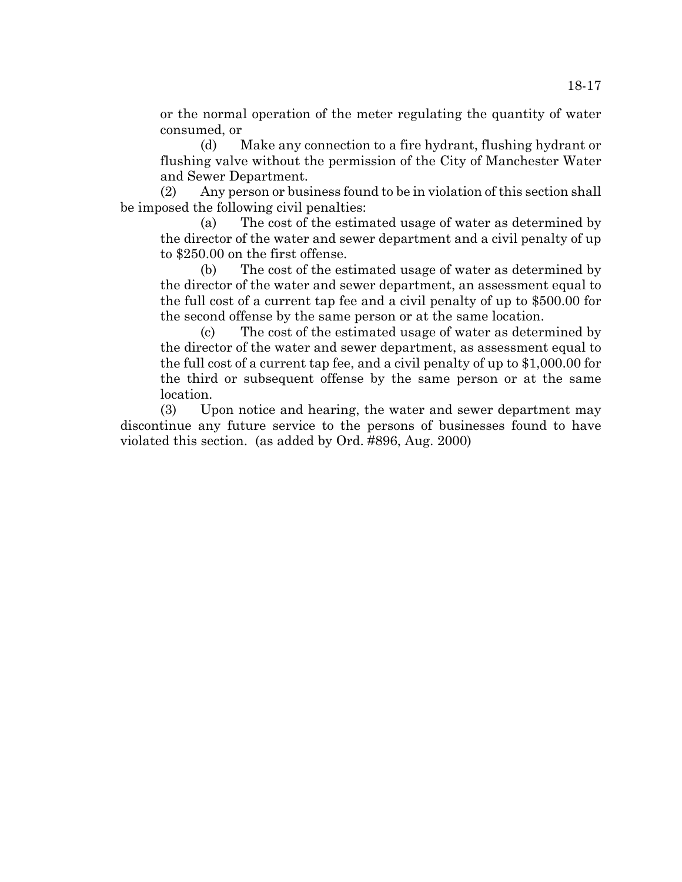or the normal operation of the meter regulating the quantity of water consumed, or

(d) Make any connection to a fire hydrant, flushing hydrant or flushing valve without the permission of the City of Manchester Water and Sewer Department.

(2) Any person or business found to be in violation of this section shall be imposed the following civil penalties:

(a) The cost of the estimated usage of water as determined by the director of the water and sewer department and a civil penalty of up to $250.00 on the first offense.

(b) The cost of the estimated usage of water as determined by the director of the water and sewer department, an assessment equal to the full cost of a current tap fee and a civil penalty of up to $500.00 for the second offense by the same person or at the same location.

(c) The cost of the estimated usage of water as determined by the director of the water and sewer department, as assessment equal to the full cost of a current tap fee, and a civil penalty of up to $1,000.00 for the third or subsequent offense by the same person or at the same location.

(3) Upon notice and hearing, the water and sewer department may discontinue any future service to the persons of businesses found to have violated this section. (as added by Ord. #896, Aug. 2000)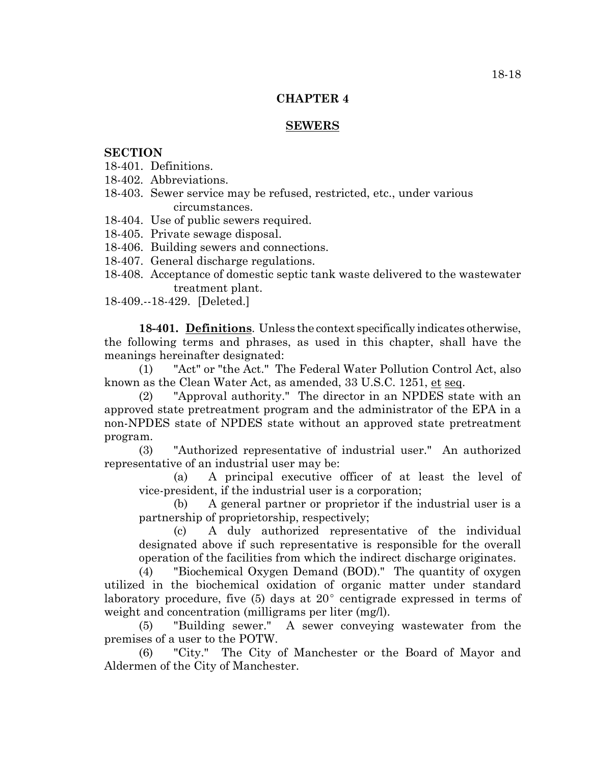# CHAPTER 4

## SEWERS

**SECTION**

18-401. Definitions.
18-402. Abbreviations.
18-403. Sewer service may be refused, restricted, etc., under various circumstances.
18-404. Use of public sewers required.
18-405. Private sewage disposal.
18-406. Building sewers and connections.
18-407. General discharge regulations.
18-408. Acceptance of domestic septic tank waste delivered to the wastewater treatment plant.
18-409.--18-429. [Deleted.]

**18-401. Definitions**. Unless the context specifically indicates otherwise, the following terms and phrases, as used in this chapter, shall have the meanings hereinafter designated:

(1) "Act" or "the Act." The Federal Water Pollution Control Act, also known as the Clean Water Act, as amended, 33 U.S.C. 1251, et seq.

(2) "Approval authority." The director in an NPDES state with an approved state pretreatment program and the administrator of the EPA in a non-NPDES state of NPDES state without an approved state pretreatment program.

(3) "Authorized representative of industrial user." An authorized representative of an industrial user may be:

(a) A principal executive officer of at least the level of vice-president, if the industrial user is a corporation;

(b) A general partner or proprietor if the industrial user is a partnership of proprietorship, respectively;

(c) A duly authorized representative of the individual designated above if such representative is responsible for the overall operation of the facilities from which the indirect discharge originates.

(4) "Biochemical Oxygen Demand (BOD)." The quantity of oxygen utilized in the biochemical oxidation of organic matter under standard laboratory procedure, five (5) days at 20° centigrade expressed in terms of weight and concentration (milligrams per liter (mg/l).

(5) "Building sewer." A sewer conveying wastewater from the premises of a user to the POTW.

(6) "City." The City of Manchester or the Board of Mayor and Aldermen of the City of Manchester.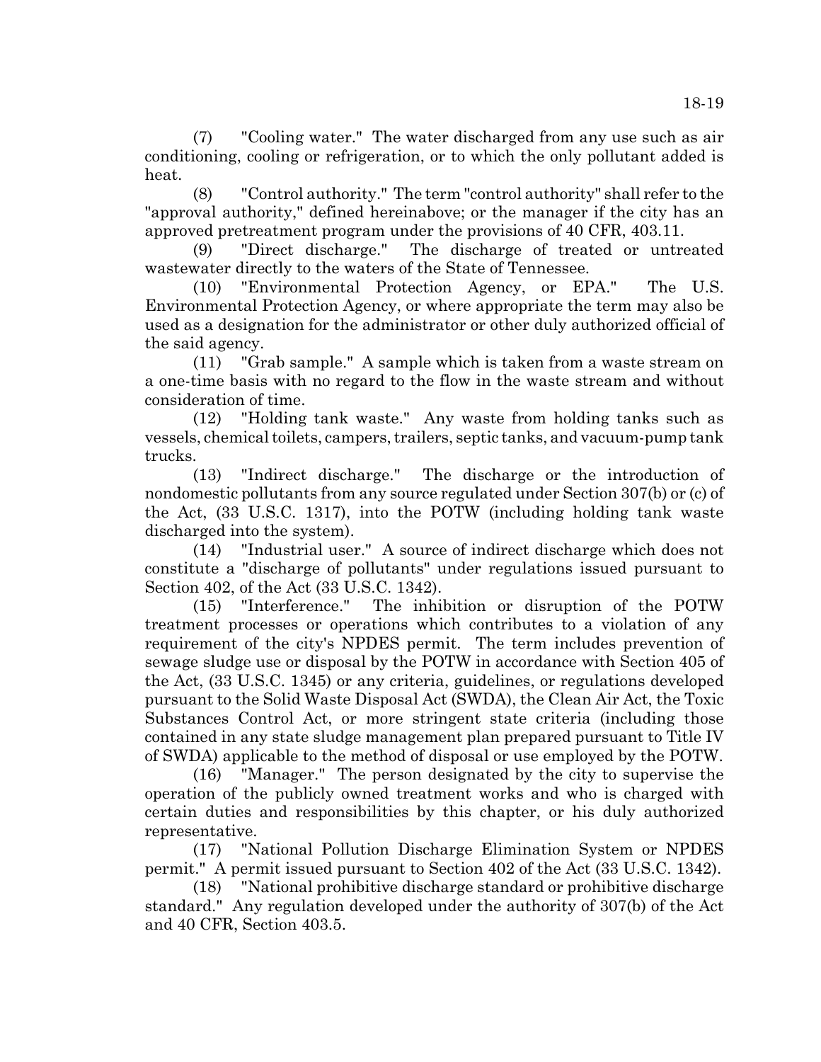(7) "Cooling water." The water discharged from any use such as air conditioning, cooling or refrigeration, or to which the only pollutant added is heat.

(8) "Control authority." The term "control authority" shall refer to the "approval authority," defined hereinabove; or the manager if the city has an approved pretreatment program under the provisions of 40 CFR, 403.11.

(9) "Direct discharge." The discharge of treated or untreated wastewater directly to the waters of the State of Tennessee.

(10) "Environmental Protection Agency, or EPA." The U.S. Environmental Protection Agency, or where appropriate the term may also be used as a designation for the administrator or other duly authorized official of the said agency.

(11) "Grab sample." A sample which is taken from a waste stream on a one-time basis with no regard to the flow in the waste stream and without consideration of time.

(12) "Holding tank waste." Any waste from holding tanks such as vessels, chemical toilets, campers, trailers, septic tanks, and vacuum-pump tank trucks.

(13) "Indirect discharge." The discharge or the introduction of nondomestic pollutants from any source regulated under Section 307(b) or (c) of the Act, (33 U.S.C. 1317), into the POTW (including holding tank waste discharged into the system).

(14) "Industrial user." A source of indirect discharge which does not constitute a "discharge of pollutants" under regulations issued pursuant to Section 402, of the Act (33 U.S.C. 1342).

(15) "Interference." The inhibition or disruption of the POTW treatment processes or operations which contributes to a violation of any requirement of the city's NPDES permit. The term includes prevention of sewage sludge use or disposal by the POTW in accordance with Section 405 of the Act, (33 U.S.C. 1345) or any criteria, guidelines, or regulations developed pursuant to the Solid Waste Disposal Act (SWDA), the Clean Air Act, the Toxic Substances Control Act, or more stringent state criteria (including those contained in any state sludge management plan prepared pursuant to Title IV of SWDA) applicable to the method of disposal or use employed by the POTW.

(16) "Manager." The person designated by the city to supervise the operation of the publicly owned treatment works and who is charged with certain duties and responsibilities by this chapter, or his duly authorized representative.

(17) "National Pollution Discharge Elimination System or NPDES permit." A permit issued pursuant to Section 402 of the Act (33 U.S.C. 1342).

(18) "National prohibitive discharge standard or prohibitive discharge standard." Any regulation developed under the authority of 307(b) of the Act and 40 CFR, Section 403.5.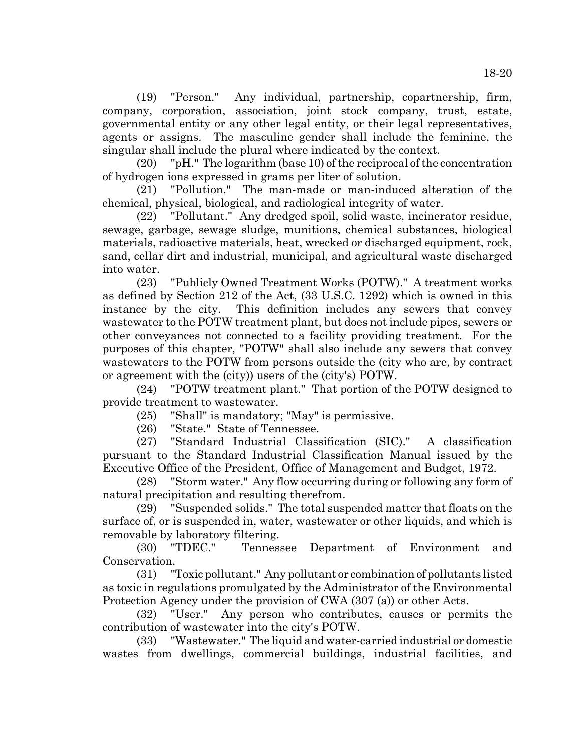(19) "Person." Any individual, partnership, copartnership, firm, company, corporation, association, joint stock company, trust, estate, governmental entity or any other legal entity, or their legal representatives, agents or assigns. The masculine gender shall include the feminine, the singular shall include the plural where indicated by the context.

(20) "pH." The logarithm (base 10) of the reciprocal of the concentration of hydrogen ions expressed in grams per liter of solution.

(21) "Pollution." The man-made or man-induced alteration of the chemical, physical, biological, and radiological integrity of water.

(22) "Pollutant." Any dredged spoil, solid waste, incinerator residue, sewage, garbage, sewage sludge, munitions, chemical substances, biological materials, radioactive materials, heat, wrecked or discharged equipment, rock, sand, cellar dirt and industrial, municipal, and agricultural waste discharged into water.

(23) "Publicly Owned Treatment Works (POTW)." A treatment works as defined by Section 212 of the Act, (33 U.S.C. 1292) which is owned in this instance by the city. This definition includes any sewers that convey wastewater to the POTW treatment plant, but does not include pipes, sewers or other conveyances not connected to a facility providing treatment. For the purposes of this chapter, "POTW" shall also include any sewers that convey wastewaters to the POTW from persons outside the (city who are, by contract or agreement with the (city)) users of the (city's) POTW.

(24) "POTW treatment plant." That portion of the POTW designed to provide treatment to wastewater.

(25) "Shall" is mandatory; "May" is permissive.

(26) "State." State of Tennessee.

(27) "Standard Industrial Classification (SIC)." A classification pursuant to the Standard Industrial Classification Manual issued by the Executive Office of the President, Office of Management and Budget, 1972.

(28) "Storm water." Any flow occurring during or following any form of natural precipitation and resulting therefrom.

(29) "Suspended solids." The total suspended matter that floats on the surface of, or is suspended in, water, wastewater or other liquids, and which is removable by laboratory filtering.

(30) "TDEC." Tennessee Department of Environment and Conservation.

(31) "Toxic pollutant." Any pollutant or combination of pollutants listed as toxic in regulations promulgated by the Administrator of the Environmental Protection Agency under the provision of CWA (307 (a)) or other Acts.

(32) "User." Any person who contributes, causes or permits the contribution of wastewater into the city's POTW.

(33) "Wastewater." The liquid and water-carried industrial or domestic wastes from dwellings, commercial buildings, industrial facilities, and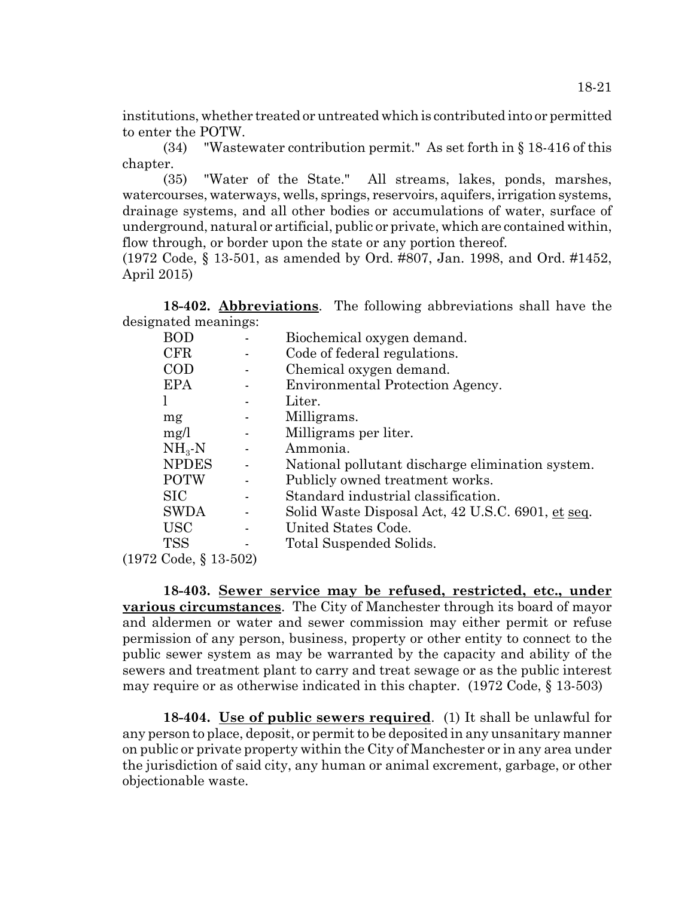institutions, whether treated or untreated which is contributed into or permitted to enter the POTW.

(34) "Wastewater contribution permit." As set forth in § 18-416 of this chapter.

(35) "Water of the State." All streams, lakes, ponds, marshes, watercourses, waterways, wells, springs, reservoirs, aquifers, irrigation systems, drainage systems, and all other bodies or accumulations of water, surface of underground, natural or artificial, public or private, which are contained within, flow through, or border upon the state or any portion thereof.

(1972 Code, § 13-501, as amended by Ord. #807, Jan. 1998, and Ord. #1452, April 2015)

**18-402. Abbreviations**. The following abbreviations shall have the designated meanings:

| | | |
|---|---|---|
| BOD | - | Biochemical oxygen demand. |
| CFR | - | Code of federal regulations. |
| COD | - | Chemical oxygen demand. |
| EPA | - | Environmental Protection Agency. |
| l | - | Liter. |
| mg | - | Milligrams. |
| mg/l | - | Milligrams per liter. |
| $NH_3$-N | - | Ammonia. |
| NPDES | - | National pollutant discharge elimination system. |
| POTW | - | Publicly owned treatment works. |
| SIC | - | Standard industrial classification. |
| SWDA | - | Solid Waste Disposal Act, 42 U.S.C. 6901, et seq. |
| USC | - | United States Code. |
| TSS | - | Total Suspended Solids. |

(1972 Code, § 13-502)

**18-403. Sewer service may be refused, restricted, etc., under various circumstances**. The City of Manchester through its board of mayor and aldermen or water and sewer commission may either permit or refuse permission of any person, business, property or other entity to connect to the public sewer system as may be warranted by the capacity and ability of the sewers and treatment plant to carry and treat sewage or as the public interest may require or as otherwise indicated in this chapter. (1972 Code, § 13-503)

**18-404. Use of public sewers required**. (1) It shall be unlawful for any person to place, deposit, or permit to be deposited in any unsanitary manner on public or private property within the City of Manchester or in any area under the jurisdiction of said city, any human or animal excrement, garbage, or other objectionable waste.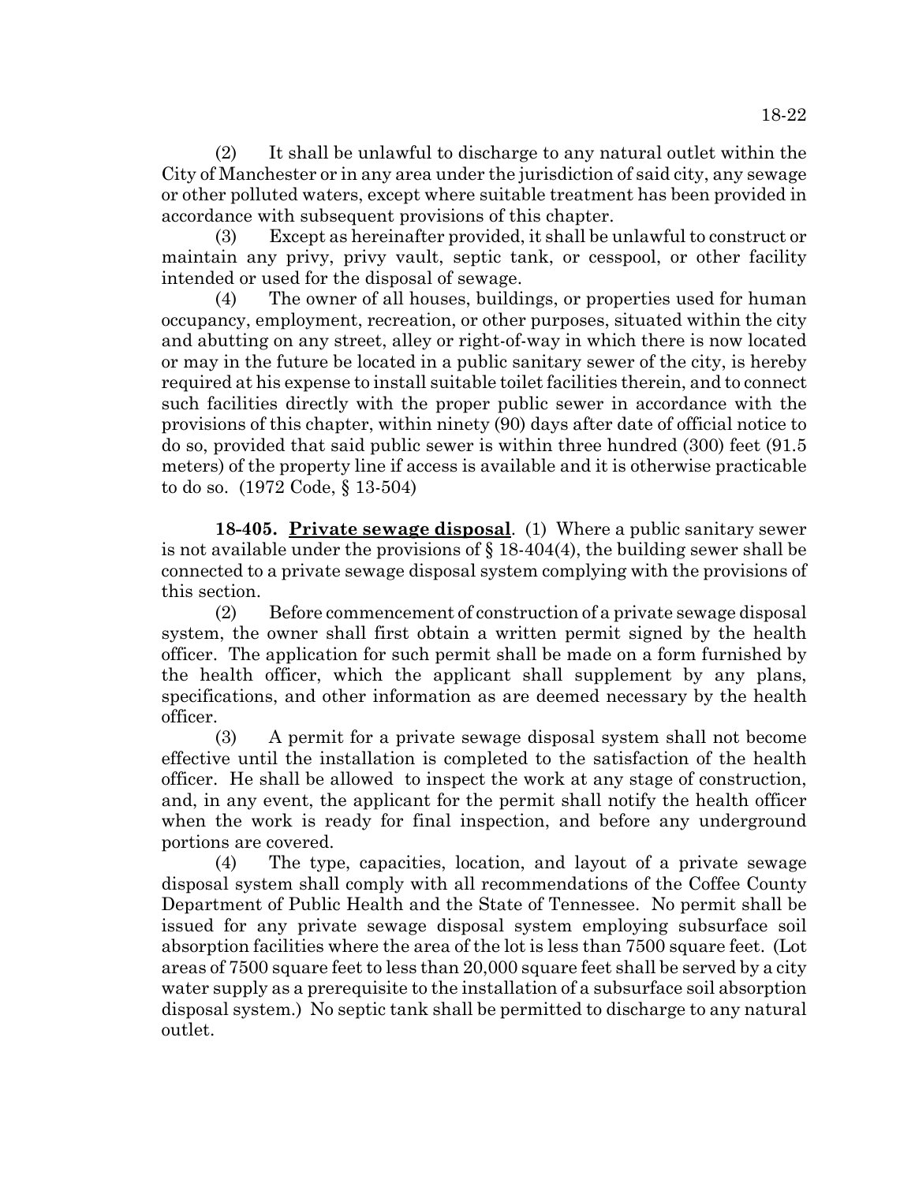(2) It shall be unlawful to discharge to any natural outlet within the City of Manchester or in any area under the jurisdiction of said city, any sewage or other polluted waters, except where suitable treatment has been provided in accordance with subsequent provisions of this chapter.

(3) Except as hereinafter provided, it shall be unlawful to construct or maintain any privy, privy vault, septic tank, or cesspool, or other facility intended or used for the disposal of sewage.

(4) The owner of all houses, buildings, or properties used for human occupancy, employment, recreation, or other purposes, situated within the city and abutting on any street, alley or right-of-way in which there is now located or may in the future be located in a public sanitary sewer of the city, is hereby required at his expense to install suitable toilet facilities therein, and to connect such facilities directly with the proper public sewer in accordance with the provisions of this chapter, within ninety (90) days after date of official notice to do so, provided that said public sewer is within three hundred (300) feet (91.5 meters) of the property line if access is available and it is otherwise practicable to do so. (1972 Code, § 13-504)

**18-405. Private sewage disposal**. (1) Where a public sanitary sewer is not available under the provisions of § 18-404(4), the building sewer shall be connected to a private sewage disposal system complying with the provisions of this section.

(2) Before commencement of construction of a private sewage disposal system, the owner shall first obtain a written permit signed by the health officer. The application for such permit shall be made on a form furnished by the health officer, which the applicant shall supplement by any plans, specifications, and other information as are deemed necessary by the health officer.

(3) A permit for a private sewage disposal system shall not become effective until the installation is completed to the satisfaction of the health officer. He shall be allowed to inspect the work at any stage of construction, and, in any event, the applicant for the permit shall notify the health officer when the work is ready for final inspection, and before any underground portions are covered.

(4) The type, capacities, location, and layout of a private sewage disposal system shall comply with all recommendations of the Coffee County Department of Public Health and the State of Tennessee. No permit shall be issued for any private sewage disposal system employing subsurface soil absorption facilities where the area of the lot is less than 7500 square feet. (Lot areas of 7500 square feet to less than 20,000 square feet shall be served by a city water supply as a prerequisite to the installation of a subsurface soil absorption disposal system.) No septic tank shall be permitted to discharge to any natural outlet.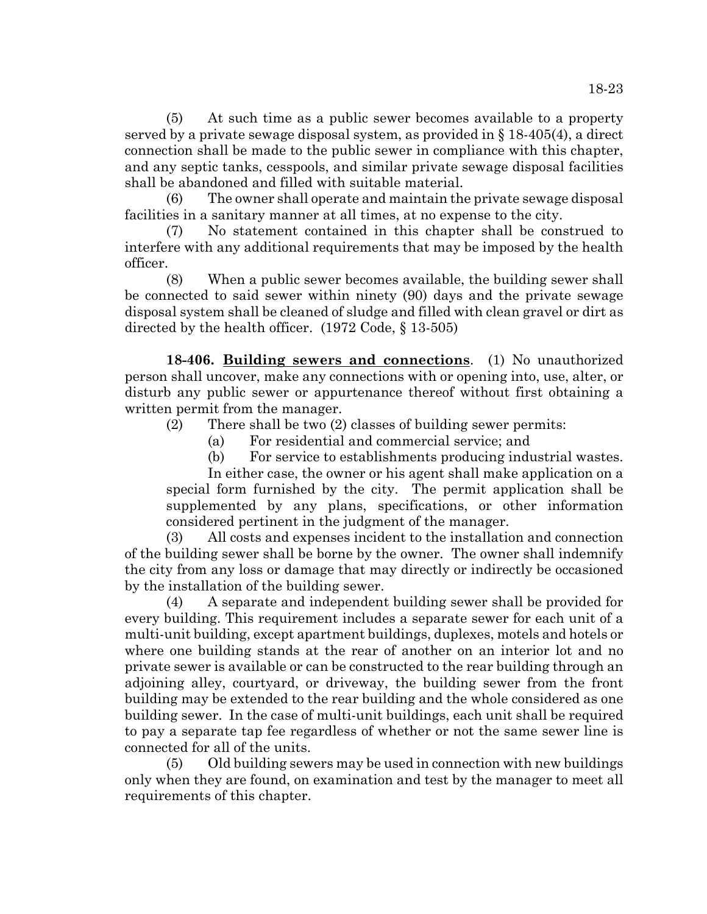(5) At such time as a public sewer becomes available to a property served by a private sewage disposal system, as provided in § 18-405(4), a direct connection shall be made to the public sewer in compliance with this chapter, and any septic tanks, cesspools, and similar private sewage disposal facilities shall be abandoned and filled with suitable material.

(6) The owner shall operate and maintain the private sewage disposal facilities in a sanitary manner at all times, at no expense to the city.

(7) No statement contained in this chapter shall be construed to interfere with any additional requirements that may be imposed by the health officer.

(8) When a public sewer becomes available, the building sewer shall be connected to said sewer within ninety (90) days and the private sewage disposal system shall be cleaned of sludge and filled with clean gravel or dirt as directed by the health officer. (1972 Code, § 13-505)

**18-406. Building sewers and connections**. (1) No unauthorized person shall uncover, make any connections with or opening into, use, alter, or disturb any public sewer or appurtenance thereof without first obtaining a written permit from the manager.

(2) There shall be two (2) classes of building sewer permits:

(a) For residential and commercial service; and

(b) For service to establishments producing industrial wastes.

In either case, the owner or his agent shall make application on a special form furnished by the city. The permit application shall be supplemented by any plans, specifications, or other information considered pertinent in the judgment of the manager.

(3) All costs and expenses incident to the installation and connection of the building sewer shall be borne by the owner. The owner shall indemnify the city from any loss or damage that may directly or indirectly be occasioned by the installation of the building sewer.

(4) A separate and independent building sewer shall be provided for every building. This requirement includes a separate sewer for each unit of a multi-unit building, except apartment buildings, duplexes, motels and hotels or where one building stands at the rear of another on an interior lot and no private sewer is available or can be constructed to the rear building through an adjoining alley, courtyard, or driveway, the building sewer from the front building may be extended to the rear building and the whole considered as one building sewer. In the case of multi-unit buildings, each unit shall be required to pay a separate tap fee regardless of whether or not the same sewer line is connected for all of the units.

(5) Old building sewers may be used in connection with new buildings only when they are found, on examination and test by the manager to meet all requirements of this chapter.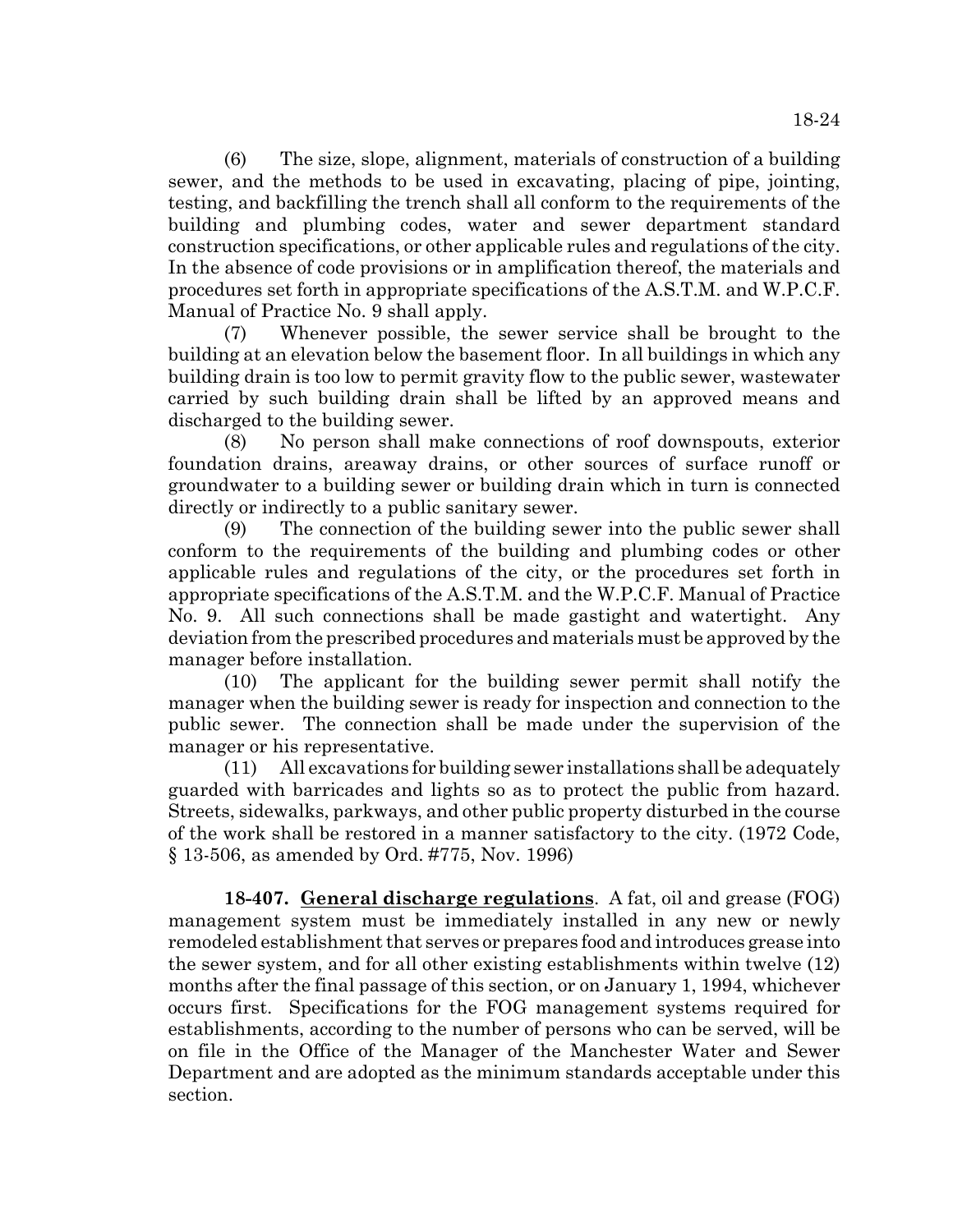(6) The size, slope, alignment, materials of construction of a building sewer, and the methods to be used in excavating, placing of pipe, jointing, testing, and backfilling the trench shall all conform to the requirements of the building and plumbing codes, water and sewer department standard construction specifications, or other applicable rules and regulations of the city. In the absence of code provisions or in amplification thereof, the materials and procedures set forth in appropriate specifications of the A.S.T.M. and W.P.C.F. Manual of Practice No. 9 shall apply.

(7) Whenever possible, the sewer service shall be brought to the building at an elevation below the basement floor. In all buildings in which any building drain is too low to permit gravity flow to the public sewer, wastewater carried by such building drain shall be lifted by an approved means and discharged to the building sewer.

(8) No person shall make connections of roof downspouts, exterior foundation drains, areaway drains, or other sources of surface runoff or groundwater to a building sewer or building drain which in turn is connected directly or indirectly to a public sanitary sewer.

(9) The connection of the building sewer into the public sewer shall conform to the requirements of the building and plumbing codes or other applicable rules and regulations of the city, or the procedures set forth in appropriate specifications of the A.S.T.M. and the W.P.C.F. Manual of Practice No. 9. All such connections shall be made gastight and watertight. Any deviation from the prescribed procedures and materials must be approved by the manager before installation.

(10) The applicant for the building sewer permit shall notify the manager when the building sewer is ready for inspection and connection to the public sewer. The connection shall be made under the supervision of the manager or his representative.

(11) All excavations for building sewer installations shall be adequately guarded with barricades and lights so as to protect the public from hazard. Streets, sidewalks, parkways, and other public property disturbed in the course of the work shall be restored in a manner satisfactory to the city. (1972 Code, § 13-506, as amended by Ord. #775, Nov. 1996)

**18-407. General discharge regulations**. A fat, oil and grease (FOG) management system must be immediately installed in any new or newly remodeled establishment that serves or prepares food and introduces grease into the sewer system, and for all other existing establishments within twelve (12) months after the final passage of this section, or on January 1, 1994, whichever occurs first. Specifications for the FOG management systems required for establishments, according to the number of persons who can be served, will be on file in the Office of the Manager of the Manchester Water and Sewer Department and are adopted as the minimum standards acceptable under this section.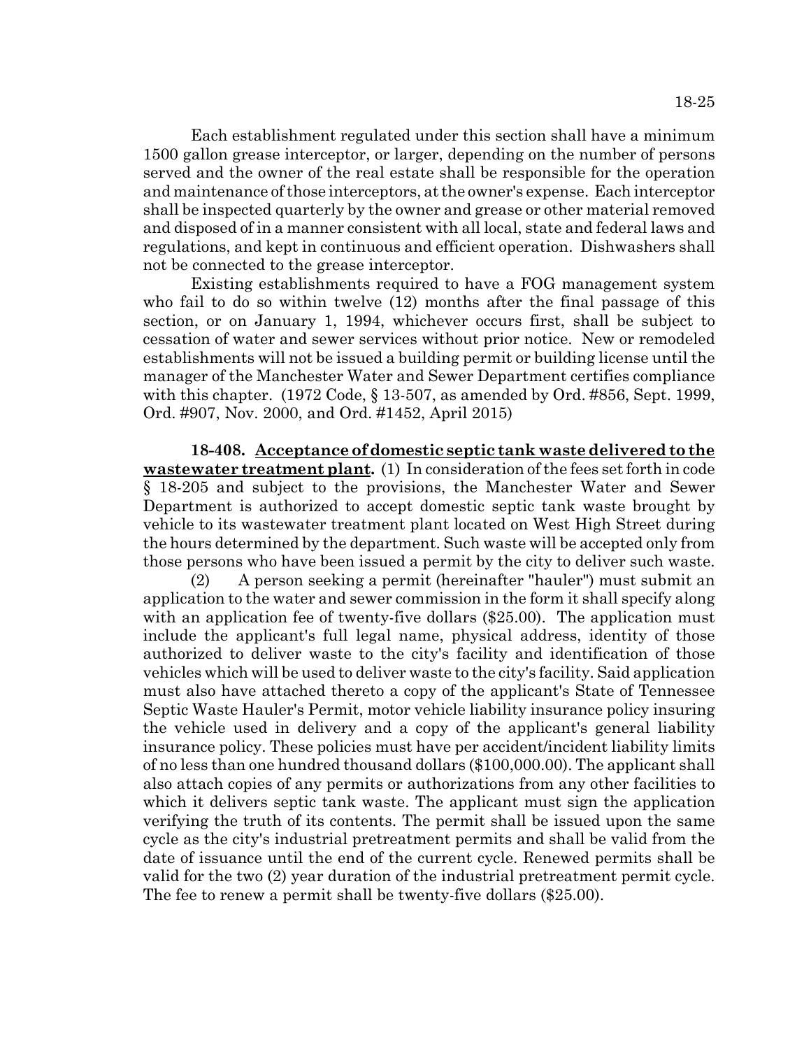Each establishment regulated under this section shall have a minimum 1500 gallon grease interceptor, or larger, depending on the number of persons served and the owner of the real estate shall be responsible for the operation and maintenance of those interceptors, at the owner's expense. Each interceptor shall be inspected quarterly by the owner and grease or other material removed and disposed of in a manner consistent with all local, state and federal laws and regulations, and kept in continuous and efficient operation. Dishwashers shall not be connected to the grease interceptor.

Existing establishments required to have a FOG management system who fail to do so within twelve (12) months after the final passage of this section, or on January 1, 1994, whichever occurs first, shall be subject to cessation of water and sewer services without prior notice. New or remodeled establishments will not be issued a building permit or building license until the manager of the Manchester Water and Sewer Department certifies compliance with this chapter. (1972 Code, § 13-507, as amended by Ord. #856, Sept. 1999, Ord. #907, Nov. 2000, and Ord. #1452, April 2015)

**18-408. Acceptance of domestic septic tank waste delivered to the wastewater treatment plant.** (1) In consideration of the fees set forth in code § 18-205 and subject to the provisions, the Manchester Water and Sewer Department is authorized to accept domestic septic tank waste brought by vehicle to its wastewater treatment plant located on West High Street during the hours determined by the department. Such waste will be accepted only from those persons who have been issued a permit by the city to deliver such waste.

(2) A person seeking a permit (hereinafter "hauler") must submit an application to the water and sewer commission in the form it shall specify along with an application fee of twenty-five dollars ($25.00). The application must include the applicant's full legal name, physical address, identity of those authorized to deliver waste to the city's facility and identification of those vehicles which will be used to deliver waste to the city's facility. Said application must also have attached thereto a copy of the applicant's State of Tennessee Septic Waste Hauler's Permit, motor vehicle liability insurance policy insuring the vehicle used in delivery and a copy of the applicant's general liability insurance policy. These policies must have per accident/incident liability limits of no less than one hundred thousand dollars ($100,000.00). The applicant shall also attach copies of any permits or authorizations from any other facilities to which it delivers septic tank waste. The applicant must sign the application verifying the truth of its contents. The permit shall be issued upon the same cycle as the city's industrial pretreatment permits and shall be valid from the date of issuance until the end of the current cycle. Renewed permits shall be valid for the two (2) year duration of the industrial pretreatment permit cycle. The fee to renew a permit shall be twenty-five dollars ($25.00).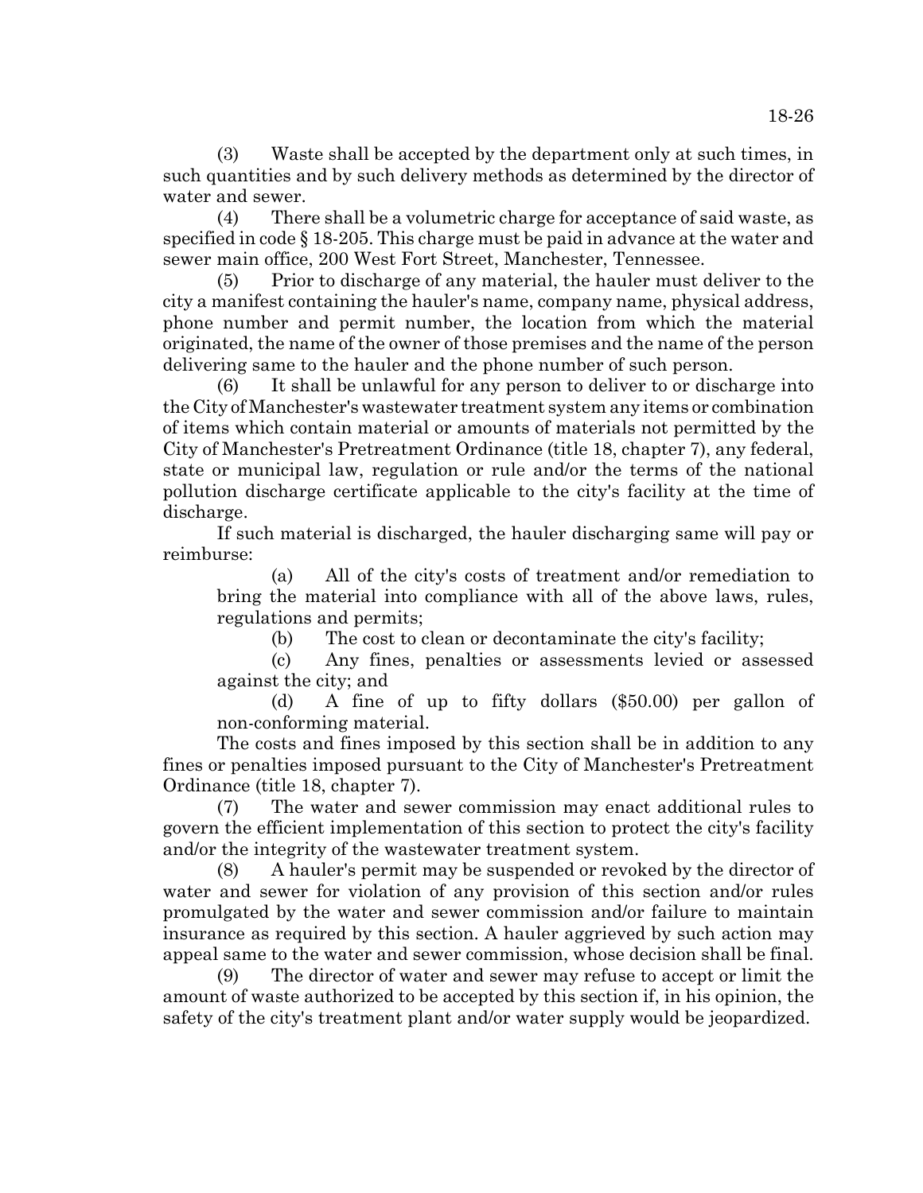(3) Waste shall be accepted by the department only at such times, in such quantities and by such delivery methods as determined by the director of water and sewer.

(4) There shall be a volumetric charge for acceptance of said waste, as specified in code § 18-205. This charge must be paid in advance at the water and sewer main office, 200 West Fort Street, Manchester, Tennessee.

(5) Prior to discharge of any material, the hauler must deliver to the city a manifest containing the hauler's name, company name, physical address, phone number and permit number, the location from which the material originated, the name of the owner of those premises and the name of the person delivering same to the hauler and the phone number of such person.

(6) It shall be unlawful for any person to deliver to or discharge into the City of Manchester's wastewater treatment system any items or combination of items which contain material or amounts of materials not permitted by the City of Manchester's Pretreatment Ordinance (title 18, chapter 7), any federal, state or municipal law, regulation or rule and/or the terms of the national pollution discharge certificate applicable to the city's facility at the time of discharge.

If such material is discharged, the hauler discharging same will pay or reimburse:

(a) All of the city's costs of treatment and/or remediation to bring the material into compliance with all of the above laws, rules, regulations and permits;

(b) The cost to clean or decontaminate the city's facility;

(c) Any fines, penalties or assessments levied or assessed against the city; and

(d) A fine of up to fifty dollars ($50.00) per gallon of non-conforming material.

The costs and fines imposed by this section shall be in addition to any fines or penalties imposed pursuant to the City of Manchester's Pretreatment Ordinance (title 18, chapter 7).

(7) The water and sewer commission may enact additional rules to govern the efficient implementation of this section to protect the city's facility and/or the integrity of the wastewater treatment system.

(8) A hauler's permit may be suspended or revoked by the director of water and sewer for violation of any provision of this section and/or rules promulgated by the water and sewer commission and/or failure to maintain insurance as required by this section. A hauler aggrieved by such action may appeal same to the water and sewer commission, whose decision shall be final.

(9) The director of water and sewer may refuse to accept or limit the amount of waste authorized to be accepted by this section if, in his opinion, the safety of the city's treatment plant and/or water supply would be jeopardized.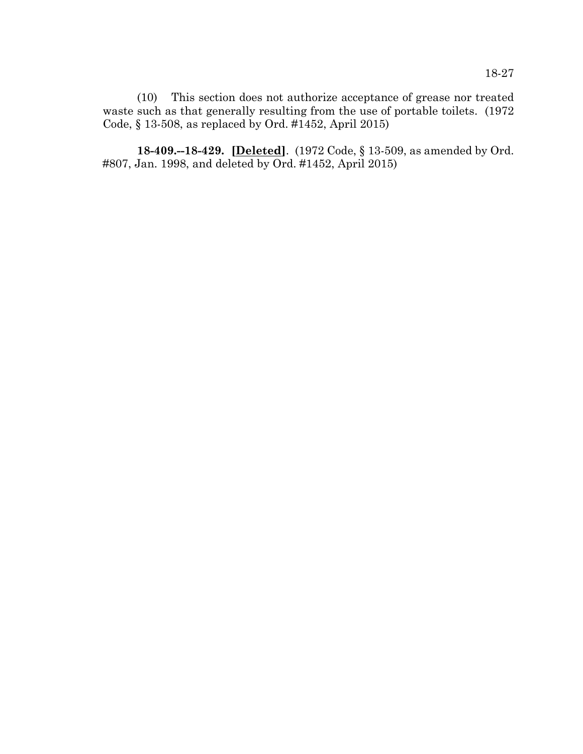(10) This section does not authorize acceptance of grease nor treated waste such as that generally resulting from the use of portable toilets. (1972 Code, § 13-508, as replaced by Ord. #1452, April 2015)

**18-409.--18-429. [Deleted]**. (1972 Code, § 13-509, as amended by Ord. #807, Jan. 1998, and deleted by Ord. #1452, April 2015)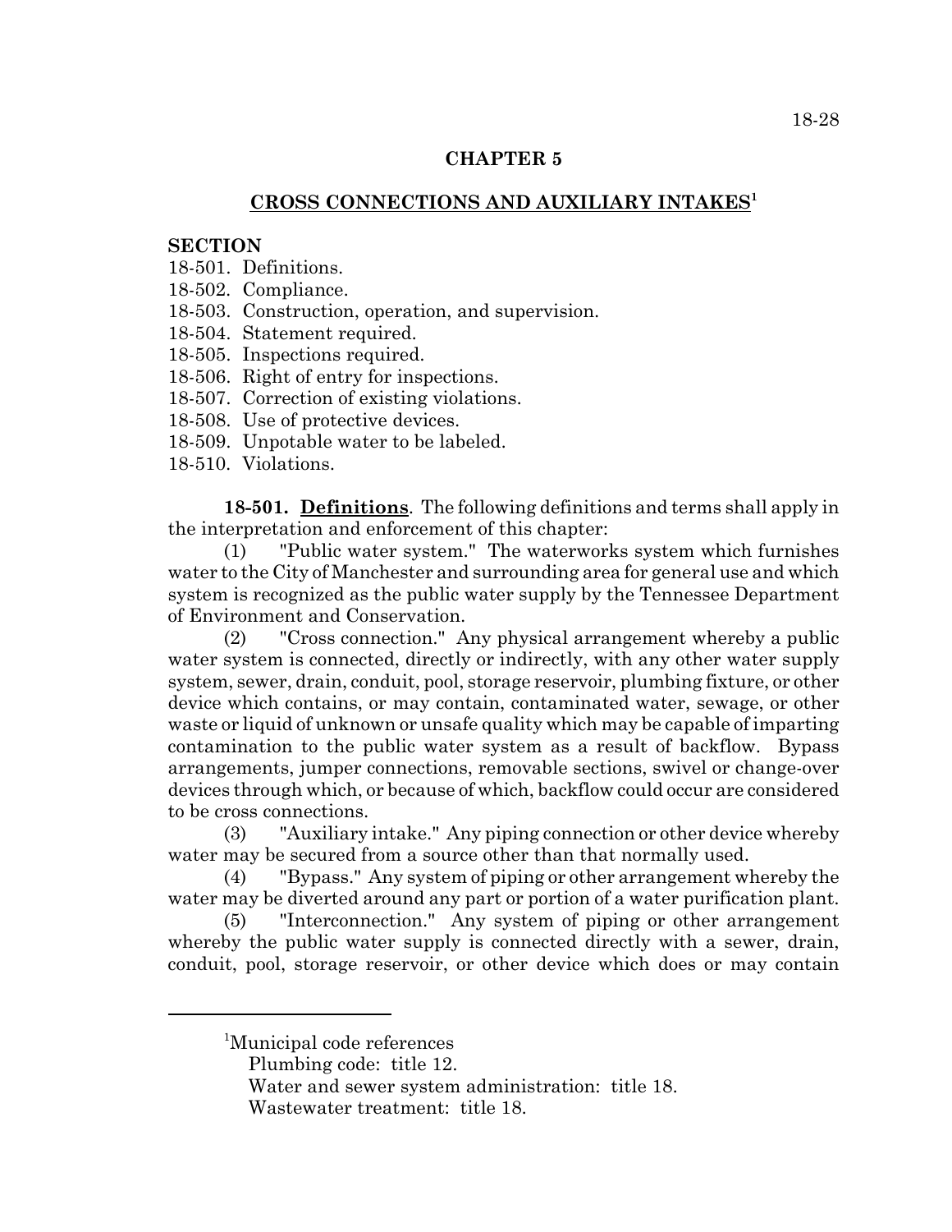# CHAPTER 5

## CROSS CONNECTIONS AND AUXILIARY INTAKES[1]

**SECTION**

18-501. Definitions.
18-502. Compliance.
18-503. Construction, operation, and supervision.
18-504. Statement required.
18-505. Inspections required.
18-506. Right of entry for inspections.
18-507. Correction of existing violations.
18-508. Use of protective devices.
18-509. Unpotable water to be labeled.
18-510. Violations.

**18-501. Definitions**. The following definitions and terms shall apply in the interpretation and enforcement of this chapter:

(1) "Public water system." The waterworks system which furnishes water to the City of Manchester and surrounding area for general use and which system is recognized as the public water supply by the Tennessee Department of Environment and Conservation.

(2) "Cross connection." Any physical arrangement whereby a public water system is connected, directly or indirectly, with any other water supply system, sewer, drain, conduit, pool, storage reservoir, plumbing fixture, or other device which contains, or may contain, contaminated water, sewage, or other waste or liquid of unknown or unsafe quality which may be capable of imparting contamination to the public water system as a result of backflow. Bypass arrangements, jumper connections, removable sections, swivel or change-over devices through which, or because of which, backflow could occur are considered to be cross connections.

(3) "Auxiliary intake." Any piping connection or other device whereby water may be secured from a source other than that normally used.

(4) "Bypass." Any system of piping or other arrangement whereby the water may be diverted around any part or portion of a water purification plant.

(5) "Interconnection." Any system of piping or other arrangement whereby the public water supply is connected directly with a sewer, drain, conduit, pool, storage reservoir, or other device which does or may contain

---

[1]Municipal code references
Plumbing code: title 12.
Water and sewer system administration: title 18.
Wastewater treatment: title 18.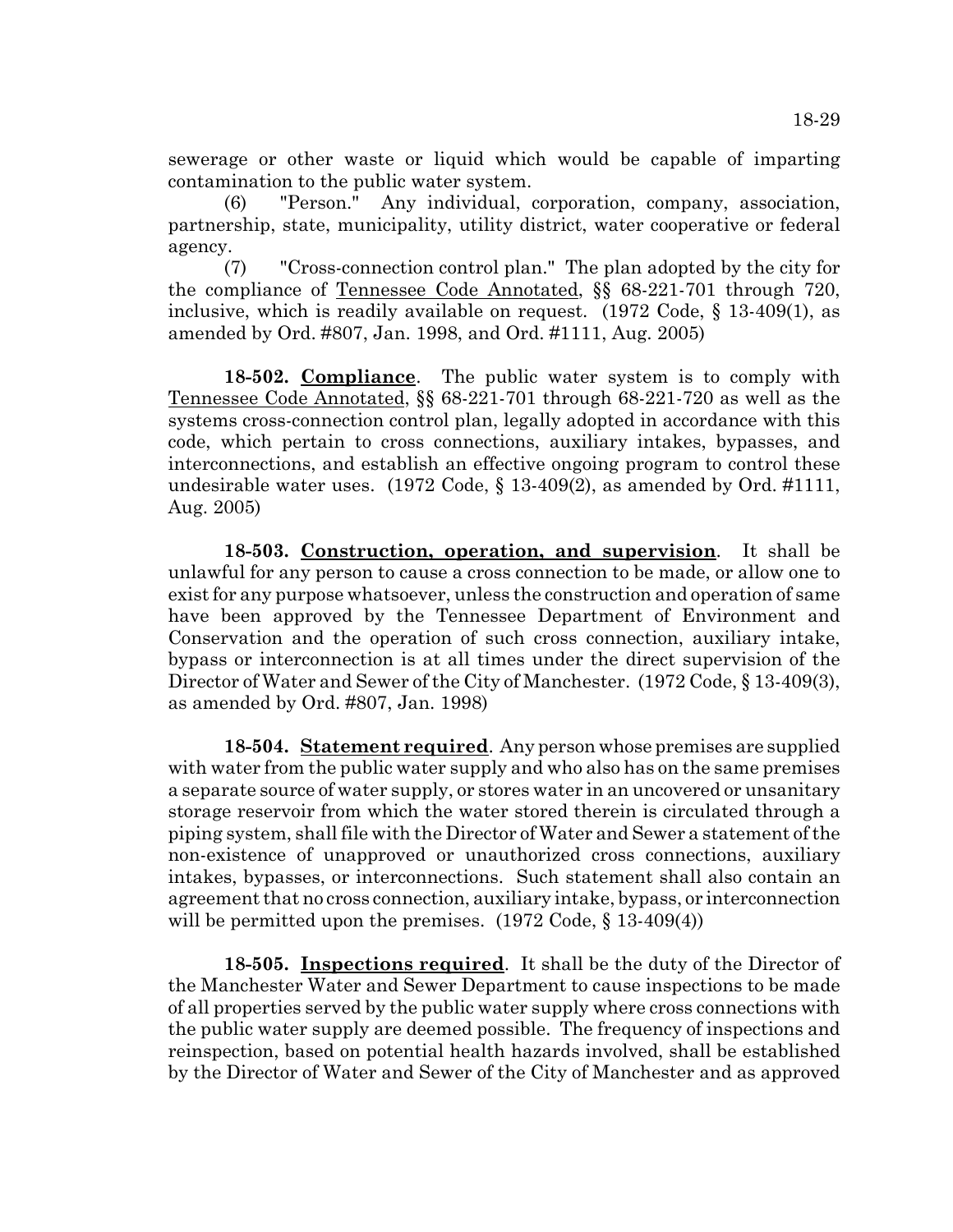sewerage or other waste or liquid which would be capable of imparting contamination to the public water system.

(6) "Person." Any individual, corporation, company, association, partnership, state, municipality, utility district, water cooperative or federal agency.

(7) "Cross-connection control plan." The plan adopted by the city for the compliance of Tennessee Code Annotated, §§ 68-221-701 through 720, inclusive, which is readily available on request. (1972 Code, § 13-409(1), as amended by Ord. #807, Jan. 1998, and Ord. #1111, Aug. 2005)

**18-502. Compliance**. The public water system is to comply with Tennessee Code Annotated, §§ 68-221-701 through 68-221-720 as well as the systems cross-connection control plan, legally adopted in accordance with this code, which pertain to cross connections, auxiliary intakes, bypasses, and interconnections, and establish an effective ongoing program to control these undesirable water uses. (1972 Code, § 13-409(2), as amended by Ord. #1111, Aug. 2005)

**18-503. Construction, operation, and supervision**. It shall be unlawful for any person to cause a cross connection to be made, or allow one to exist for any purpose whatsoever, unless the construction and operation of same have been approved by the Tennessee Department of Environment and Conservation and the operation of such cross connection, auxiliary intake, bypass or interconnection is at all times under the direct supervision of the Director of Water and Sewer of the City of Manchester. (1972 Code, § 13-409(3), as amended by Ord. #807, Jan. 1998)

**18-504. Statement required**. Any person whose premises are supplied with water from the public water supply and who also has on the same premises a separate source of water supply, or stores water in an uncovered or unsanitary storage reservoir from which the water stored therein is circulated through a piping system, shall file with the Director of Water and Sewer a statement of the non-existence of unapproved or unauthorized cross connections, auxiliary intakes, bypasses, or interconnections. Such statement shall also contain an agreement that no cross connection, auxiliary intake, bypass, or interconnection will be permitted upon the premises. (1972 Code, § 13-409(4))

**18-505. Inspections required**. It shall be the duty of the Director of the Manchester Water and Sewer Department to cause inspections to be made of all properties served by the public water supply where cross connections with the public water supply are deemed possible. The frequency of inspections and reinspection, based on potential health hazards involved, shall be established by the Director of Water and Sewer of the City of Manchester and as approved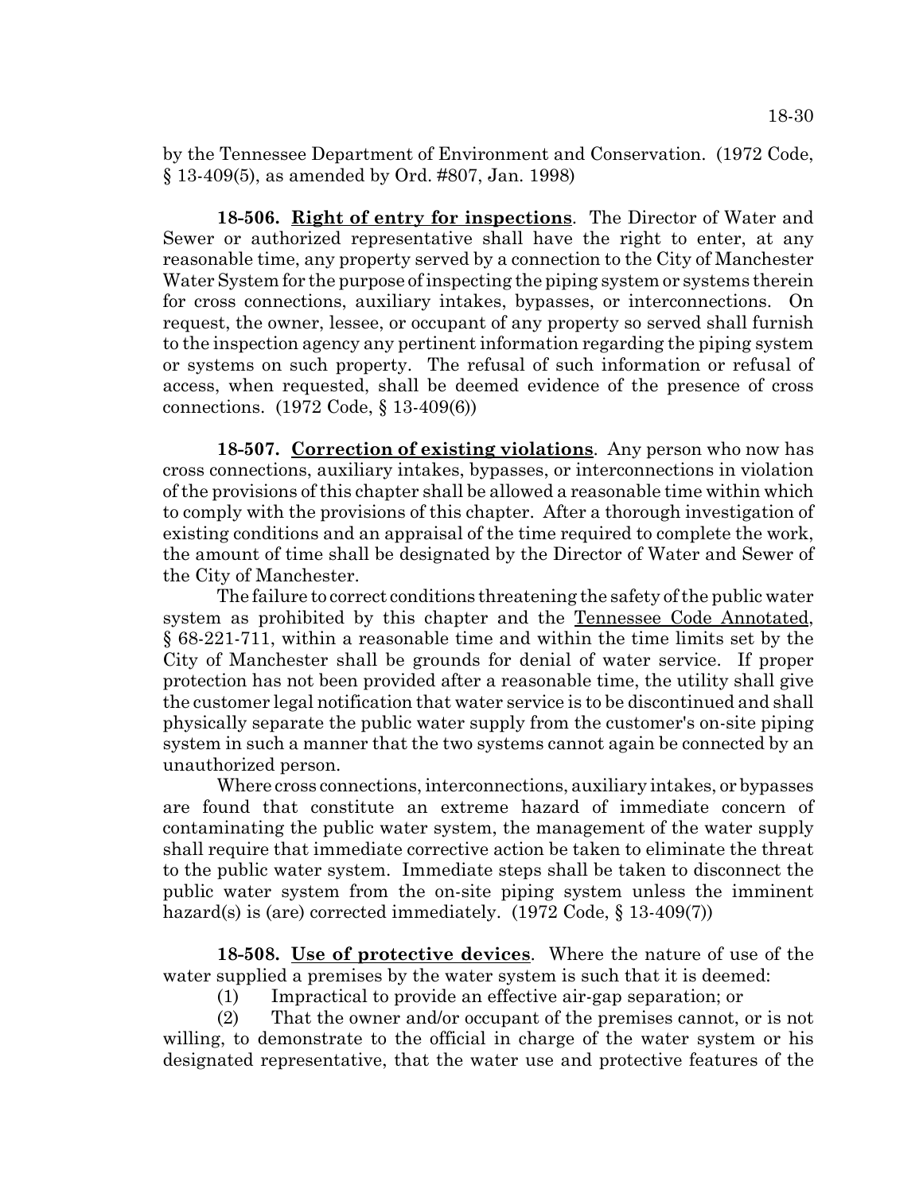by the Tennessee Department of Environment and Conservation. (1972 Code, § 13-409(5), as amended by Ord. #807, Jan. 1998)

**18-506. Right of entry for inspections**. The Director of Water and Sewer or authorized representative shall have the right to enter, at any reasonable time, any property served by a connection to the City of Manchester Water System for the purpose of inspecting the piping system or systems therein for cross connections, auxiliary intakes, bypasses, or interconnections. On request, the owner, lessee, or occupant of any property so served shall furnish to the inspection agency any pertinent information regarding the piping system or systems on such property. The refusal of such information or refusal of access, when requested, shall be deemed evidence of the presence of cross connections. (1972 Code, § 13-409(6))

**18-507. Correction of existing violations**. Any person who now has cross connections, auxiliary intakes, bypasses, or interconnections in violation of the provisions of this chapter shall be allowed a reasonable time within which to comply with the provisions of this chapter. After a thorough investigation of existing conditions and an appraisal of the time required to complete the work, the amount of time shall be designated by the Director of Water and Sewer of the City of Manchester.

The failure to correct conditions threatening the safety of the public water system as prohibited by this chapter and the Tennessee Code Annotated, § 68-221-711, within a reasonable time and within the time limits set by the City of Manchester shall be grounds for denial of water service. If proper protection has not been provided after a reasonable time, the utility shall give the customer legal notification that water service is to be discontinued and shall physically separate the public water supply from the customer's on-site piping system in such a manner that the two systems cannot again be connected by an unauthorized person.

Where cross connections, interconnections, auxiliary intakes, or bypasses are found that constitute an extreme hazard of immediate concern of contaminating the public water system, the management of the water supply shall require that immediate corrective action be taken to eliminate the threat to the public water system. Immediate steps shall be taken to disconnect the public water system from the on-site piping system unless the imminent hazard(s) is (are) corrected immediately. (1972 Code, § 13-409(7))

**18-508. Use of protective devices**. Where the nature of use of the water supplied a premises by the water system is such that it is deemed:

(1) Impractical to provide an effective air-gap separation; or

(2) That the owner and/or occupant of the premises cannot, or is not willing, to demonstrate to the official in charge of the water system or his designated representative, that the water use and protective features of the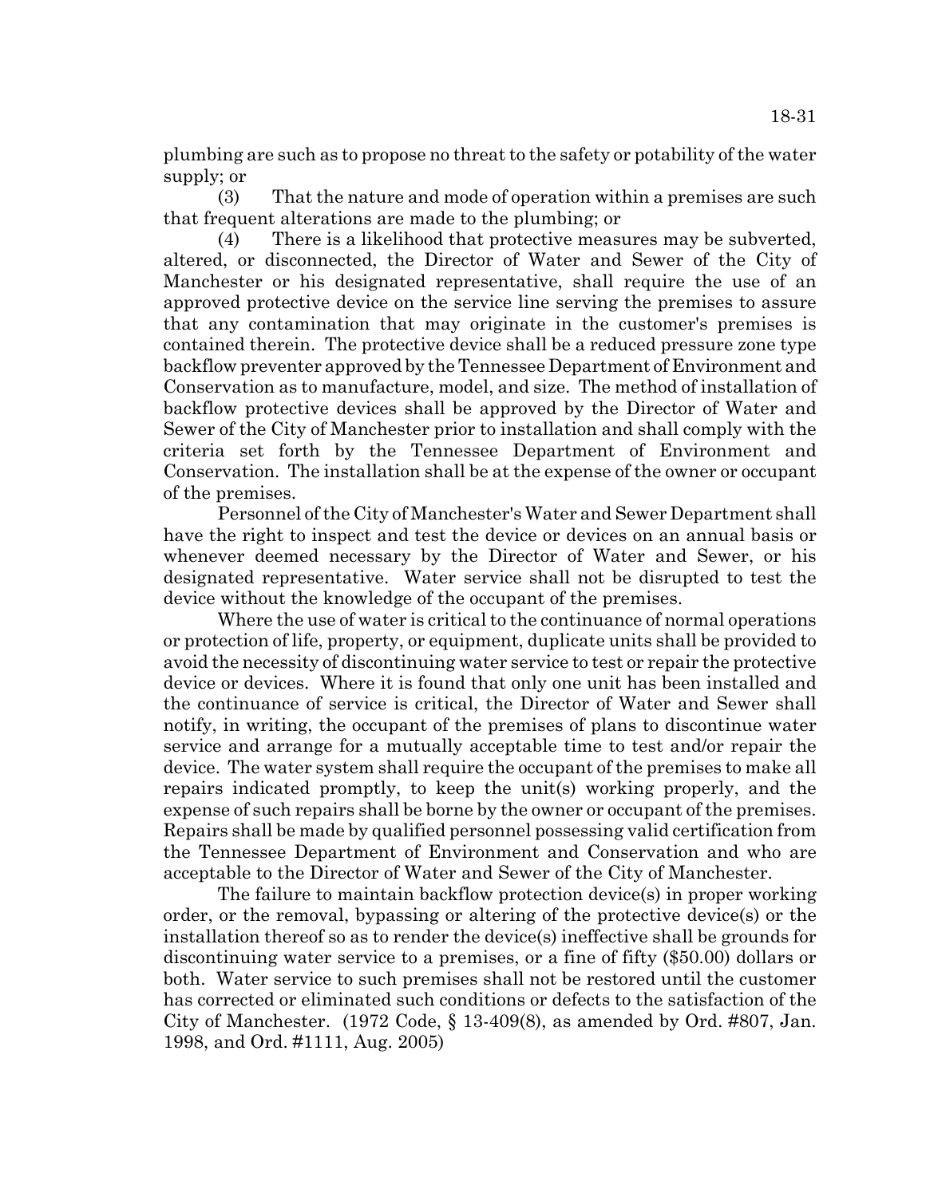plumbing are such as to propose no threat to the safety or potability of the water supply; or

(3) That the nature and mode of operation within a premises are such that frequent alterations are made to the plumbing; or

(4) There is a likelihood that protective measures may be subverted, altered, or disconnected, the Director of Water and Sewer of the City of Manchester or his designated representative, shall require the use of an approved protective device on the service line serving the premises to assure that any contamination that may originate in the customer's premises is contained therein. The protective device shall be a reduced pressure zone type backflow preventer approved by the Tennessee Department of Environment and Conservation as to manufacture, model, and size. The method of installation of backflow protective devices shall be approved by the Director of Water and Sewer of the City of Manchester prior to installation and shall comply with the criteria set forth by the Tennessee Department of Environment and Conservation. The installation shall be at the expense of the owner or occupant of the premises.

Personnel of the City of Manchester's Water and Sewer Department shall have the right to inspect and test the device or devices on an annual basis or whenever deemed necessary by the Director of Water and Sewer, or his designated representative. Water service shall not be disrupted to test the device without the knowledge of the occupant of the premises.

Where the use of water is critical to the continuance of normal operations or protection of life, property, or equipment, duplicate units shall be provided to avoid the necessity of discontinuing water service to test or repair the protective device or devices. Where it is found that only one unit has been installed and the continuance of service is critical, the Director of Water and Sewer shall notify, in writing, the occupant of the premises of plans to discontinue water service and arrange for a mutually acceptable time to test and/or repair the device. The water system shall require the occupant of the premises to make all repairs indicated promptly, to keep the unit(s) working properly, and the expense of such repairs shall be borne by the owner or occupant of the premises. Repairs shall be made by qualified personnel possessing valid certification from the Tennessee Department of Environment and Conservation and who are acceptable to the Director of Water and Sewer of the City of Manchester.

The failure to maintain backflow protection device(s) in proper working order, or the removal, bypassing or altering of the protective device(s) or the installation thereof so as to render the device(s) ineffective shall be grounds for discontinuing water service to a premises, or a fine of fifty ($50.00) dollars or both. Water service to such premises shall not be restored until the customer has corrected or eliminated such conditions or defects to the satisfaction of the City of Manchester. (1972 Code, § 13-409(8), as amended by Ord. #807, Jan. 1998, and Ord. #1111, Aug. 2005)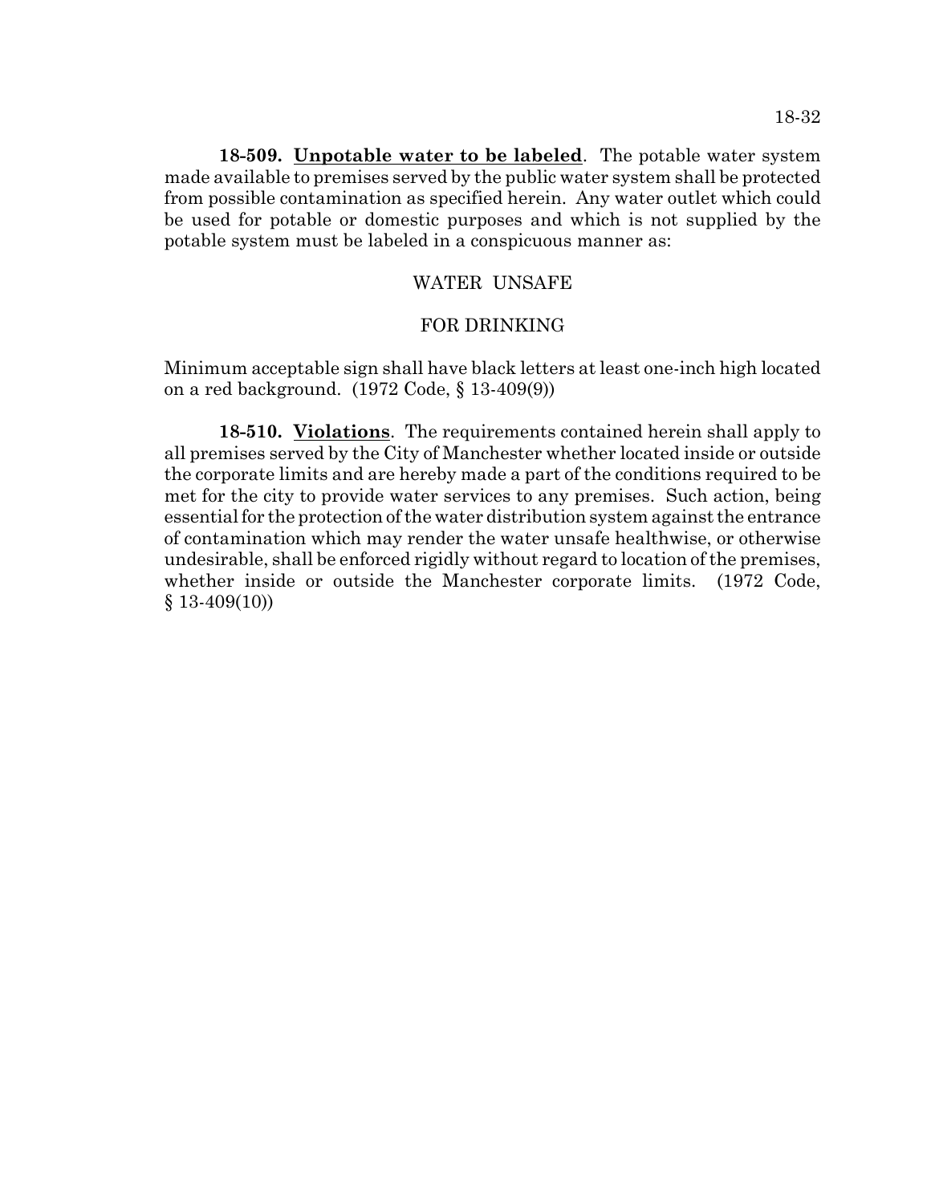**18-509. Unpotable water to be labeled**. The potable water system made available to premises served by the public water system shall be protected from possible contamination as specified herein. Any water outlet which could be used for potable or domestic purposes and which is not supplied by the potable system must be labeled in a conspicuous manner as:

WATER UNSAFE

FOR DRINKING

Minimum acceptable sign shall have black letters at least one-inch high located on a red background. (1972 Code, § 13-409(9))

**18-510. Violations**. The requirements contained herein shall apply to all premises served by the City of Manchester whether located inside or outside the corporate limits and are hereby made a part of the conditions required to be met for the city to provide water services to any premises. Such action, being essential for the protection of the water distribution system against the entrance of contamination which may render the water unsafe healthwise, or otherwise undesirable, shall be enforced rigidly without regard to location of the premises, whether inside or outside the Manchester corporate limits. (1972 Code, § 13-409(10))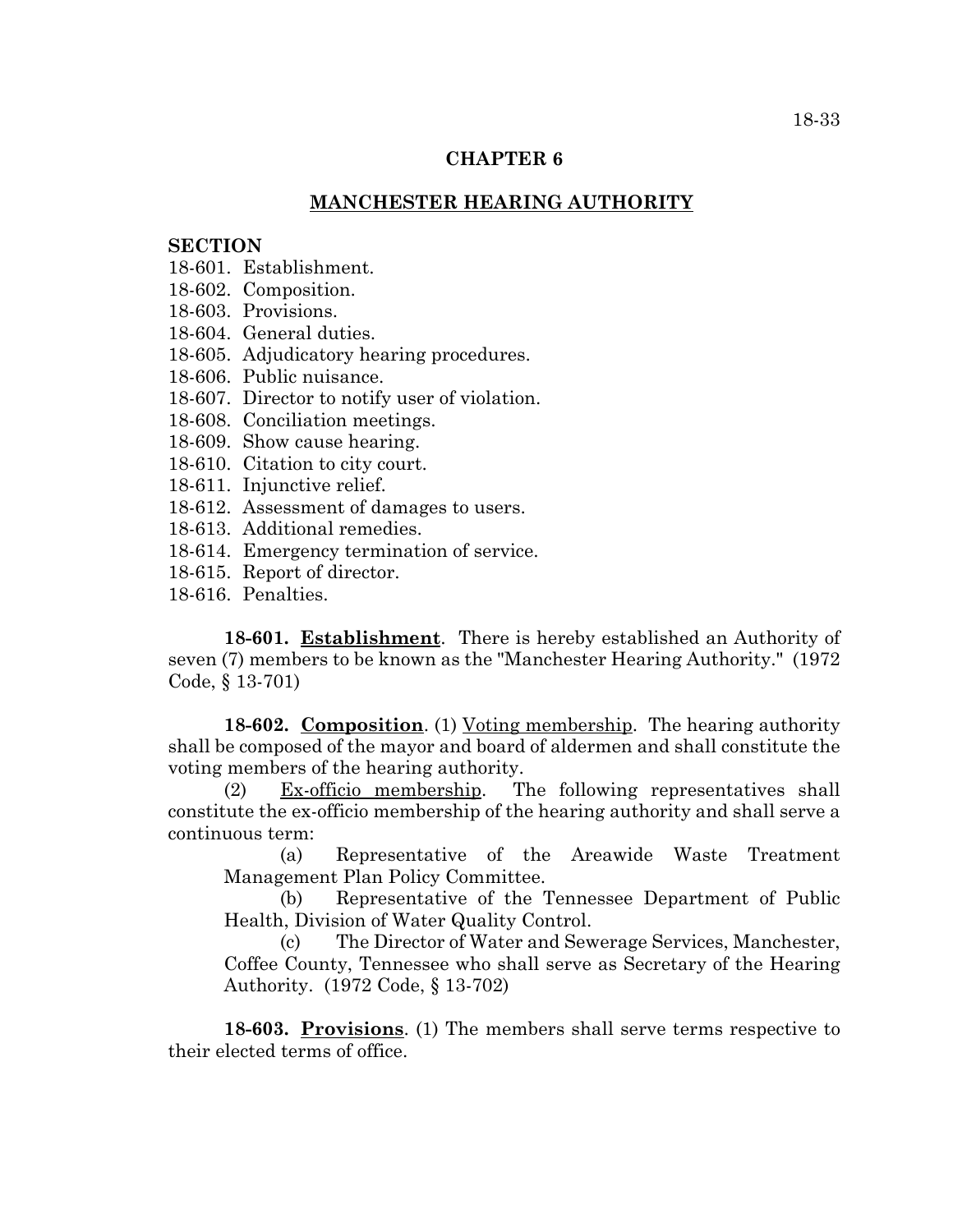## CHAPTER 6

## MANCHESTER HEARING AUTHORITY

**SECTION**

18-601. Establishment.
18-602. Composition.
18-603. Provisions.
18-604. General duties.
18-605. Adjudicatory hearing procedures.
18-606. Public nuisance.
18-607. Director to notify user of violation.
18-608. Conciliation meetings.
18-609. Show cause hearing.
18-610. Citation to city court.
18-611. Injunctive relief.
18-612. Assessment of damages to users.
18-613. Additional remedies.
18-614. Emergency termination of service.
18-615. Report of director.
18-616. Penalties.

**18-601. Establishment**. There is hereby established an Authority of seven (7) members to be known as the "Manchester Hearing Authority." (1972 Code, § 13-701)

**18-602. Composition**. (1) Voting membership. The hearing authority shall be composed of the mayor and board of aldermen and shall constitute the voting members of the hearing authority.

(2) Ex-officio membership. The following representatives shall constitute the ex-officio membership of the hearing authority and shall serve a continuous term:

(a) Representative of the Areawide Waste Treatment Management Plan Policy Committee.

(b) Representative of the Tennessee Department of Public Health, Division of Water Quality Control.

(c) The Director of Water and Sewerage Services, Manchester, Coffee County, Tennessee who shall serve as Secretary of the Hearing Authority. (1972 Code, § 13-702)

**18-603. Provisions**. (1) The members shall serve terms respective to their elected terms of office.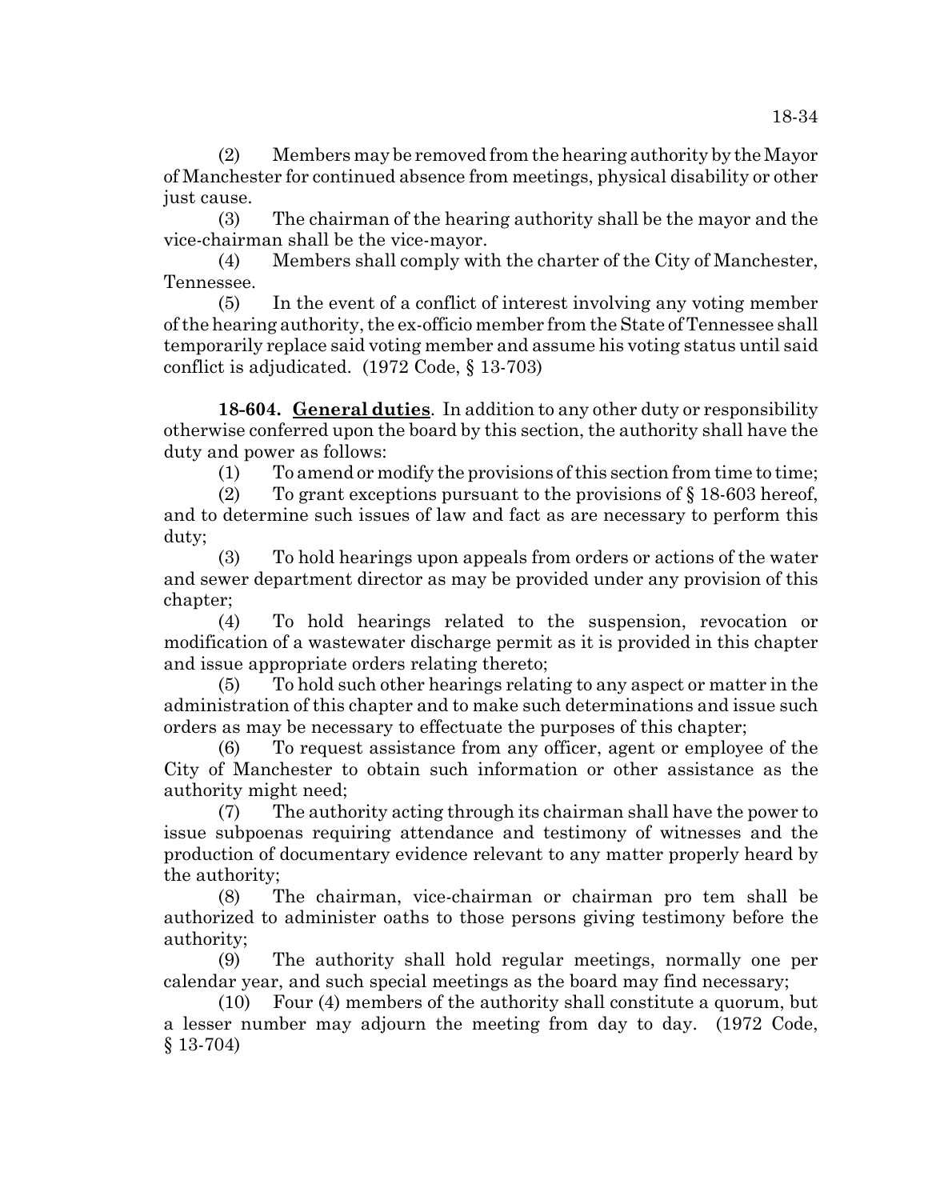(2) Members may be removed from the hearing authority by the Mayor of Manchester for continued absence from meetings, physical disability or other just cause.

(3) The chairman of the hearing authority shall be the mayor and the vice-chairman shall be the vice-mayor.

(4) Members shall comply with the charter of the City of Manchester, Tennessee.

(5) In the event of a conflict of interest involving any voting member of the hearing authority, the ex-officio member from the State of Tennessee shall temporarily replace said voting member and assume his voting status until said conflict is adjudicated. (1972 Code, § 13-703)

**18-604. General duties**. In addition to any other duty or responsibility otherwise conferred upon the board by this section, the authority shall have the duty and power as follows:

(1) To amend or modify the provisions of this section from time to time;

(2) To grant exceptions pursuant to the provisions of § 18-603 hereof, and to determine such issues of law and fact as are necessary to perform this duty;

(3) To hold hearings upon appeals from orders or actions of the water and sewer department director as may be provided under any provision of this chapter;

(4) To hold hearings related to the suspension, revocation or modification of a wastewater discharge permit as it is provided in this chapter and issue appropriate orders relating thereto;

(5) To hold such other hearings relating to any aspect or matter in the administration of this chapter and to make such determinations and issue such orders as may be necessary to effectuate the purposes of this chapter;

(6) To request assistance from any officer, agent or employee of the City of Manchester to obtain such information or other assistance as the authority might need;

(7) The authority acting through its chairman shall have the power to issue subpoenas requiring attendance and testimony of witnesses and the production of documentary evidence relevant to any matter properly heard by the authority;

(8) The chairman, vice-chairman or chairman pro tem shall be authorized to administer oaths to those persons giving testimony before the authority;

(9) The authority shall hold regular meetings, normally one per calendar year, and such special meetings as the board may find necessary;

(10) Four (4) members of the authority shall constitute a quorum, but a lesser number may adjourn the meeting from day to day. (1972 Code, § 13-704)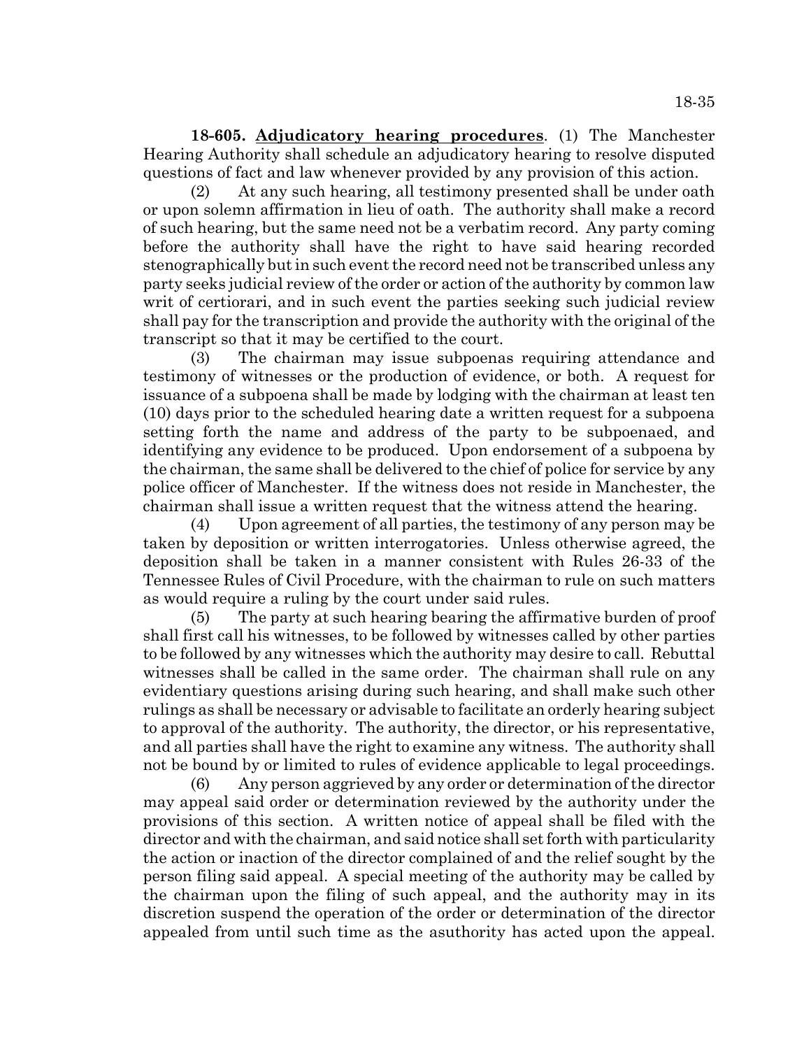**18-605. Adjudicatory hearing procedures**. (1) The Manchester Hearing Authority shall schedule an adjudicatory hearing to resolve disputed questions of fact and law whenever provided by any provision of this action.

(2) At any such hearing, all testimony presented shall be under oath or upon solemn affirmation in lieu of oath. The authority shall make a record of such hearing, but the same need not be a verbatim record. Any party coming before the authority shall have the right to have said hearing recorded stenographically but in such event the record need not be transcribed unless any party seeks judicial review of the order or action of the authority by common law writ of certiorari, and in such event the parties seeking such judicial review shall pay for the transcription and provide the authority with the original of the transcript so that it may be certified to the court.

(3) The chairman may issue subpoenas requiring attendance and testimony of witnesses or the production of evidence, or both. A request for issuance of a subpoena shall be made by lodging with the chairman at least ten (10) days prior to the scheduled hearing date a written request for a subpoena setting forth the name and address of the party to be subpoenaed, and identifying any evidence to be produced. Upon endorsement of a subpoena by the chairman, the same shall be delivered to the chief of police for service by any police officer of Manchester. If the witness does not reside in Manchester, the chairman shall issue a written request that the witness attend the hearing.

(4) Upon agreement of all parties, the testimony of any person may be taken by deposition or written interrogatories. Unless otherwise agreed, the deposition shall be taken in a manner consistent with Rules 26-33 of the Tennessee Rules of Civil Procedure, with the chairman to rule on such matters as would require a ruling by the court under said rules.

(5) The party at such hearing bearing the affirmative burden of proof shall first call his witnesses, to be followed by witnesses called by other parties to be followed by any witnesses which the authority may desire to call. Rebuttal witnesses shall be called in the same order. The chairman shall rule on any evidentiary questions arising during such hearing, and shall make such other rulings as shall be necessary or advisable to facilitate an orderly hearing subject to approval of the authority. The authority, the director, or his representative, and all parties shall have the right to examine any witness. The authority shall not be bound by or limited to rules of evidence applicable to legal proceedings.

(6) Any person aggrieved by any order or determination of the director may appeal said order or determination reviewed by the authority under the provisions of this section. A written notice of appeal shall be filed with the director and with the chairman, and said notice shall set forth with particularity the action or inaction of the director complained of and the relief sought by the person filing said appeal. A special meeting of the authority may be called by the chairman upon the filing of such appeal, and the authority may in its discretion suspend the operation of the order or determination of the director appealed from until such time as the asuthority has acted upon the appeal.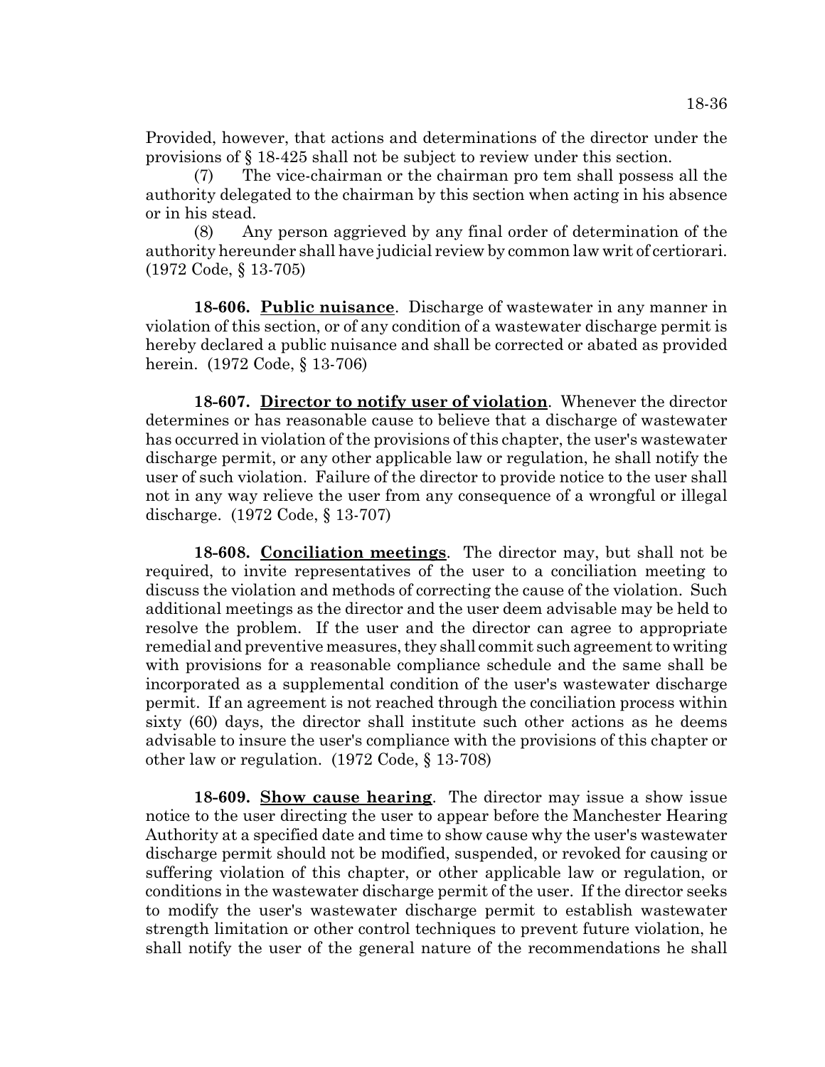Provided, however, that actions and determinations of the director under the provisions of § 18-425 shall not be subject to review under this section.

(7) The vice-chairman or the chairman pro tem shall possess all the authority delegated to the chairman by this section when acting in his absence or in his stead.

(8) Any person aggrieved by any final order of determination of the authority hereunder shall have judicial review by common law writ of certiorari. (1972 Code, § 13-705)

**18-606. Public nuisance**. Discharge of wastewater in any manner in violation of this section, or of any condition of a wastewater discharge permit is hereby declared a public nuisance and shall be corrected or abated as provided herein. (1972 Code, § 13-706)

**18-607. Director to notify user of violation**. Whenever the director determines or has reasonable cause to believe that a discharge of wastewater has occurred in violation of the provisions of this chapter, the user's wastewater discharge permit, or any other applicable law or regulation, he shall notify the user of such violation. Failure of the director to provide notice to the user shall not in any way relieve the user from any consequence of a wrongful or illegal discharge. (1972 Code, § 13-707)

**18-608. Conciliation meetings**. The director may, but shall not be required, to invite representatives of the user to a conciliation meeting to discuss the violation and methods of correcting the cause of the violation. Such additional meetings as the director and the user deem advisable may be held to resolve the problem. If the user and the director can agree to appropriate remedial and preventive measures, they shall commit such agreement to writing with provisions for a reasonable compliance schedule and the same shall be incorporated as a supplemental condition of the user's wastewater discharge permit. If an agreement is not reached through the conciliation process within sixty (60) days, the director shall institute such other actions as he deems advisable to insure the user's compliance with the provisions of this chapter or other law or regulation. (1972 Code, § 13-708)

**18-609. Show cause hearing**. The director may issue a show issue notice to the user directing the user to appear before the Manchester Hearing Authority at a specified date and time to show cause why the user's wastewater discharge permit should not be modified, suspended, or revoked for causing or suffering violation of this chapter, or other applicable law or regulation, or conditions in the wastewater discharge permit of the user. If the director seeks to modify the user's wastewater discharge permit to establish wastewater strength limitation or other control techniques to prevent future violation, he shall notify the user of the general nature of the recommendations he shall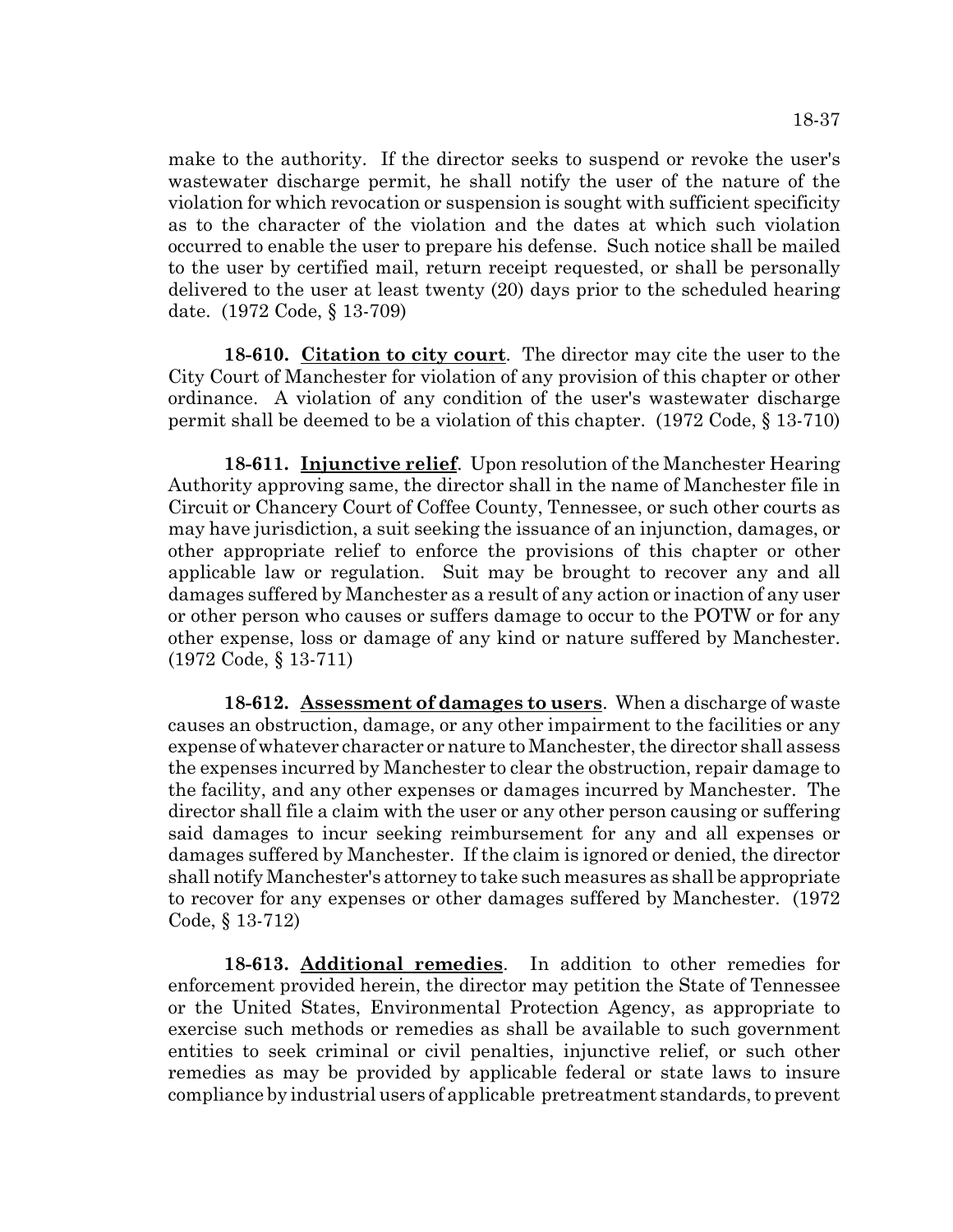make to the authority. If the director seeks to suspend or revoke the user's wastewater discharge permit, he shall notify the user of the nature of the violation for which revocation or suspension is sought with sufficient specificity as to the character of the violation and the dates at which such violation occurred to enable the user to prepare his defense. Such notice shall be mailed to the user by certified mail, return receipt requested, or shall be personally delivered to the user at least twenty (20) days prior to the scheduled hearing date. (1972 Code, § 13-709)

**18-610. Citation to city court**. The director may cite the user to the City Court of Manchester for violation of any provision of this chapter or other ordinance. A violation of any condition of the user's wastewater discharge permit shall be deemed to be a violation of this chapter. (1972 Code, § 13-710)

**18-611. Injunctive relief**. Upon resolution of the Manchester Hearing Authority approving same, the director shall in the name of Manchester file in Circuit or Chancery Court of Coffee County, Tennessee, or such other courts as may have jurisdiction, a suit seeking the issuance of an injunction, damages, or other appropriate relief to enforce the provisions of this chapter or other applicable law or regulation. Suit may be brought to recover any and all damages suffered by Manchester as a result of any action or inaction of any user or other person who causes or suffers damage to occur to the POTW or for any other expense, loss or damage of any kind or nature suffered by Manchester. (1972 Code, § 13-711)

**18-612. Assessment of damages to users**. When a discharge of waste causes an obstruction, damage, or any other impairment to the facilities or any expense of whatever character or nature to Manchester, the director shall assess the expenses incurred by Manchester to clear the obstruction, repair damage to the facility, and any other expenses or damages incurred by Manchester. The director shall file a claim with the user or any other person causing or suffering said damages to incur seeking reimbursement for any and all expenses or damages suffered by Manchester. If the claim is ignored or denied, the director shall notify Manchester's attorney to take such measures as shall be appropriate to recover for any expenses or other damages suffered by Manchester. (1972 Code, § 13-712)

**18-613. Additional remedies**. In addition to other remedies for enforcement provided herein, the director may petition the State of Tennessee or the United States, Environmental Protection Agency, as appropriate to exercise such methods or remedies as shall be available to such government entities to seek criminal or civil penalties, injunctive relief, or such other remedies as may be provided by applicable federal or state laws to insure compliance by industrial users of applicable pretreatment standards, to prevent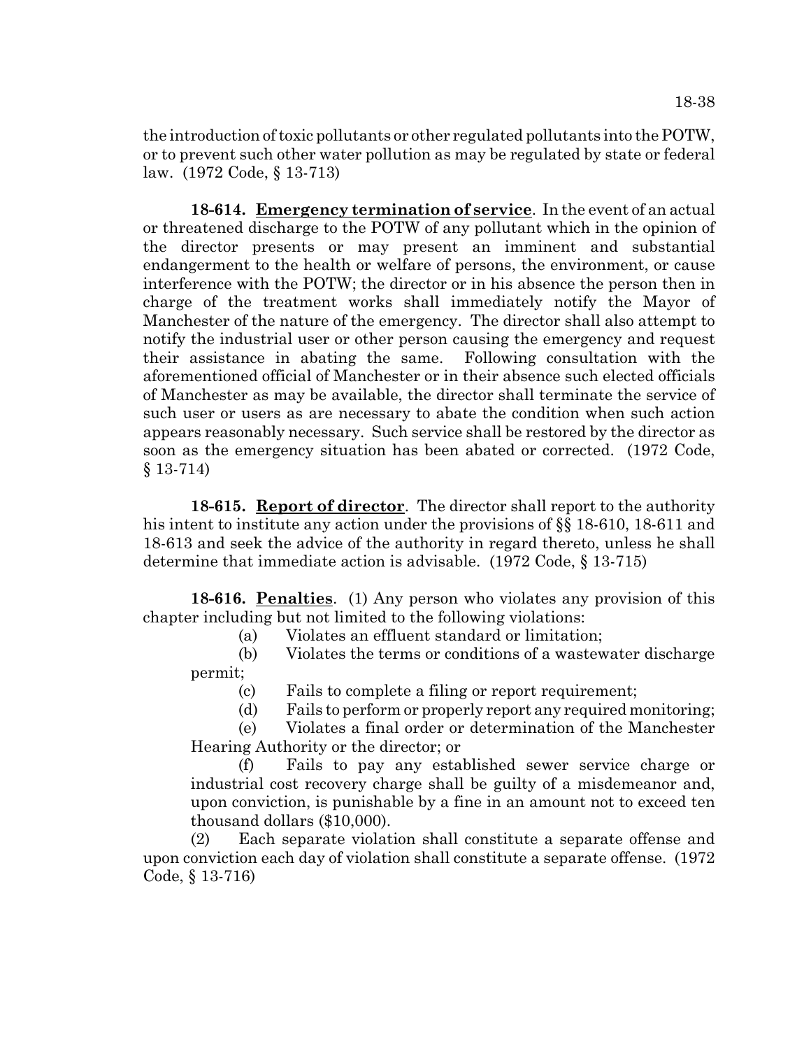the introduction of toxic pollutants or other regulated pollutants into the POTW, or to prevent such other water pollution as may be regulated by state or federal law. (1972 Code, § 13-713)

**18-614. Emergency termination of service**. In the event of an actual or threatened discharge to the POTW of any pollutant which in the opinion of the director presents or may present an imminent and substantial endangerment to the health or welfare of persons, the environment, or cause interference with the POTW; the director or in his absence the person then in charge of the treatment works shall immediately notify the Mayor of Manchester of the nature of the emergency. The director shall also attempt to notify the industrial user or other person causing the emergency and request their assistance in abating the same. Following consultation with the aforementioned official of Manchester or in their absence such elected officials of Manchester as may be available, the director shall terminate the service of such user or users as are necessary to abate the condition when such action appears reasonably necessary. Such service shall be restored by the director as soon as the emergency situation has been abated or corrected. (1972 Code, § 13-714)

**18-615. Report of director**. The director shall report to the authority his intent to institute any action under the provisions of §§ 18-610, 18-611 and 18-613 and seek the advice of the authority in regard thereto, unless he shall determine that immediate action is advisable. (1972 Code, § 13-715)

**18-616. Penalties**. (1) Any person who violates any provision of this chapter including but not limited to the following violations:

(a) Violates an effluent standard or limitation;

(b) Violates the terms or conditions of a wastewater discharge permit;

(c) Fails to complete a filing or report requirement;

(d) Fails to perform or properly report any required monitoring;

(e) Violates a final order or determination of the Manchester Hearing Authority or the director; or

(f) Fails to pay any established sewer service charge or industrial cost recovery charge shall be guilty of a misdemeanor and, upon conviction, is punishable by a fine in an amount not to exceed ten thousand dollars ($10,000).

(2) Each separate violation shall constitute a separate offense and upon conviction each day of violation shall constitute a separate offense. (1972 Code, § 13-716)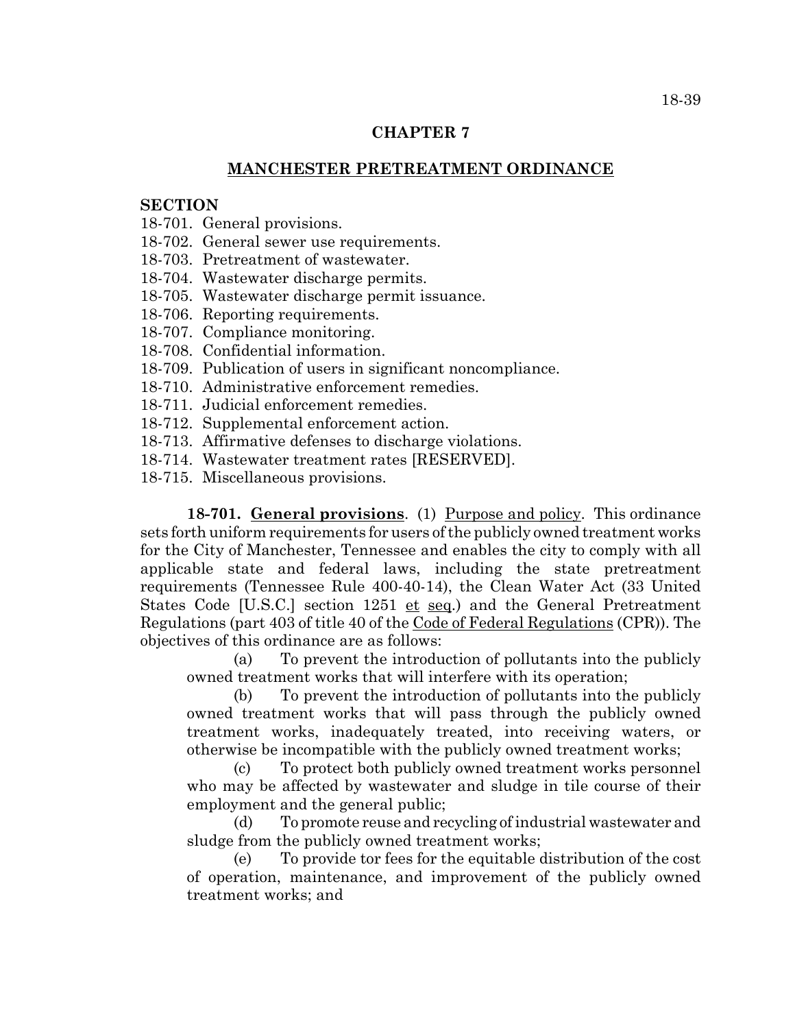## CHAPTER 7

## MANCHESTER PRETREATMENT ORDINANCE

**SECTION**

18-701. General provisions.
18-702. General sewer use requirements.
18-703. Pretreatment of wastewater.
18-704. Wastewater discharge permits.
18-705. Wastewater discharge permit issuance.
18-706. Reporting requirements.
18-707. Compliance monitoring.
18-708. Confidential information.
18-709. Publication of users in significant noncompliance.
18-710. Administrative enforcement remedies.
18-711. Judicial enforcement remedies.
18-712. Supplemental enforcement action.
18-713. Affirmative defenses to discharge violations.
18-714. Wastewater treatment rates [RESERVED].
18-715. Miscellaneous provisions.

**18-701. General provisions**. (1) Purpose and policy. This ordinance sets forth uniform requirements for users of the publicly owned treatment works for the City of Manchester, Tennessee and enables the city to comply with all applicable state and federal laws, including the state pretreatment requirements (Tennessee Rule 400-40-14), the Clean Water Act (33 United States Code [U.S.C.] section 1251 et seq.) and the General Pretreatment Regulations (part 403 of title 40 of the Code of Federal Regulations (CPR)). The objectives of this ordinance are as follows:

(a) To prevent the introduction of pollutants into the publicly owned treatment works that will interfere with its operation;

(b) To prevent the introduction of pollutants into the publicly owned treatment works that will pass through the publicly owned treatment works, inadequately treated, into receiving waters, or otherwise be incompatible with the publicly owned treatment works;

(c) To protect both publicly owned treatment works personnel who may be affected by wastewater and sludge in tile course of their employment and the general public;

(d) To promote reuse and recycling of industrial wastewater and sludge from the publicly owned treatment works;

(e) To provide tor fees for the equitable distribution of the cost of operation, maintenance, and improvement of the publicly owned treatment works; and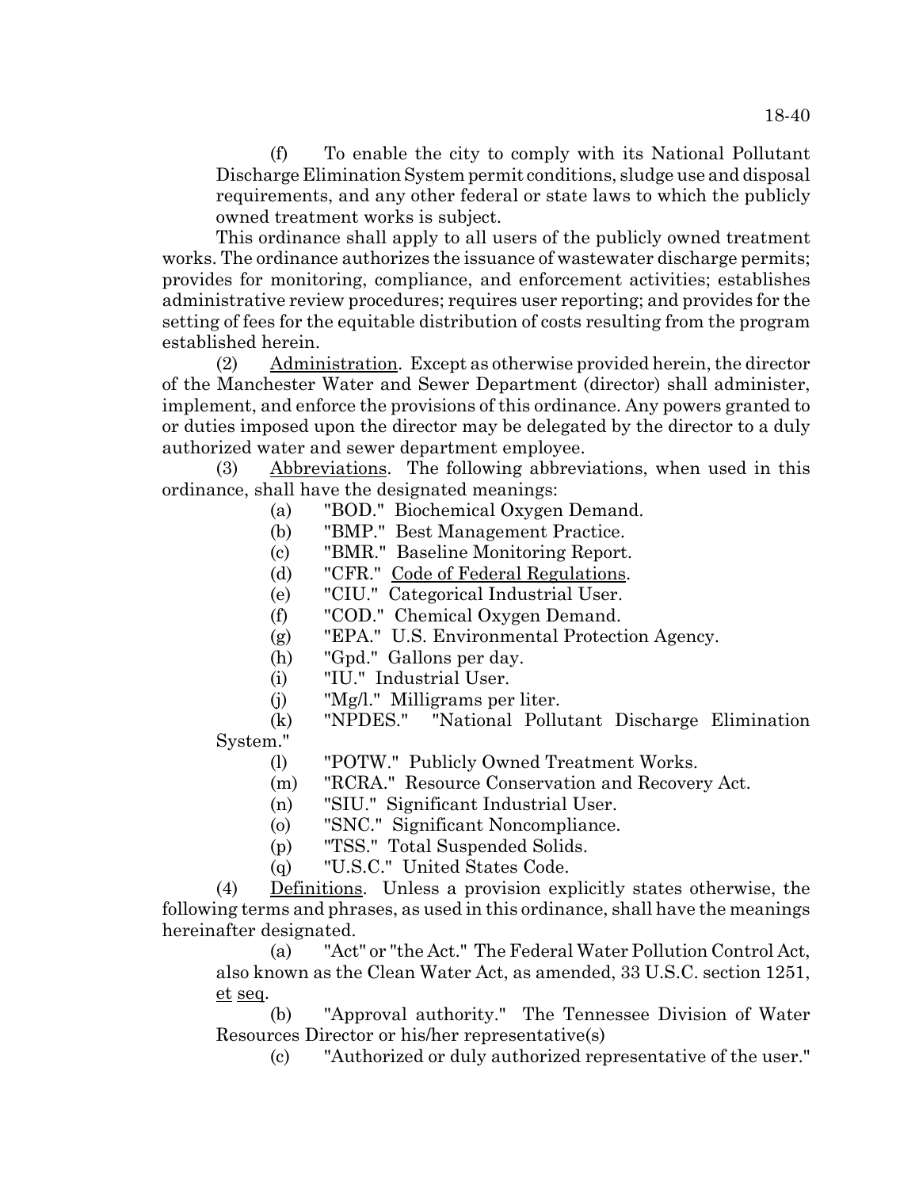(f) To enable the city to comply with its National Pollutant Discharge Elimination System permit conditions, sludge use and disposal requirements, and any other federal or state laws to which the publicly owned treatment works is subject.

This ordinance shall apply to all users of the publicly owned treatment works. The ordinance authorizes the issuance of wastewater discharge permits; provides for monitoring, compliance, and enforcement activities; establishes administrative review procedures; requires user reporting; and provides for the setting of fees for the equitable distribution of costs resulting from the program established herein.

(2) Administration. Except as otherwise provided herein, the director of the Manchester Water and Sewer Department (director) shall administer, implement, and enforce the provisions of this ordinance. Any powers granted to or duties imposed upon the director may be delegated by the director to a duly authorized water and sewer department employee.

(3) Abbreviations. The following abbreviations, when used in this ordinance, shall have the designated meanings:

(a) "BOD." Biochemical Oxygen Demand.

(b) "BMP." Best Management Practice.

(c) "BMR." Baseline Monitoring Report.

(d) "CFR." Code of Federal Regulations.

(e) "CIU." Categorical Industrial User.

(f) "COD." Chemical Oxygen Demand.

(g) "EPA." U.S. Environmental Protection Agency.

(h) "Gpd." Gallons per day.

(i) "IU." Industrial User.

(j) "Mg/l." Milligrams per liter.

(k) "NPDES." "National Pollutant Discharge Elimination System."

(l) "POTW." Publicly Owned Treatment Works.

(m) "RCRA." Resource Conservation and Recovery Act.

(n) "SIU." Significant Industrial User.

(o) "SNC." Significant Noncompliance.

(p) "TSS." Total Suspended Solids.

(q) "U.S.C." United States Code.

(4) Definitions. Unless a provision explicitly states otherwise, the following terms and phrases, as used in this ordinance, shall have the meanings hereinafter designated.

(a) "Act" or "the Act." The Federal Water Pollution Control Act, also known as the Clean Water Act, as amended, 33 U.S.C. section 1251, et seq.

(b) "Approval authority." The Tennessee Division of Water Resources Director or his/her representative(s)

(c) "Authorized or duly authorized representative of the user."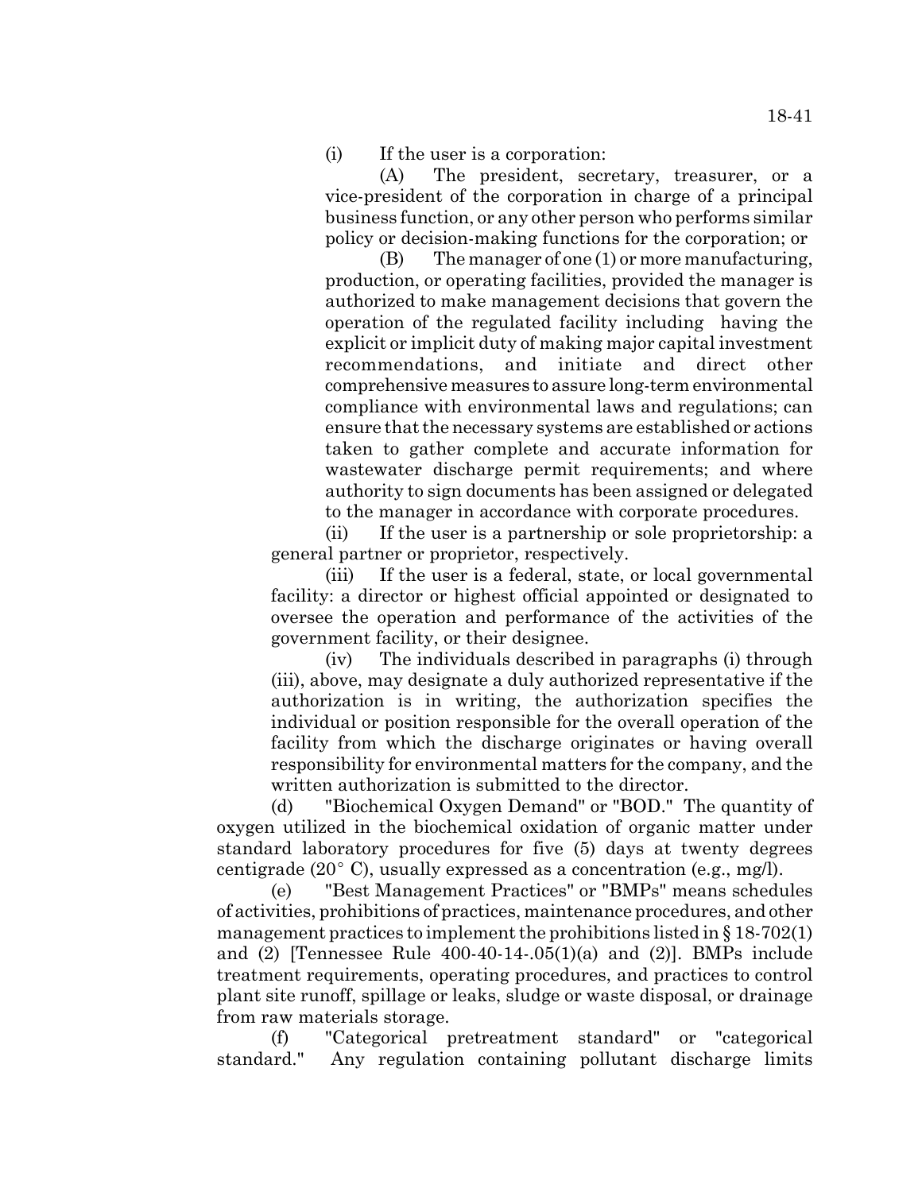(i) If the user is a corporation:

(A) The president, secretary, treasurer, or a vice-president of the corporation in charge of a principal business function, or any other person who performs similar policy or decision-making functions for the corporation; or

(B) The manager of one (1) or more manufacturing, production, or operating facilities, provided the manager is authorized to make management decisions that govern the operation of the regulated facility including having the explicit or implicit duty of making major capital investment recommendations, and initiate and direct other comprehensive measures to assure long-term environmental compliance with environmental laws and regulations; can ensure that the necessary systems are established or actions taken to gather complete and accurate information for wastewater discharge permit requirements; and where authority to sign documents has been assigned or delegated to the manager in accordance with corporate procedures.

(ii) If the user is a partnership or sole proprietorship: a general partner or proprietor, respectively.

(iii) If the user is a federal, state, or local governmental facility: a director or highest official appointed or designated to oversee the operation and performance of the activities of the government facility, or their designee.

(iv) The individuals described in paragraphs (i) through (iii), above, may designate a duly authorized representative if the authorization is in writing, the authorization specifies the individual or position responsible for the overall operation of the facility from which the discharge originates or having overall responsibility for environmental matters for the company, and the written authorization is submitted to the director.

(d) "Biochemical Oxygen Demand" or "BOD." The quantity of oxygen utilized in the biochemical oxidation of organic matter under standard laboratory procedures for five (5) days at twenty degrees centigrade (20° C), usually expressed as a concentration (e.g., mg/l).

(e) "Best Management Practices" or "BMPs" means schedules of activities, prohibitions of practices, maintenance procedures, and other management practices to implement the prohibitions listed in § 18-702(1) and (2) [Tennessee Rule 400-40-14-.05(1)(a) and (2)]. BMPs include treatment requirements, operating procedures, and practices to control plant site runoff, spillage or leaks, sludge or waste disposal, or drainage from raw materials storage.

(f) "Categorical pretreatment standard" or "categorical standard." Any regulation containing pollutant discharge limits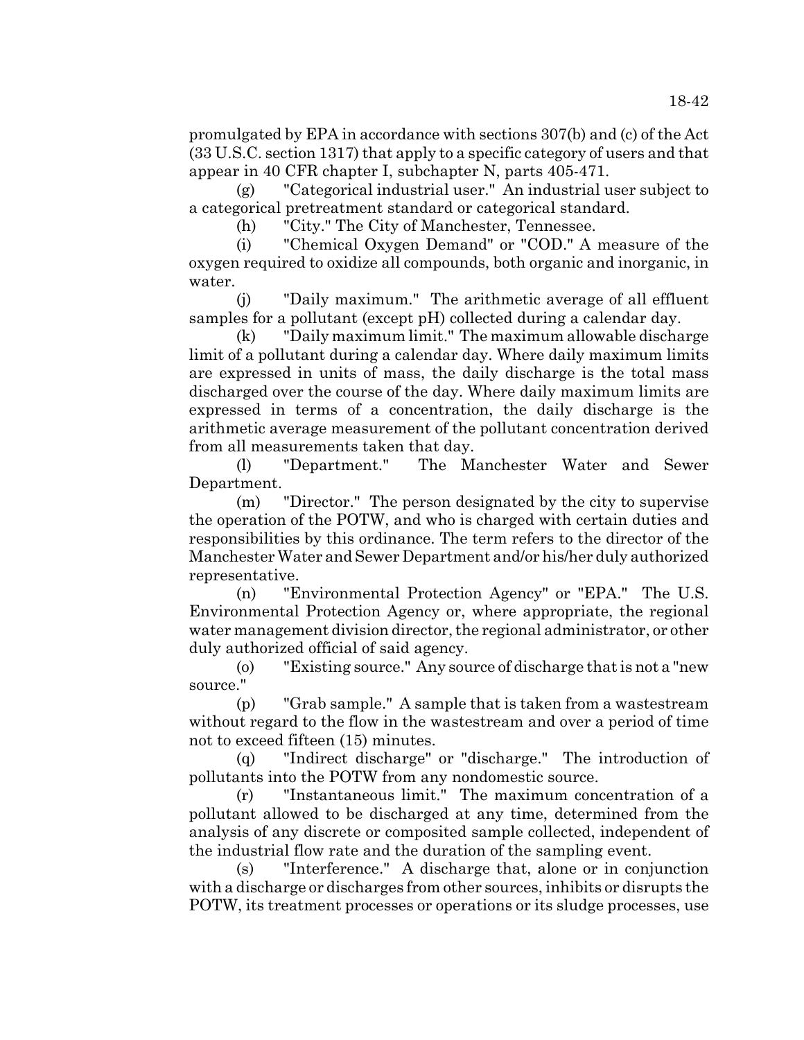promulgated by EPA in accordance with sections 307(b) and (c) of the Act (33 U.S.C. section 1317) that apply to a specific category of users and that appear in 40 CFR chapter I, subchapter N, parts 405-471.

(g) "Categorical industrial user." An industrial user subject to a categorical pretreatment standard or categorical standard.

(h) "City." The City of Manchester, Tennessee.

(i) "Chemical Oxygen Demand" or "COD." A measure of the oxygen required to oxidize all compounds, both organic and inorganic, in water.

(j) "Daily maximum." The arithmetic average of all effluent samples for a pollutant (except pH) collected during a calendar day.

(k) "Daily maximum limit." The maximum allowable discharge limit of a pollutant during a calendar day. Where daily maximum limits are expressed in units of mass, the daily discharge is the total mass discharged over the course of the day. Where daily maximum limits are expressed in terms of a concentration, the daily discharge is the arithmetic average measurement of the pollutant concentration derived from all measurements taken that day.

(l) "Department." The Manchester Water and Sewer Department.

(m) "Director." The person designated by the city to supervise the operation of the POTW, and who is charged with certain duties and responsibilities by this ordinance. The term refers to the director of the Manchester Water and Sewer Department and/or his/her duly authorized representative.

(n) "Environmental Protection Agency" or "EPA." The U.S. Environmental Protection Agency or, where appropriate, the regional water management division director, the regional administrator, or other duly authorized official of said agency.

(o) "Existing source." Any source of discharge that is not a "new source."

(p) "Grab sample." A sample that is taken from a wastestream without regard to the flow in the wastestream and over a period of time not to exceed fifteen (15) minutes.

(q) "Indirect discharge" or "discharge." The introduction of pollutants into the POTW from any nondomestic source.

(r) "Instantaneous limit." The maximum concentration of a pollutant allowed to be discharged at any time, determined from the analysis of any discrete or composited sample collected, independent of the industrial flow rate and the duration of the sampling event.

(s) "Interference." A discharge that, alone or in conjunction with a discharge or discharges from other sources, inhibits or disrupts the POTW, its treatment processes or operations or its sludge processes, use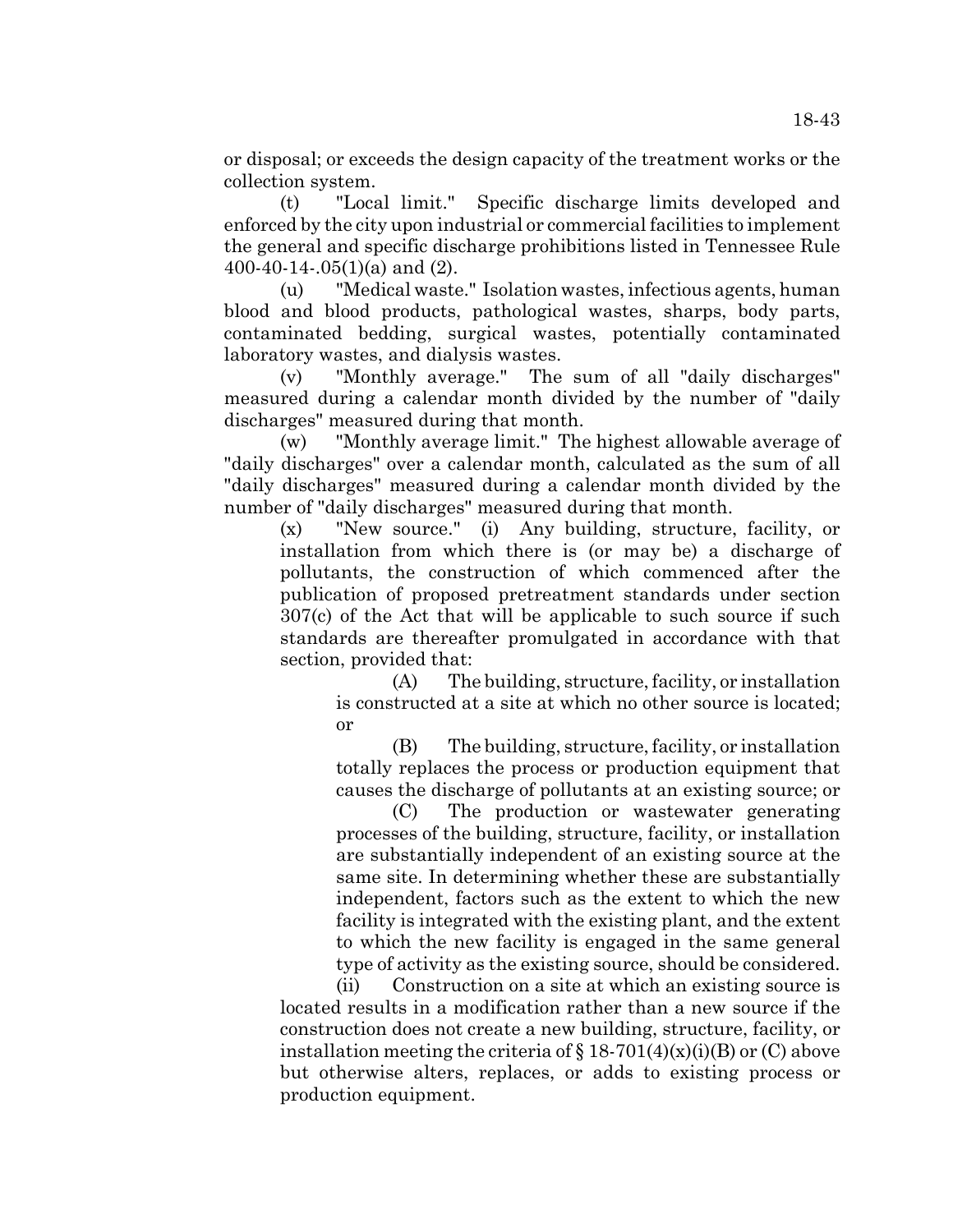or disposal; or exceeds the design capacity of the treatment works or the collection system.

(t) "Local limit." Specific discharge limits developed and enforced by the city upon industrial or commercial facilities to implement the general and specific discharge prohibitions listed in Tennessee Rule 400-40-14-.05(1)(a) and (2).

(u) "Medical waste." Isolation wastes, infectious agents, human blood and blood products, pathological wastes, sharps, body parts, contaminated bedding, surgical wastes, potentially contaminated laboratory wastes, and dialysis wastes.

(v) "Monthly average." The sum of all "daily discharges" measured during a calendar month divided by the number of "daily discharges" measured during that month.

(w) "Monthly average limit." The highest allowable average of "daily discharges" over a calendar month, calculated as the sum of all "daily discharges" measured during a calendar month divided by the number of "daily discharges" measured during that month.

(x) "New source." (i) Any building, structure, facility, or installation from which there is (or may be) a discharge of pollutants, the construction of which commenced after the publication of proposed pretreatment standards under section 307(c) of the Act that will be applicable to such source if such standards are thereafter promulgated in accordance with that section, provided that:

(A) The building, structure, facility, or installation is constructed at a site at which no other source is located; or

(B) The building, structure, facility, or installation totally replaces the process or production equipment that causes the discharge of pollutants at an existing source; or

(C) The production or wastewater generating processes of the building, structure, facility, or installation are substantially independent of an existing source at the same site. In determining whether these are substantially independent, factors such as the extent to which the new facility is integrated with the existing plant, and the extent to which the new facility is engaged in the same general type of activity as the existing source, should be considered.

(ii) Construction on a site at which an existing source is located results in a modification rather than a new source if the construction does not create a new building, structure, facility, or installation meeting the criteria of § 18-701(4)(x)(i)(B) or (C) above but otherwise alters, replaces, or adds to existing process or production equipment.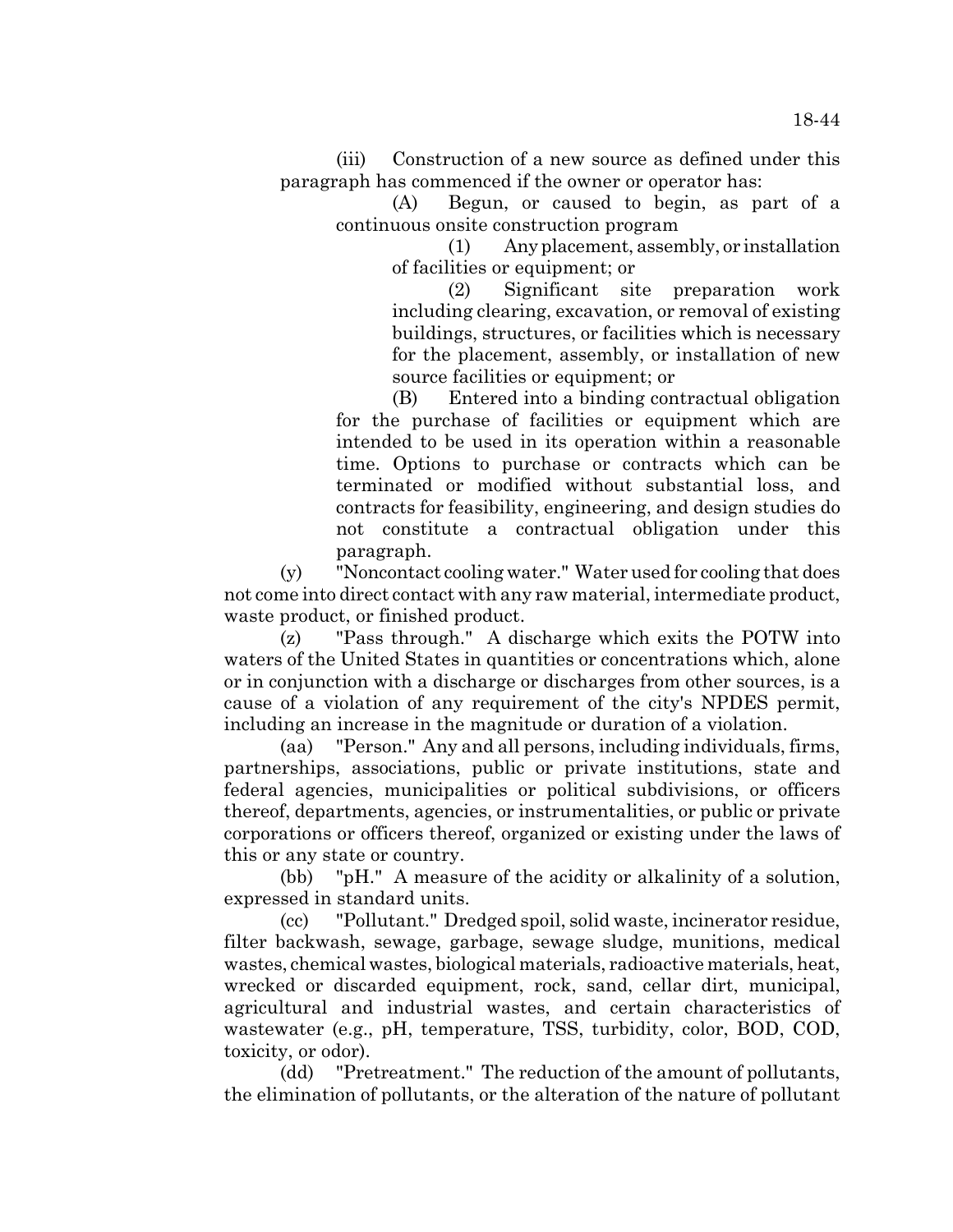(iii) Construction of a new source as defined under this paragraph has commenced if the owner or operator has:

(A) Begun, or caused to begin, as part of a continuous onsite construction program

(1) Any placement, assembly, or installation of facilities or equipment; or

(2) Significant site preparation work including clearing, excavation, or removal of existing buildings, structures, or facilities which is necessary for the placement, assembly, or installation of new source facilities or equipment; or

(B) Entered into a binding contractual obligation for the purchase of facilities or equipment which are intended to be used in its operation within a reasonable time. Options to purchase or contracts which can be terminated or modified without substantial loss, and contracts for feasibility, engineering, and design studies do not constitute a contractual obligation under this paragraph.

(y) "Noncontact cooling water." Water used for cooling that does not come into direct contact with any raw material, intermediate product, waste product, or finished product.

(z) "Pass through." A discharge which exits the POTW into waters of the United States in quantities or concentrations which, alone or in conjunction with a discharge or discharges from other sources, is a cause of a violation of any requirement of the city's NPDES permit, including an increase in the magnitude or duration of a violation.

(aa) "Person." Any and all persons, including individuals, firms, partnerships, associations, public or private institutions, state and federal agencies, municipalities or political subdivisions, or officers thereof, departments, agencies, or instrumentalities, or public or private corporations or officers thereof, organized or existing under the laws of this or any state or country.

(bb) "pH." A measure of the acidity or alkalinity of a solution, expressed in standard units.

(cc) "Pollutant." Dredged spoil, solid waste, incinerator residue, filter backwash, sewage, garbage, sewage sludge, munitions, medical wastes, chemical wastes, biological materials, radioactive materials, heat, wrecked or discarded equipment, rock, sand, cellar dirt, municipal, agricultural and industrial wastes, and certain characteristics of wastewater (e.g., pH, temperature, TSS, turbidity, color, BOD, COD, toxicity, or odor).

(dd) "Pretreatment." The reduction of the amount of pollutants, the elimination of pollutants, or the alteration of the nature of pollutant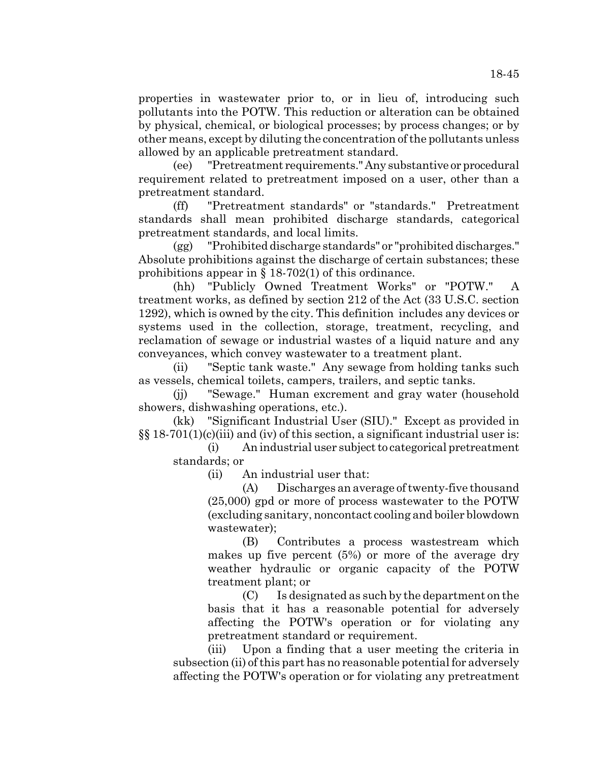properties in wastewater prior to, or in lieu of, introducing such pollutants into the POTW. This reduction or alteration can be obtained by physical, chemical, or biological processes; by process changes; or by other means, except by diluting the concentration of the pollutants unless allowed by an applicable pretreatment standard.

(ee) "Pretreatment requirements." Any substantive or procedural requirement related to pretreatment imposed on a user, other than a pretreatment standard.

(ff) "Pretreatment standards" or "standards." Pretreatment standards shall mean prohibited discharge standards, categorical pretreatment standards, and local limits.

(gg) "Prohibited discharge standards" or "prohibited discharges." Absolute prohibitions against the discharge of certain substances; these prohibitions appear in § 18-702(1) of this ordinance.

(hh) "Publicly Owned Treatment Works" or "POTW." A treatment works, as defined by section 212 of the Act (33 U.S.C. section 1292), which is owned by the city. This definition includes any devices or systems used in the collection, storage, treatment, recycling, and reclamation of sewage or industrial wastes of a liquid nature and any conveyances, which convey wastewater to a treatment plant.

(ii) "Septic tank waste." Any sewage from holding tanks such as vessels, chemical toilets, campers, trailers, and septic tanks.

(jj) "Sewage." Human excrement and gray water (household showers, dishwashing operations, etc.).

(kk) "Significant Industrial User (SIU)." Except as provided in §§ 18-701(1)(c)(iii) and (iv) of this section, a significant industrial user is:

(i) An industrial user subject to categorical pretreatment standards; or

(ii) An industrial user that:

(A) Discharges an average of twenty-five thousand (25,000) gpd or more of process wastewater to the POTW (excluding sanitary, noncontact cooling and boiler blowdown wastewater);

(B) Contributes a process wastestream which makes up five percent (5%) or more of the average dry weather hydraulic or organic capacity of the POTW treatment plant; or

(C) Is designated as such by the department on the basis that it has a reasonable potential for adversely affecting the POTW's operation or for violating any pretreatment standard or requirement.

(iii) Upon a finding that a user meeting the criteria in subsection (ii) of this part has no reasonable potential for adversely affecting the POTW's operation or for violating any pretreatment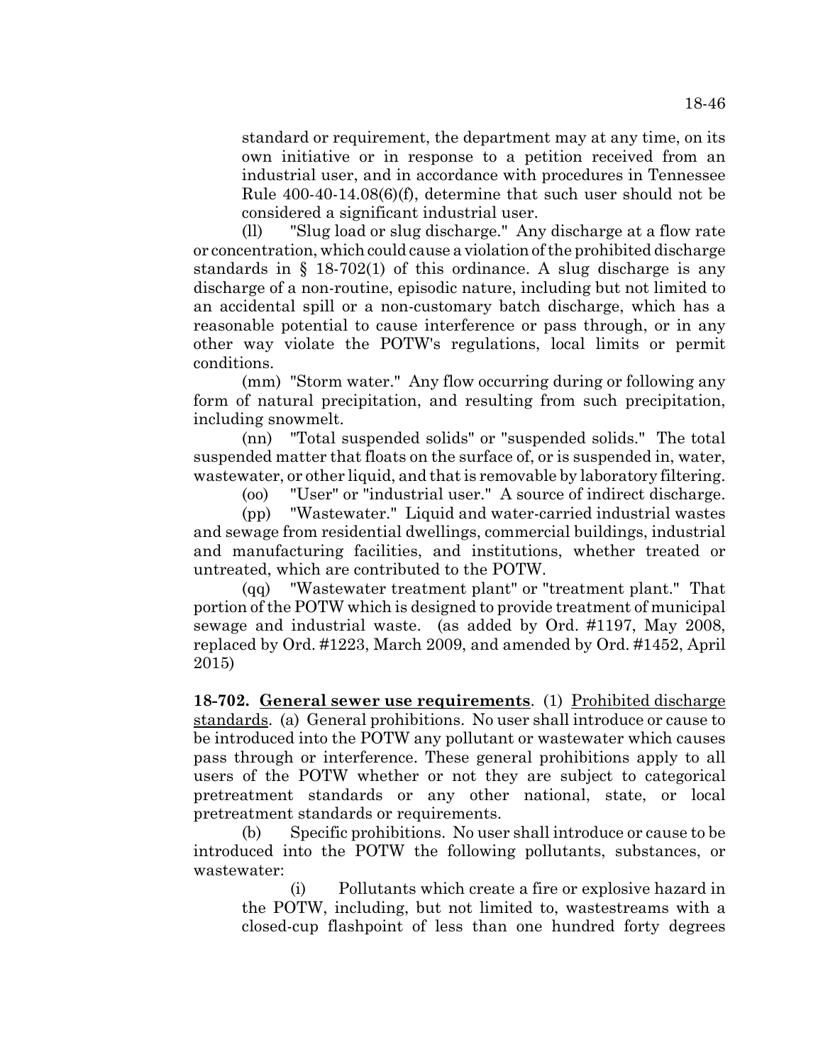standard or requirement, the department may at any time, on its own initiative or in response to a petition received from an industrial user, and in accordance with procedures in Tennessee Rule 400-40-14.08(6)(f), determine that such user should not be considered a significant industrial user.

(ll) "Slug load or slug discharge." Any discharge at a flow rate or concentration, which could cause a violation of the prohibited discharge standards in § 18-702(1) of this ordinance. A slug discharge is any discharge of a non-routine, episodic nature, including but not limited to an accidental spill or a non-customary batch discharge, which has a reasonable potential to cause interference or pass through, or in any other way violate the POTW's regulations, local limits or permit conditions.

(mm) "Storm water." Any flow occurring during or following any form of natural precipitation, and resulting from such precipitation, including snowmelt.

(nn) "Total suspended solids" or "suspended solids." The total suspended matter that floats on the surface of, or is suspended in, water, wastewater, or other liquid, and that is removable by laboratory filtering.

(oo) "User" or "industrial user." A source of indirect discharge.

(pp) "Wastewater." Liquid and water-carried industrial wastes and sewage from residential dwellings, commercial buildings, industrial and manufacturing facilities, and institutions, whether treated or untreated, which are contributed to the POTW.

(qq) "Wastewater treatment plant" or "treatment plant." That portion of the POTW which is designed to provide treatment of municipal sewage and industrial waste. (as added by Ord. #1197, May 2008, replaced by Ord. #1223, March 2009, and amended by Ord. #1452, April 2015)

**18-702. General sewer use requirements**. (1) Prohibited discharge standards. (a) General prohibitions. No user shall introduce or cause to be introduced into the POTW any pollutant or wastewater which causes pass through or interference. These general prohibitions apply to all users of the POTW whether or not they are subject to categorical pretreatment standards or any other national, state, or local pretreatment standards or requirements.

(b) Specific prohibitions. No user shall introduce or cause to be introduced into the POTW the following pollutants, substances, or wastewater:

(i) Pollutants which create a fire or explosive hazard in the POTW, including, but not limited to, wastestreams with a closed-cup flashpoint of less than one hundred forty degrees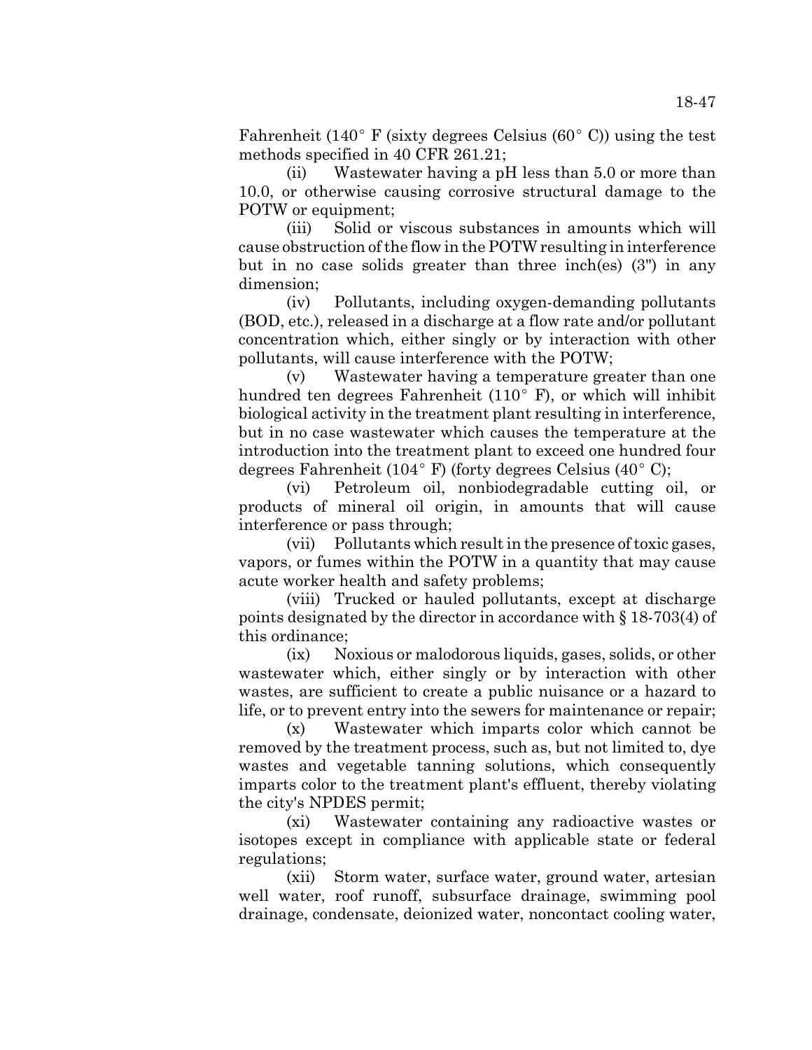Fahrenheit (140° F (sixty degrees Celsius (60° C)) using the test methods specified in 40 CFR 261.21;

(ii) Wastewater having a pH less than 5.0 or more than 10.0, or otherwise causing corrosive structural damage to the POTW or equipment;

(iii) Solid or viscous substances in amounts which will cause obstruction of the flow in the POTW resulting in interference but in no case solids greater than three inch(es) (3") in any dimension;

(iv) Pollutants, including oxygen-demanding pollutants (BOD, etc.), released in a discharge at a flow rate and/or pollutant concentration which, either singly or by interaction with other pollutants, will cause interference with the POTW;

(v) Wastewater having a temperature greater than one hundred ten degrees Fahrenheit (110° F), or which will inhibit biological activity in the treatment plant resulting in interference, but in no case wastewater which causes the temperature at the introduction into the treatment plant to exceed one hundred four degrees Fahrenheit (104° F) (forty degrees Celsius (40° C);

(vi) Petroleum oil, nonbiodegradable cutting oil, or products of mineral oil origin, in amounts that will cause interference or pass through;

(vii) Pollutants which result in the presence of toxic gases, vapors, or fumes within the POTW in a quantity that may cause acute worker health and safety problems;

(viii) Trucked or hauled pollutants, except at discharge points designated by the director in accordance with § 18-703(4) of this ordinance;

(ix) Noxious or malodorous liquids, gases, solids, or other wastewater which, either singly or by interaction with other wastes, are sufficient to create a public nuisance or a hazard to life, or to prevent entry into the sewers for maintenance or repair;

(x) Wastewater which imparts color which cannot be removed by the treatment process, such as, but not limited to, dye wastes and vegetable tanning solutions, which consequently imparts color to the treatment plant's effluent, thereby violating the city's NPDES permit;

(xi) Wastewater containing any radioactive wastes or isotopes except in compliance with applicable state or federal regulations;

(xii) Storm water, surface water, ground water, artesian well water, roof runoff, subsurface drainage, swimming pool drainage, condensate, deionized water, noncontact cooling water,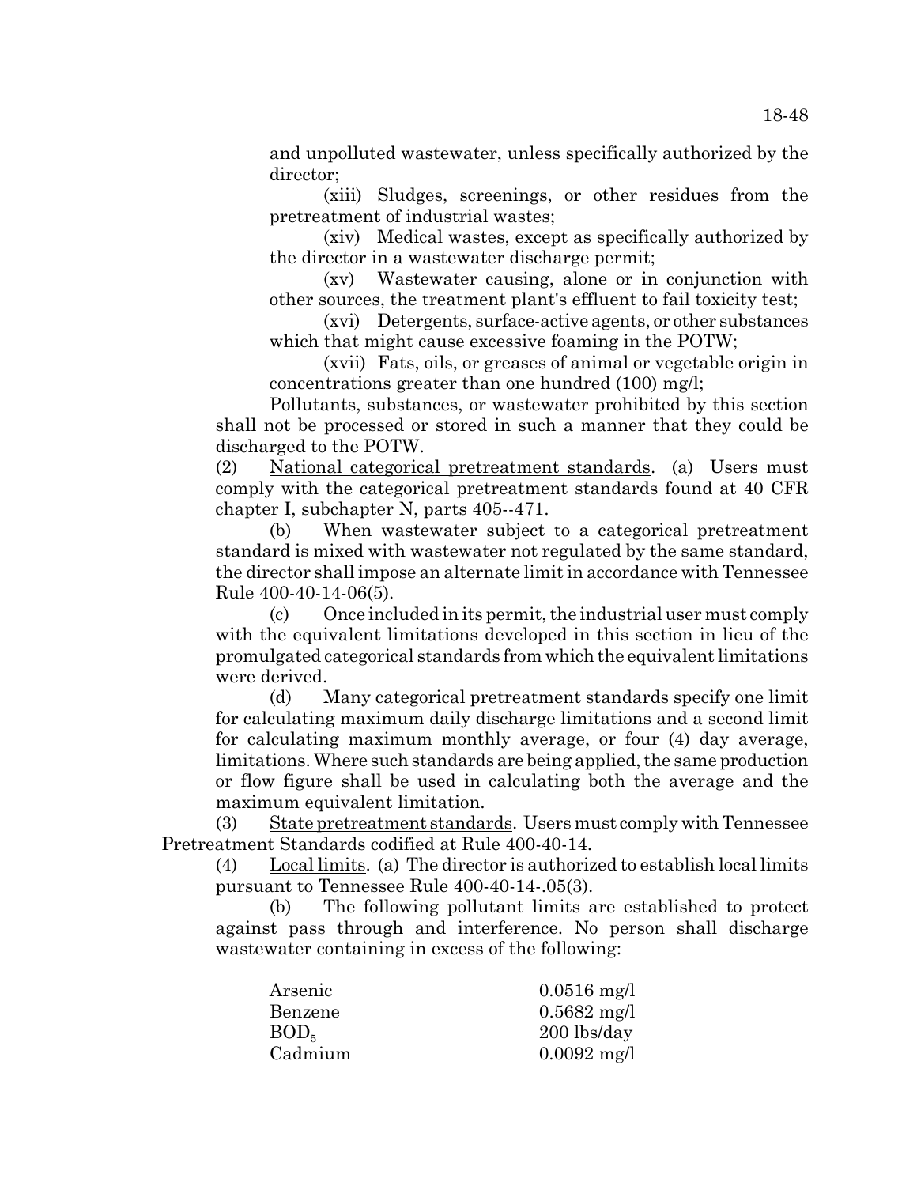and unpolluted wastewater, unless specifically authorized by the director;

(xiii) Sludges, screenings, or other residues from the pretreatment of industrial wastes;

(xiv) Medical wastes, except as specifically authorized by the director in a wastewater discharge permit;

(xv) Wastewater causing, alone or in conjunction with other sources, the treatment plant's effluent to fail toxicity test;

(xvi) Detergents, surface-active agents, or other substances which that might cause excessive foaming in the POTW;

(xvii) Fats, oils, or greases of animal or vegetable origin in concentrations greater than one hundred (100) mg/l;

Pollutants, substances, or wastewater prohibited by this section shall not be processed or stored in such a manner that they could be discharged to the POTW.

(2) National categorical pretreatment standards. (a) Users must comply with the categorical pretreatment standards found at 40 CFR chapter I, subchapter N, parts 405--471.

(b) When wastewater subject to a categorical pretreatment standard is mixed with wastewater not regulated by the same standard, the director shall impose an alternate limit in accordance with Tennessee Rule 400-40-14-06(5).

(c) Once included in its permit, the industrial user must comply with the equivalent limitations developed in this section in lieu of the promulgated categorical standards from which the equivalent limitations were derived.

(d) Many categorical pretreatment standards specify one limit for calculating maximum daily discharge limitations and a second limit for calculating maximum monthly average, or four (4) day average, limitations. Where such standards are being applied, the same production or flow figure shall be used in calculating both the average and the maximum equivalent limitation.

(3) State pretreatment standards. Users must comply with Tennessee Pretreatment Standards codified at Rule 400-40-14.

(4) Local limits. (a) The director is authorized to establish local limits pursuant to Tennessee Rule 400-40-14-.05(3).

(b) The following pollutant limits are established to protect against pass through and interference. No person shall discharge wastewater containing in excess of the following:

| | |
|---|---|
| Arsenic | 0.0516 mg/l |
| Benzene | 0.5682 mg/l |
| $BOD_5$ | 200 lbs/day |
| Cadmium | 0.0092 mg/l |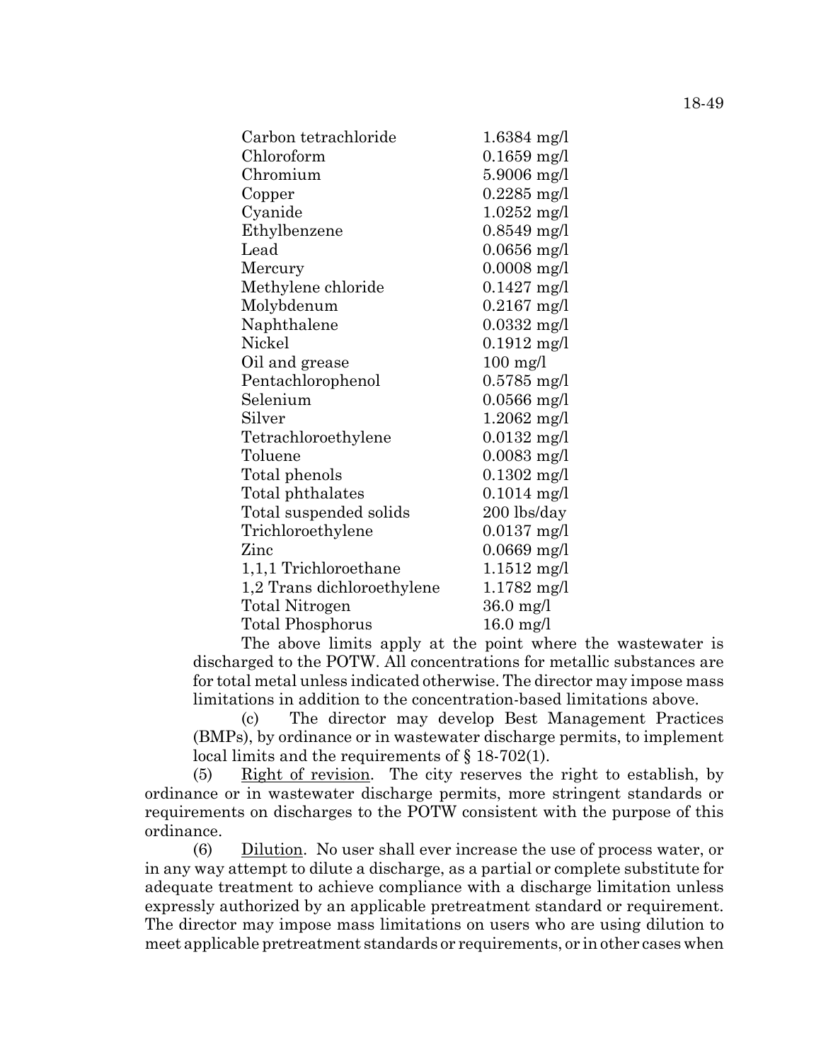| | |
|---|---|
| Carbon tetrachloride | 1.6384 mg/l |
| Chloroform | 0.1659 mg/l |
| Chromium | 5.9006 mg/l |
| Copper | 0.2285 mg/l |
| Cyanide | 1.0252 mg/l |
| Ethylbenzene | 0.8549 mg/l |
| Lead | 0.0656 mg/l |
| Mercury | 0.0008 mg/l |
| Methylene chloride | 0.1427 mg/l |
| Molybdenum | 0.2167 mg/l |
| Naphthalene | 0.0332 mg/l |
| Nickel | 0.1912 mg/l |
| Oil and grease | 100 mg/l |
| Pentachlorophenol | 0.5785 mg/l |
| Selenium | 0.0566 mg/l |
| Silver | 1.2062 mg/l |
| Tetrachloroethylene | 0.0132 mg/l |
| Toluene | 0.0083 mg/l |
| Total phenols | 0.1302 mg/l |
| Total phthalates | 0.1014 mg/l |
| Total suspended solids | 200 lbs/day |
| Trichloroethylene | 0.0137 mg/l |
| Zinc | 0.0669 mg/l |
| 1,1,1 Trichloroethane | 1.1512 mg/l |
| 1,2 Trans dichloroethylene | 1.1782 mg/l |
| Total Nitrogen | 36.0 mg/l |
| Total Phosphorus | 16.0 mg/l |

The above limits apply at the point where the wastewater is discharged to the POTW. All concentrations for metallic substances are for total metal unless indicated otherwise. The director may impose mass limitations in addition to the concentration-based limitations above.

(c) The director may develop Best Management Practices (BMPs), by ordinance or in wastewater discharge permits, to implement local limits and the requirements of § 18-702(1).

(5) Right of revision. The city reserves the right to establish, by ordinance or in wastewater discharge permits, more stringent standards or requirements on discharges to the POTW consistent with the purpose of this ordinance.

(6) Dilution. No user shall ever increase the use of process water, or in any way attempt to dilute a discharge, as a partial or complete substitute for adequate treatment to achieve compliance with a discharge limitation unless expressly authorized by an applicable pretreatment standard or requirement. The director may impose mass limitations on users who are using dilution to meet applicable pretreatment standards or requirements, or in other cases when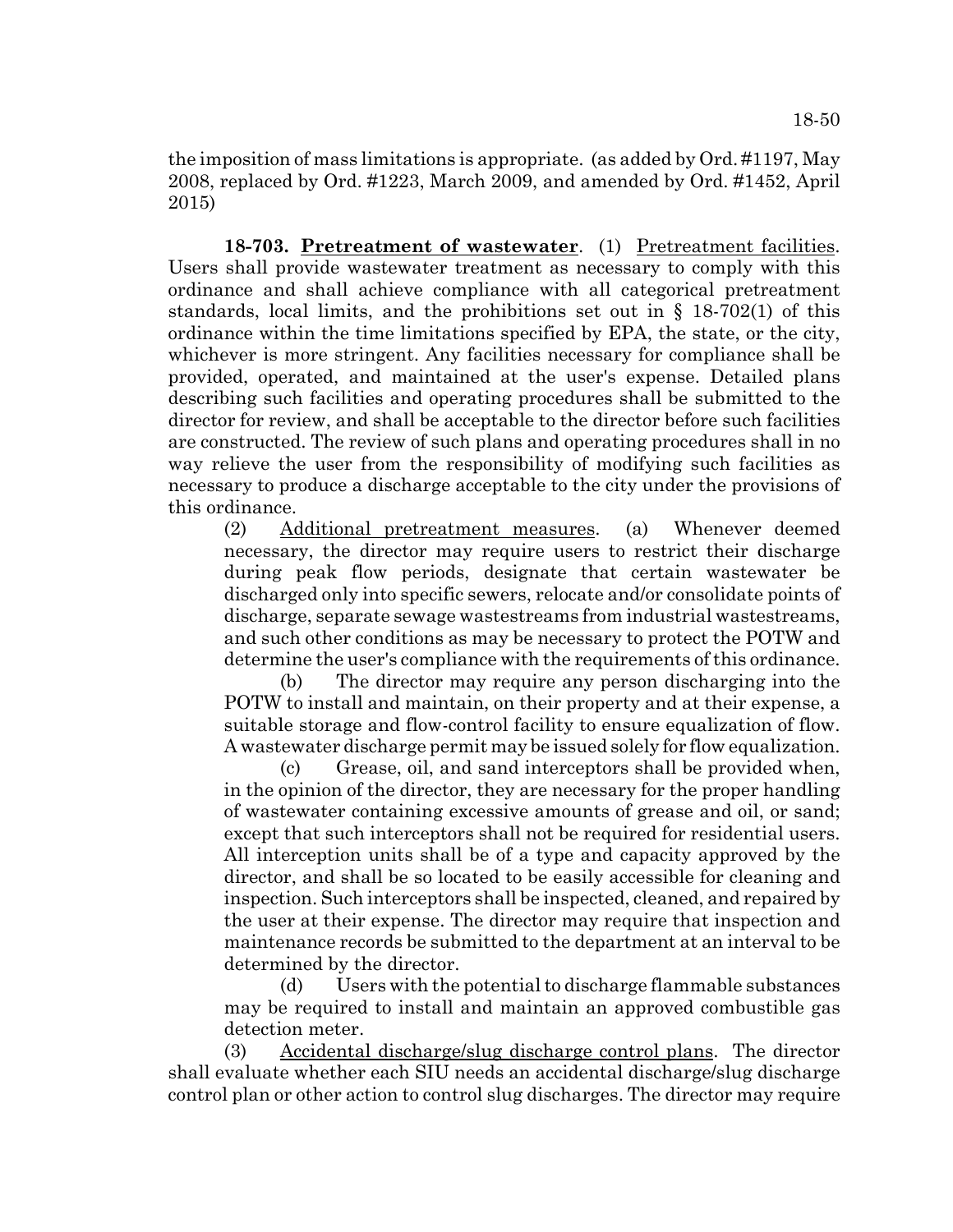the imposition of mass limitations is appropriate. (as added by Ord. #1197, May 2008, replaced by Ord. #1223, March 2009, and amended by Ord. #1452, April 2015)

**18-703. Pretreatment of wastewater**. (1) Pretreatment facilities. Users shall provide wastewater treatment as necessary to comply with this ordinance and shall achieve compliance with all categorical pretreatment standards, local limits, and the prohibitions set out in § 18-702(1) of this ordinance within the time limitations specified by EPA, the state, or the city, whichever is more stringent. Any facilities necessary for compliance shall be provided, operated, and maintained at the user's expense. Detailed plans describing such facilities and operating procedures shall be submitted to the director for review, and shall be acceptable to the director before such facilities are constructed. The review of such plans and operating procedures shall in no way relieve the user from the responsibility of modifying such facilities as necessary to produce a discharge acceptable to the city under the provisions of this ordinance.

(2) Additional pretreatment measures. (a) Whenever deemed necessary, the director may require users to restrict their discharge during peak flow periods, designate that certain wastewater be discharged only into specific sewers, relocate and/or consolidate points of discharge, separate sewage wastestreams from industrial wastestreams, and such other conditions as may be necessary to protect the POTW and determine the user's compliance with the requirements of this ordinance.

(b) The director may require any person discharging into the POTW to install and maintain, on their property and at their expense, a suitable storage and flow-control facility to ensure equalization of flow. A wastewater discharge permit may be issued solely for flow equalization.

(c) Grease, oil, and sand interceptors shall be provided when, in the opinion of the director, they are necessary for the proper handling of wastewater containing excessive amounts of grease and oil, or sand; except that such interceptors shall not be required for residential users. All interception units shall be of a type and capacity approved by the director, and shall be so located to be easily accessible for cleaning and inspection. Such interceptors shall be inspected, cleaned, and repaired by the user at their expense. The director may require that inspection and maintenance records be submitted to the department at an interval to be determined by the director.

(d) Users with the potential to discharge flammable substances may be required to install and maintain an approved combustible gas detection meter.

(3) Accidental discharge/slug discharge control plans. The director shall evaluate whether each SIU needs an accidental discharge/slug discharge control plan or other action to control slug discharges. The director may require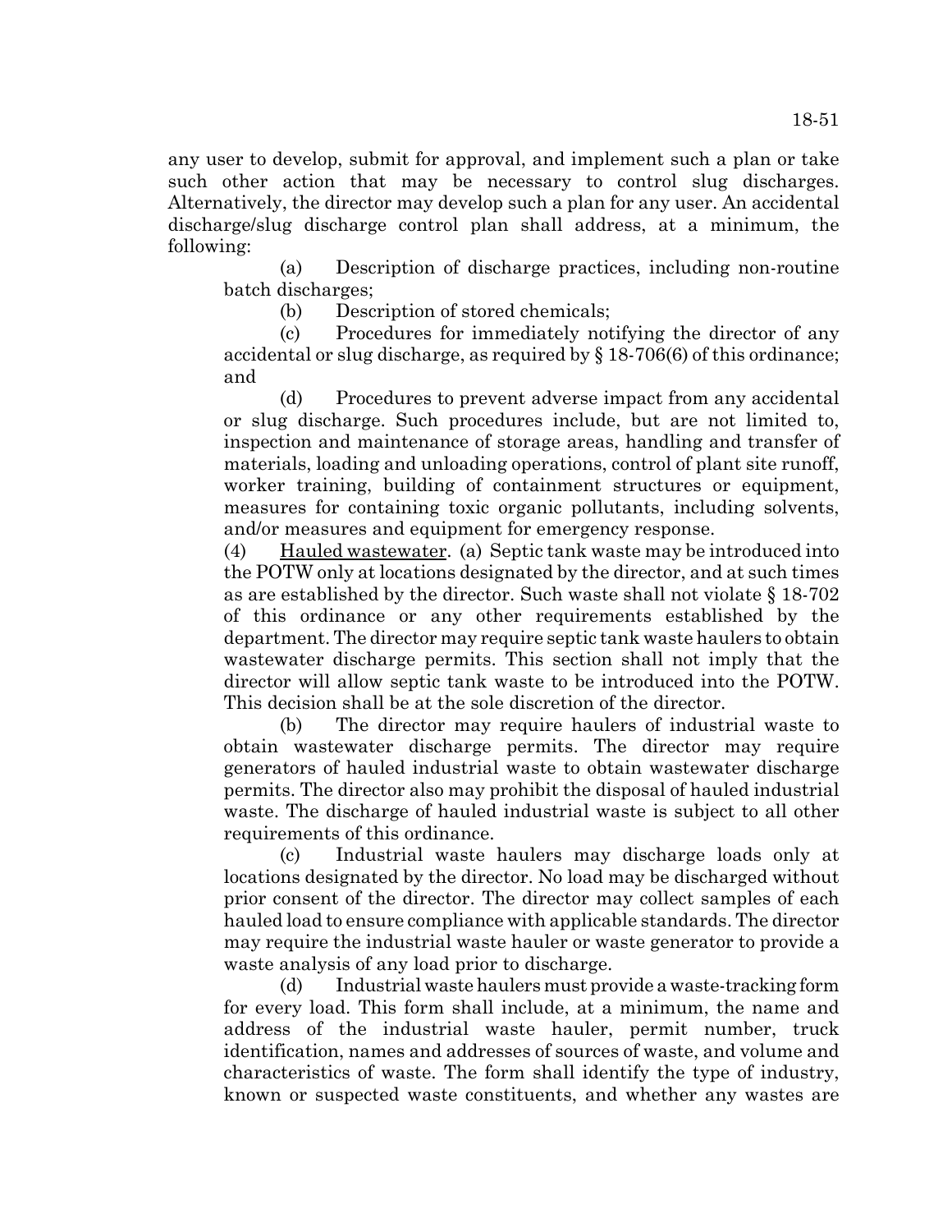any user to develop, submit for approval, and implement such a plan or take such other action that may be necessary to control slug discharges. Alternatively, the director may develop such a plan for any user. An accidental discharge/slug discharge control plan shall address, at a minimum, the following:

(a) Description of discharge practices, including non-routine batch discharges;

(b) Description of stored chemicals;

(c) Procedures for immediately notifying the director of any accidental or slug discharge, as required by § 18-706(6) of this ordinance; and

(d) Procedures to prevent adverse impact from any accidental or slug discharge. Such procedures include, but are not limited to, inspection and maintenance of storage areas, handling and transfer of materials, loading and unloading operations, control of plant site runoff, worker training, building of containment structures or equipment, measures for containing toxic organic pollutants, including solvents, and/or measures and equipment for emergency response.

(4) Hauled wastewater. (a) Septic tank waste may be introduced into the POTW only at locations designated by the director, and at such times as are established by the director. Such waste shall not violate § 18-702 of this ordinance or any other requirements established by the department. The director may require septic tank waste haulers to obtain wastewater discharge permits. This section shall not imply that the director will allow septic tank waste to be introduced into the POTW. This decision shall be at the sole discretion of the director.

(b) The director may require haulers of industrial waste to obtain wastewater discharge permits. The director may require generators of hauled industrial waste to obtain wastewater discharge permits. The director also may prohibit the disposal of hauled industrial waste. The discharge of hauled industrial waste is subject to all other requirements of this ordinance.

(c) Industrial waste haulers may discharge loads only at locations designated by the director. No load may be discharged without prior consent of the director. The director may collect samples of each hauled load to ensure compliance with applicable standards. The director may require the industrial waste hauler or waste generator to provide a waste analysis of any load prior to discharge.

(d) Industrial waste haulers must provide a waste-tracking form for every load. This form shall include, at a minimum, the name and address of the industrial waste hauler, permit number, truck identification, names and addresses of sources of waste, and volume and characteristics of waste. The form shall identify the type of industry, known or suspected waste constituents, and whether any wastes are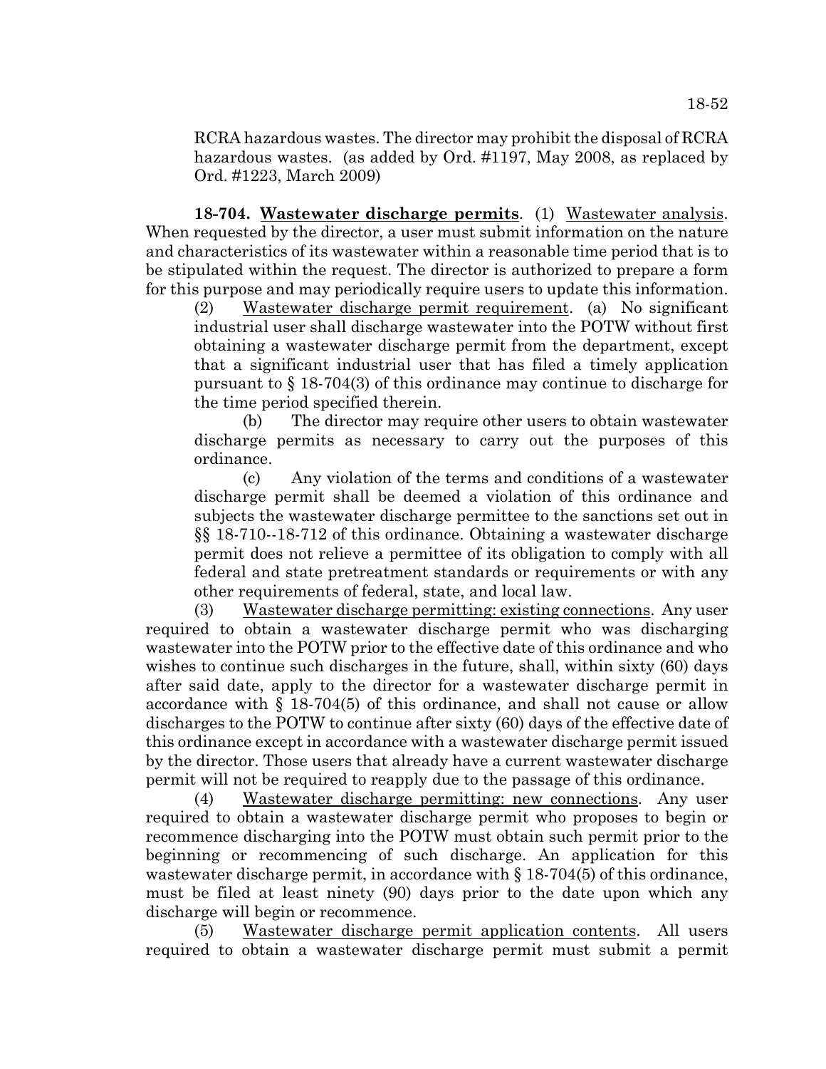RCRA hazardous wastes. The director may prohibit the disposal of RCRA hazardous wastes. (as added by Ord. #1197, May 2008, as replaced by Ord. #1223, March 2009)

**18-704. Wastewater discharge permits**. (1) Wastewater analysis. When requested by the director, a user must submit information on the nature and characteristics of its wastewater within a reasonable time period that is to be stipulated within the request. The director is authorized to prepare a form for this purpose and may periodically require users to update this information.

(2) Wastewater discharge permit requirement. (a) No significant industrial user shall discharge wastewater into the POTW without first obtaining a wastewater discharge permit from the department, except that a significant industrial user that has filed a timely application pursuant to § 18-704(3) of this ordinance may continue to discharge for the time period specified therein.

(b) The director may require other users to obtain wastewater discharge permits as necessary to carry out the purposes of this ordinance.

(c) Any violation of the terms and conditions of a wastewater discharge permit shall be deemed a violation of this ordinance and subjects the wastewater discharge permittee to the sanctions set out in §§ 18-710--18-712 of this ordinance. Obtaining a wastewater discharge permit does not relieve a permittee of its obligation to comply with all federal and state pretreatment standards or requirements or with any other requirements of federal, state, and local law.

(3) Wastewater discharge permitting: existing connections. Any user required to obtain a wastewater discharge permit who was discharging wastewater into the POTW prior to the effective date of this ordinance and who wishes to continue such discharges in the future, shall, within sixty (60) days after said date, apply to the director for a wastewater discharge permit in accordance with § 18-704(5) of this ordinance, and shall not cause or allow discharges to the POTW to continue after sixty (60) days of the effective date of this ordinance except in accordance with a wastewater discharge permit issued by the director. Those users that already have a current wastewater discharge permit will not be required to reapply due to the passage of this ordinance.

(4) Wastewater discharge permitting: new connections. Any user required to obtain a wastewater discharge permit who proposes to begin or recommence discharging into the POTW must obtain such permit prior to the beginning or recommencing of such discharge. An application for this wastewater discharge permit, in accordance with § 18-704(5) of this ordinance, must be filed at least ninety (90) days prior to the date upon which any discharge will begin or recommence.

(5) Wastewater discharge permit application contents. All users required to obtain a wastewater discharge permit must submit a permit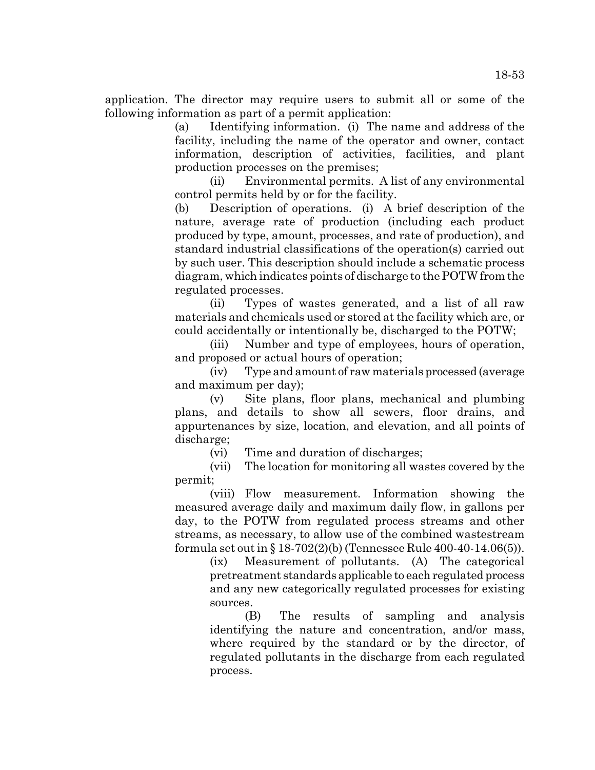application. The director may require users to submit all or some of the following information as part of a permit application:

(a) Identifying information. (i) The name and address of the facility, including the name of the operator and owner, contact information, description of activities, facilities, and plant production processes on the premises;

(ii) Environmental permits. A list of any environmental control permits held by or for the facility.

(b) Description of operations. (i) A brief description of the nature, average rate of production (including each product produced by type, amount, processes, and rate of production), and standard industrial classifications of the operation(s) carried out by such user. This description should include a schematic process diagram, which indicates points of discharge to the POTW from the regulated processes.

(ii) Types of wastes generated, and a list of all raw materials and chemicals used or stored at the facility which are, or could accidentally or intentionally be, discharged to the POTW;

(iii) Number and type of employees, hours of operation, and proposed or actual hours of operation;

(iv) Type and amount of raw materials processed (average and maximum per day);

(v) Site plans, floor plans, mechanical and plumbing plans, and details to show all sewers, floor drains, and appurtenances by size, location, and elevation, and all points of discharge;

(vi) Time and duration of discharges;

(vii) The location for monitoring all wastes covered by the permit;

(viii) Flow measurement. Information showing the measured average daily and maximum daily flow, in gallons per day, to the POTW from regulated process streams and other streams, as necessary, to allow use of the combined wastestream formula set out in § 18-702(2)(b) (Tennessee Rule 400-40-14.06(5)).

(ix) Measurement of pollutants. (A) The categorical pretreatment standards applicable to each regulated process and any new categorically regulated processes for existing sources.

(B) The results of sampling and analysis identifying the nature and concentration, and/or mass, where required by the standard or by the director, of regulated pollutants in the discharge from each regulated process.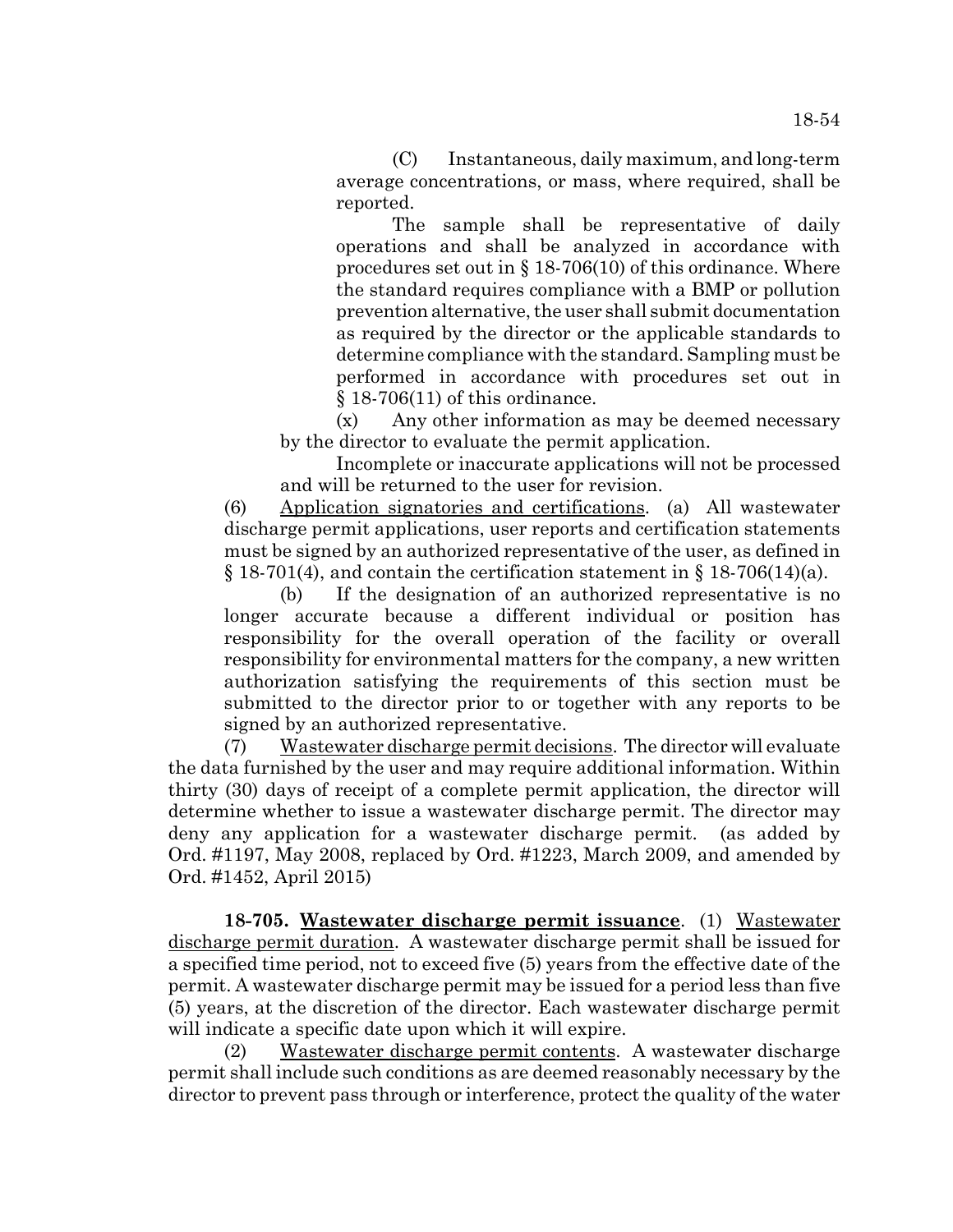(C) Instantaneous, daily maximum, and long-term average concentrations, or mass, where required, shall be reported.

The sample shall be representative of daily operations and shall be analyzed in accordance with procedures set out in § 18-706(10) of this ordinance. Where the standard requires compliance with a BMP or pollution prevention alternative, the user shall submit documentation as required by the director or the applicable standards to determine compliance with the standard. Sampling must be performed in accordance with procedures set out in § 18-706(11) of this ordinance.

(x) Any other information as may be deemed necessary by the director to evaluate the permit application.

Incomplete or inaccurate applications will not be processed and will be returned to the user for revision.

(6) Application signatories and certifications. (a) All wastewater discharge permit applications, user reports and certification statements must be signed by an authorized representative of the user, as defined in § 18-701(4), and contain the certification statement in § 18-706(14)(a).

(b) If the designation of an authorized representative is no longer accurate because a different individual or position has responsibility for the overall operation of the facility or overall responsibility for environmental matters for the company, a new written authorization satisfying the requirements of this section must be submitted to the director prior to or together with any reports to be signed by an authorized representative.

(7) Wastewater discharge permit decisions. The director will evaluate the data furnished by the user and may require additional information. Within thirty (30) days of receipt of a complete permit application, the director will determine whether to issue a wastewater discharge permit. The director may deny any application for a wastewater discharge permit. (as added by Ord. #1197, May 2008, replaced by Ord. #1223, March 2009, and amended by Ord. #1452, April 2015)

**18-705. Wastewater discharge permit issuance**. (1) Wastewater discharge permit duration. A wastewater discharge permit shall be issued for a specified time period, not to exceed five (5) years from the effective date of the permit. A wastewater discharge permit may be issued for a period less than five (5) years, at the discretion of the director. Each wastewater discharge permit will indicate a specific date upon which it will expire.

(2) Wastewater discharge permit contents. A wastewater discharge permit shall include such conditions as are deemed reasonably necessary by the director to prevent pass through or interference, protect the quality of the water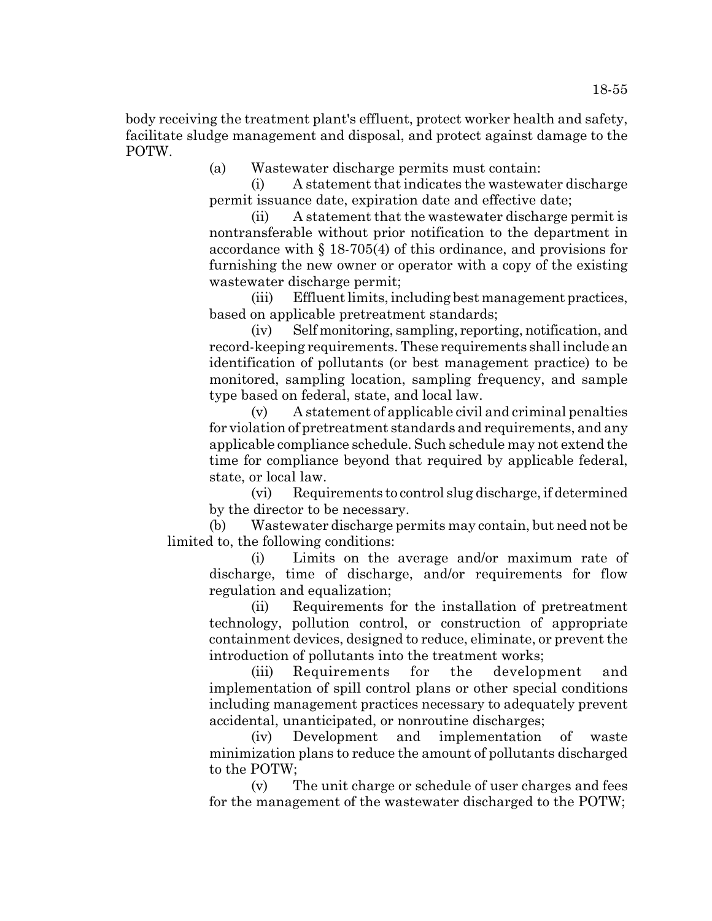body receiving the treatment plant's effluent, protect worker health and safety, facilitate sludge management and disposal, and protect against damage to the POTW.

(a) Wastewater discharge permits must contain:

(i) A statement that indicates the wastewater discharge permit issuance date, expiration date and effective date;

(ii) A statement that the wastewater discharge permit is nontransferable without prior notification to the department in accordance with § 18-705(4) of this ordinance, and provisions for furnishing the new owner or operator with a copy of the existing wastewater discharge permit;

(iii) Effluent limits, including best management practices, based on applicable pretreatment standards;

(iv) Self monitoring, sampling, reporting, notification, and record-keeping requirements. These requirements shall include an identification of pollutants (or best management practice) to be monitored, sampling location, sampling frequency, and sample type based on federal, state, and local law.

(v) A statement of applicable civil and criminal penalties for violation of pretreatment standards and requirements, and any applicable compliance schedule. Such schedule may not extend the time for compliance beyond that required by applicable federal, state, or local law.

(vi) Requirements to control slug discharge, if determined by the director to be necessary.

(b) Wastewater discharge permits may contain, but need not be limited to, the following conditions:

(i) Limits on the average and/or maximum rate of discharge, time of discharge, and/or requirements for flow regulation and equalization;

(ii) Requirements for the installation of pretreatment technology, pollution control, or construction of appropriate containment devices, designed to reduce, eliminate, or prevent the introduction of pollutants into the treatment works;

(iii) Requirements for the development and implementation of spill control plans or other special conditions including management practices necessary to adequately prevent accidental, unanticipated, or nonroutine discharges;

(iv) Development and implementation of waste minimization plans to reduce the amount of pollutants discharged to the POTW;

(v) The unit charge or schedule of user charges and fees for the management of the wastewater discharged to the POTW;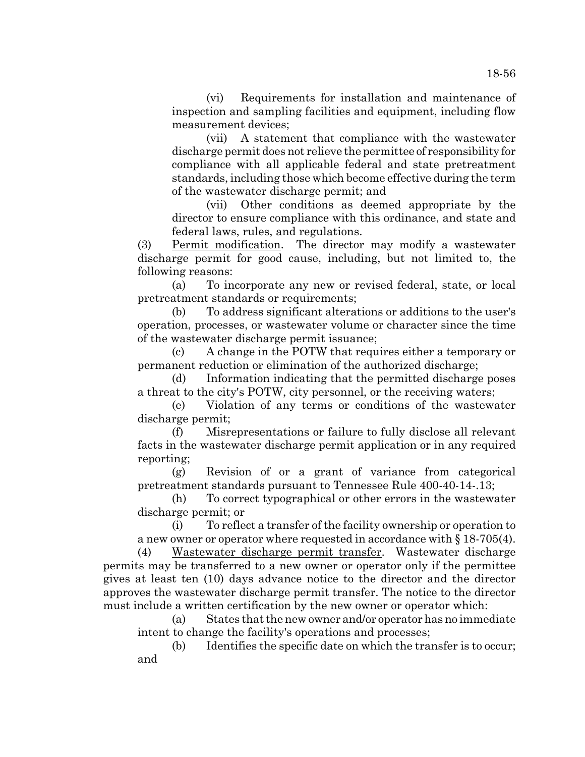(vi) Requirements for installation and maintenance of inspection and sampling facilities and equipment, including flow measurement devices;

(vii) A statement that compliance with the wastewater discharge permit does not relieve the permittee of responsibility for compliance with all applicable federal and state pretreatment standards, including those which become effective during the term of the wastewater discharge permit; and

(vii) Other conditions as deemed appropriate by the director to ensure compliance with this ordinance, and state and federal laws, rules, and regulations.

(3) <u>Permit modification</u>. The director may modify a wastewater discharge permit for good cause, including, but not limited to, the following reasons:

(a) To incorporate any new or revised federal, state, or local pretreatment standards or requirements;

(b) To address significant alterations or additions to the user's operation, processes, or wastewater volume or character since the time of the wastewater discharge permit issuance;

(c) A change in the POTW that requires either a temporary or permanent reduction or elimination of the authorized discharge;

(d) Information indicating that the permitted discharge poses a threat to the city's POTW, city personnel, or the receiving waters;

(e) Violation of any terms or conditions of the wastewater discharge permit;

(f) Misrepresentations or failure to fully disclose all relevant facts in the wastewater discharge permit application or in any required reporting;

(g) Revision of or a grant of variance from categorical pretreatment standards pursuant to Tennessee Rule 400-40-14-.13;

(h) To correct typographical or other errors in the wastewater discharge permit; or

(i) To reflect a transfer of the facility ownership or operation to a new owner or operator where requested in accordance with § 18-705(4).

(4) <u>Wastewater discharge permit transfer</u>. Wastewater discharge permits may be transferred to a new owner or operator only if the permittee gives at least ten (10) days advance notice to the director and the director approves the wastewater discharge permit transfer. The notice to the director must include a written certification by the new owner or operator which:

(a) States that the new owner and/or operator has no immediate intent to change the facility's operations and processes;

(b) Identifies the specific date on which the transfer is to occur; and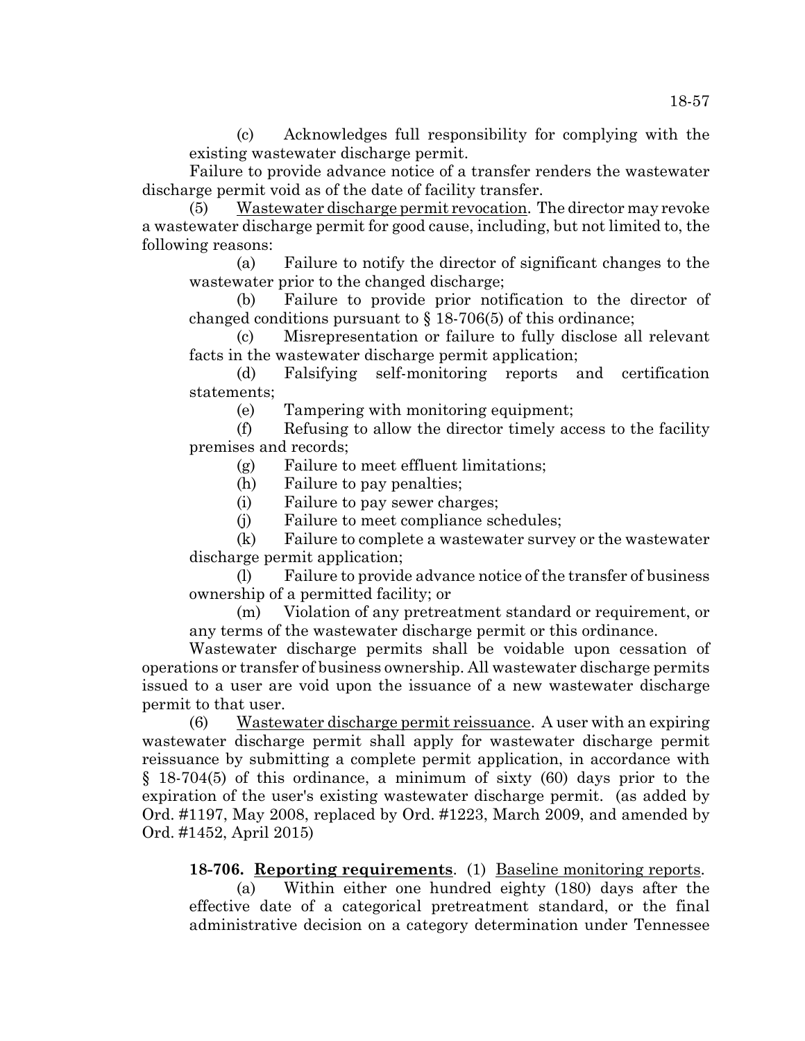(c) Acknowledges full responsibility for complying with the existing wastewater discharge permit.

Failure to provide advance notice of a transfer renders the wastewater discharge permit void as of the date of facility transfer.

(5) Wastewater discharge permit revocation. The director may revoke a wastewater discharge permit for good cause, including, but not limited to, the following reasons:

(a) Failure to notify the director of significant changes to the wastewater prior to the changed discharge;

(b) Failure to provide prior notification to the director of changed conditions pursuant to § 18-706(5) of this ordinance;

(c) Misrepresentation or failure to fully disclose all relevant facts in the wastewater discharge permit application;

(d) Falsifying self-monitoring reports and certification statements;

(e) Tampering with monitoring equipment;

(f) Refusing to allow the director timely access to the facility premises and records;

(g) Failure to meet effluent limitations;

(h) Failure to pay penalties;

(i) Failure to pay sewer charges;

(j) Failure to meet compliance schedules;

(k) Failure to complete a wastewater survey or the wastewater discharge permit application;

(l) Failure to provide advance notice of the transfer of business ownership of a permitted facility; or

(m) Violation of any pretreatment standard or requirement, or any terms of the wastewater discharge permit or this ordinance.

Wastewater discharge permits shall be voidable upon cessation of operations or transfer of business ownership. All wastewater discharge permits issued to a user are void upon the issuance of a new wastewater discharge permit to that user.

(6) Wastewater discharge permit reissuance. A user with an expiring wastewater discharge permit shall apply for wastewater discharge permit reissuance by submitting a complete permit application, in accordance with § 18-704(5) of this ordinance, a minimum of sixty (60) days prior to the expiration of the user's existing wastewater discharge permit. (as added by Ord. #1197, May 2008, replaced by Ord. #1223, March 2009, and amended by Ord. #1452, April 2015)

**18-706. Reporting requirements**. (1) Baseline monitoring reports.

(a) Within either one hundred eighty (180) days after the effective date of a categorical pretreatment standard, or the final administrative decision on a category determination under Tennessee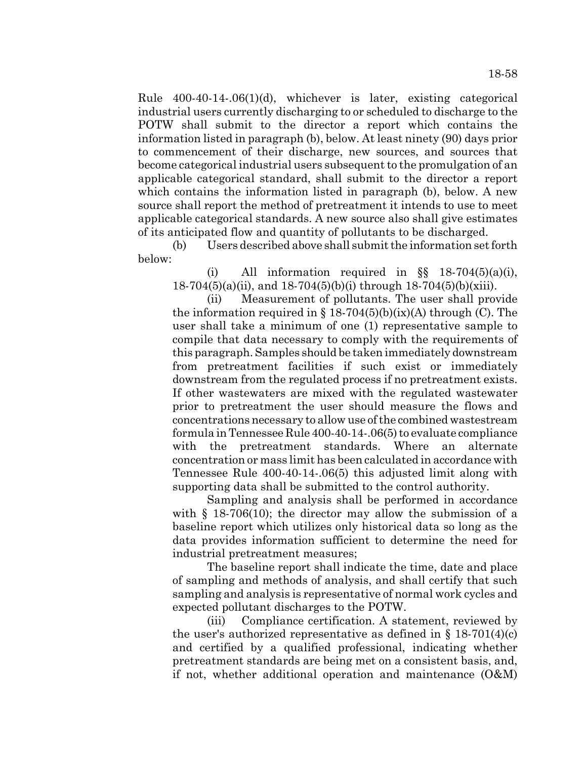Rule 400-40-14-.06(1)(d), whichever is later, existing categorical industrial users currently discharging to or scheduled to discharge to the POTW shall submit to the director a report which contains the information listed in paragraph (b), below. At least ninety (90) days prior to commencement of their discharge, new sources, and sources that become categorical industrial users subsequent to the promulgation of an applicable categorical standard, shall submit to the director a report which contains the information listed in paragraph (b), below. A new source shall report the method of pretreatment it intends to use to meet applicable categorical standards. A new source also shall give estimates of its anticipated flow and quantity of pollutants to be discharged.

(b) Users described above shall submit the information set forth below:

(i) All information required in §§ 18-704(5)(a)(i), 18-704(5)(a)(ii), and 18-704(5)(b)(i) through 18-704(5)(b)(xiii).

(ii) Measurement of pollutants. The user shall provide the information required in § 18-704(5)(b)(ix)(A) through (C). The user shall take a minimum of one (1) representative sample to compile that data necessary to comply with the requirements of this paragraph. Samples should be taken immediately downstream from pretreatment facilities if such exist or immediately downstream from the regulated process if no pretreatment exists. If other wastewaters are mixed with the regulated wastewater prior to pretreatment the user should measure the flows and concentrations necessary to allow use of the combined wastestream formula in Tennessee Rule 400-40-14-.06(5) to evaluate compliance with the pretreatment standards. Where an alternate concentration or mass limit has been calculated in accordance with Tennessee Rule 400-40-14-.06(5) this adjusted limit along with supporting data shall be submitted to the control authority.

Sampling and analysis shall be performed in accordance with § 18-706(10); the director may allow the submission of a baseline report which utilizes only historical data so long as the data provides information sufficient to determine the need for industrial pretreatment measures;

The baseline report shall indicate the time, date and place of sampling and methods of analysis, and shall certify that such sampling and analysis is representative of normal work cycles and expected pollutant discharges to the POTW.

(iii) Compliance certification. A statement, reviewed by the user's authorized representative as defined in § 18-701(4)(c) and certified by a qualified professional, indicating whether pretreatment standards are being met on a consistent basis, and, if not, whether additional operation and maintenance (O&M)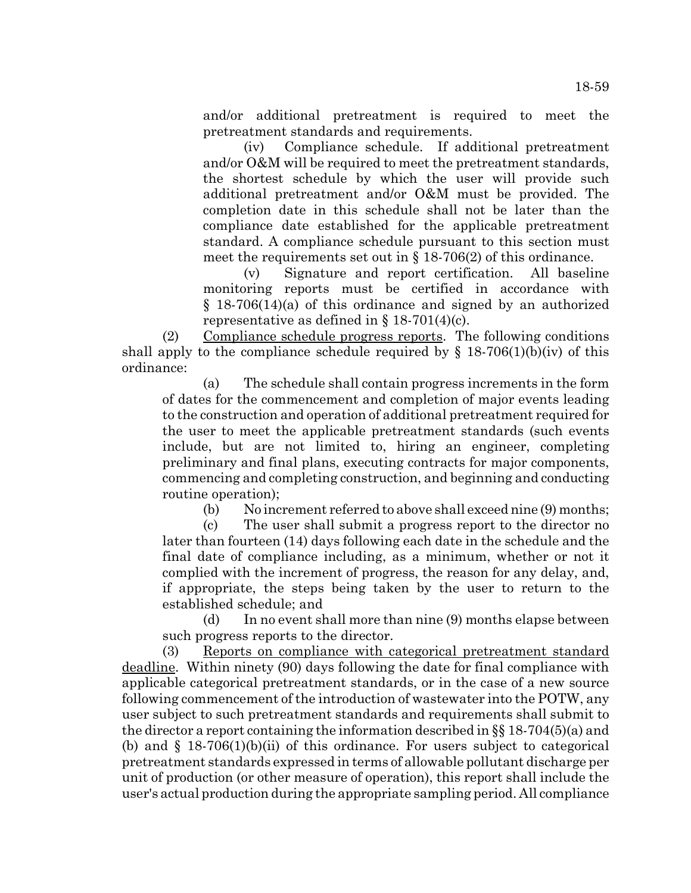and/or additional pretreatment is required to meet the pretreatment standards and requirements.

(iv) Compliance schedule. If additional pretreatment and/or O&M will be required to meet the pretreatment standards, the shortest schedule by which the user will provide such additional pretreatment and/or O&M must be provided. The completion date in this schedule shall not be later than the compliance date established for the applicable pretreatment standard. A compliance schedule pursuant to this section must meet the requirements set out in § 18-706(2) of this ordinance.

(v) Signature and report certification. All baseline monitoring reports must be certified in accordance with § 18-706(14)(a) of this ordinance and signed by an authorized representative as defined in § 18-701(4)(c).

(2) Compliance schedule progress reports. The following conditions shall apply to the compliance schedule required by § 18-706(1)(b)(iv) of this ordinance:

(a) The schedule shall contain progress increments in the form of dates for the commencement and completion of major events leading to the construction and operation of additional pretreatment required for the user to meet the applicable pretreatment standards (such events include, but are not limited to, hiring an engineer, completing preliminary and final plans, executing contracts for major components, commencing and completing construction, and beginning and conducting routine operation);

(b) No increment referred to above shall exceed nine (9) months;

(c) The user shall submit a progress report to the director no later than fourteen (14) days following each date in the schedule and the final date of compliance including, as a minimum, whether or not it complied with the increment of progress, the reason for any delay, and, if appropriate, the steps being taken by the user to return to the established schedule; and

(d) In no event shall more than nine (9) months elapse between such progress reports to the director.

(3) Reports on compliance with categorical pretreatment standard deadline. Within ninety (90) days following the date for final compliance with applicable categorical pretreatment standards, or in the case of a new source following commencement of the introduction of wastewater into the POTW, any user subject to such pretreatment standards and requirements shall submit to the director a report containing the information described in §§ 18-704(5)(a) and (b) and § 18-706(1)(b)(ii) of this ordinance. For users subject to categorical pretreatment standards expressed in terms of allowable pollutant discharge per unit of production (or other measure of operation), this report shall include the user's actual production during the appropriate sampling period. All compliance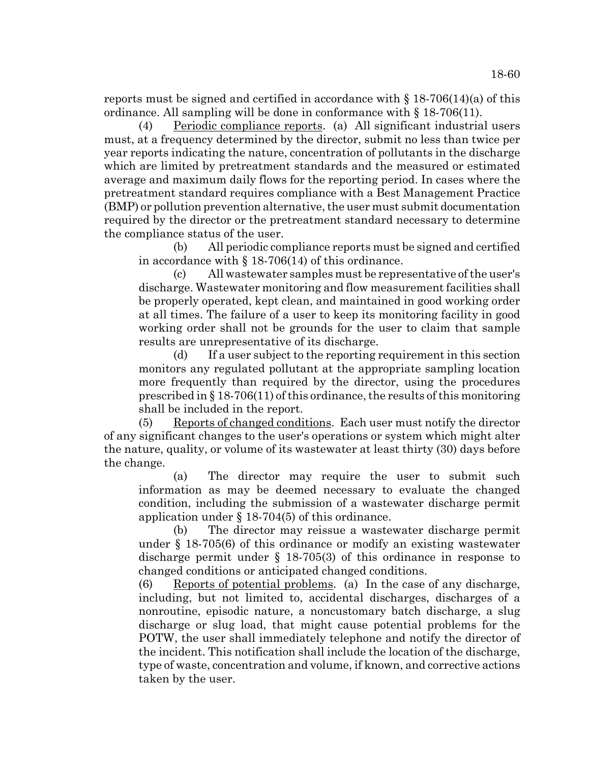reports must be signed and certified in accordance with § 18-706(14)(a) of this ordinance. All sampling will be done in conformance with § 18-706(11).

(4) Periodic compliance reports. (a) All significant industrial users must, at a frequency determined by the director, submit no less than twice per year reports indicating the nature, concentration of pollutants in the discharge which are limited by pretreatment standards and the measured or estimated average and maximum daily flows for the reporting period. In cases where the pretreatment standard requires compliance with a Best Management Practice (BMP) or pollution prevention alternative, the user must submit documentation required by the director or the pretreatment standard necessary to determine the compliance status of the user.

(b) All periodic compliance reports must be signed and certified in accordance with § 18-706(14) of this ordinance.

(c) All wastewater samples must be representative of the user's discharge. Wastewater monitoring and flow measurement facilities shall be properly operated, kept clean, and maintained in good working order at all times. The failure of a user to keep its monitoring facility in good working order shall not be grounds for the user to claim that sample results are unrepresentative of its discharge.

(d) If a user subject to the reporting requirement in this section monitors any regulated pollutant at the appropriate sampling location more frequently than required by the director, using the procedures prescribed in § 18-706(11) of this ordinance, the results of this monitoring shall be included in the report.

(5) Reports of changed conditions. Each user must notify the director of any significant changes to the user's operations or system which might alter the nature, quality, or volume of its wastewater at least thirty (30) days before the change.

(a) The director may require the user to submit such information as may be deemed necessary to evaluate the changed condition, including the submission of a wastewater discharge permit application under § 18-704(5) of this ordinance.

(b) The director may reissue a wastewater discharge permit under § 18-705(6) of this ordinance or modify an existing wastewater discharge permit under § 18-705(3) of this ordinance in response to changed conditions or anticipated changed conditions.

(6) Reports of potential problems. (a) In the case of any discharge, including, but not limited to, accidental discharges, discharges of a nonroutine, episodic nature, a noncustomary batch discharge, a slug discharge or slug load, that might cause potential problems for the POTW, the user shall immediately telephone and notify the director of the incident. This notification shall include the location of the discharge, type of waste, concentration and volume, if known, and corrective actions taken by the user.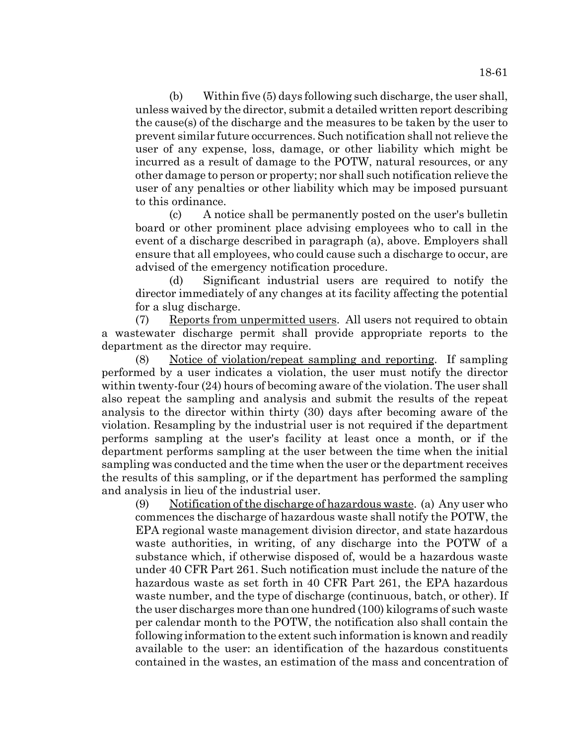(b) Within five (5) days following such discharge, the user shall, unless waived by the director, submit a detailed written report describing the cause(s) of the discharge and the measures to be taken by the user to prevent similar future occurrences. Such notification shall not relieve the user of any expense, loss, damage, or other liability which might be incurred as a result of damage to the POTW, natural resources, or any other damage to person or property; nor shall such notification relieve the user of any penalties or other liability which may be imposed pursuant to this ordinance.

(c) A notice shall be permanently posted on the user's bulletin board or other prominent place advising employees who to call in the event of a discharge described in paragraph (a), above. Employers shall ensure that all employees, who could cause such a discharge to occur, are advised of the emergency notification procedure.

(d) Significant industrial users are required to notify the director immediately of any changes at its facility affecting the potential for a slug discharge.

(7) Reports from unpermitted users. All users not required to obtain a wastewater discharge permit shall provide appropriate reports to the department as the director may require.

(8) Notice of violation/repeat sampling and reporting. If sampling performed by a user indicates a violation, the user must notify the director within twenty-four (24) hours of becoming aware of the violation. The user shall also repeat the sampling and analysis and submit the results of the repeat analysis to the director within thirty (30) days after becoming aware of the violation. Resampling by the industrial user is not required if the department performs sampling at the user's facility at least once a month, or if the department performs sampling at the user between the time when the initial sampling was conducted and the time when the user or the department receives the results of this sampling, or if the department has performed the sampling and analysis in lieu of the industrial user.

(9) Notification of the discharge of hazardous waste. (a) Any user who commences the discharge of hazardous waste shall notify the POTW, the EPA regional waste management division director, and state hazardous waste authorities, in writing, of any discharge into the POTW of a substance which, if otherwise disposed of, would be a hazardous waste under 40 CFR Part 261. Such notification must include the nature of the hazardous waste as set forth in 40 CFR Part 261, the EPA hazardous waste number, and the type of discharge (continuous, batch, or other). If the user discharges more than one hundred (100) kilograms of such waste per calendar month to the POTW, the notification also shall contain the following information to the extent such information is known and readily available to the user: an identification of the hazardous constituents contained in the wastes, an estimation of the mass and concentration of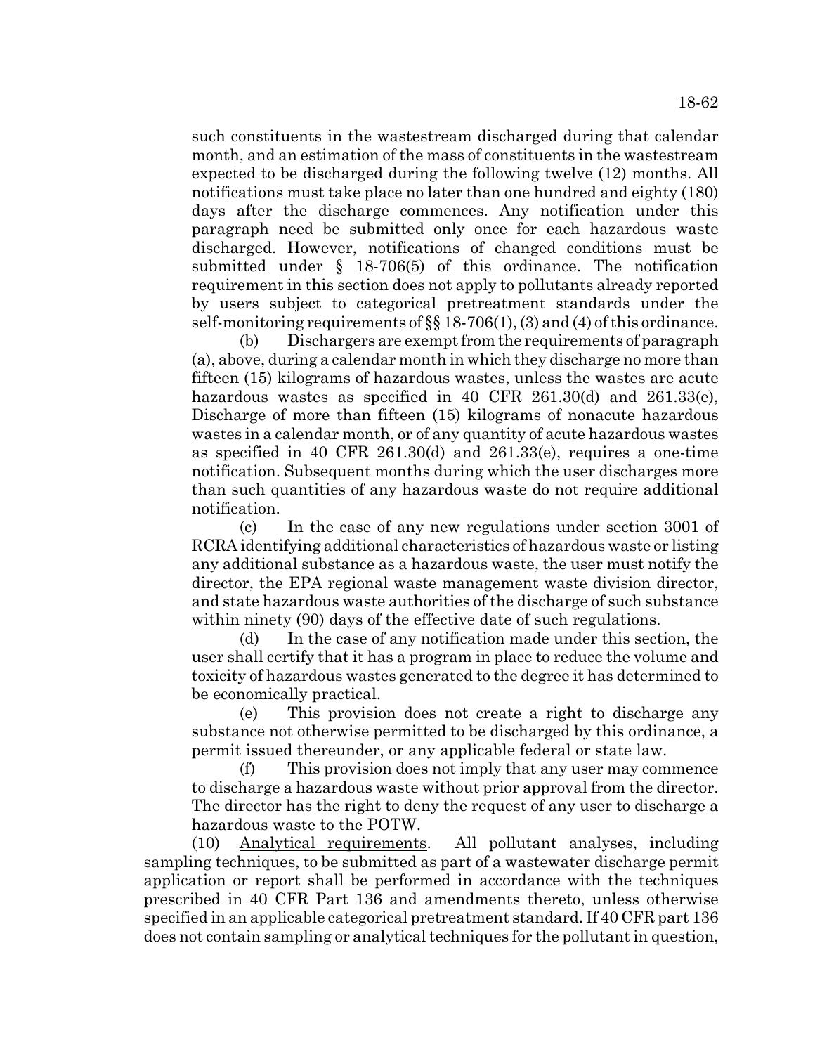such constituents in the wastestream discharged during that calendar month, and an estimation of the mass of constituents in the wastestream expected to be discharged during the following twelve (12) months. All notifications must take place no later than one hundred and eighty (180) days after the discharge commences. Any notification under this paragraph need be submitted only once for each hazardous waste discharged. However, notifications of changed conditions must be submitted under § 18-706(5) of this ordinance. The notification requirement in this section does not apply to pollutants already reported by users subject to categorical pretreatment standards under the self-monitoring requirements of §§ 18-706(1), (3) and (4) of this ordinance.

(b) Dischargers are exempt from the requirements of paragraph (a), above, during a calendar month in which they discharge no more than fifteen (15) kilograms of hazardous wastes, unless the wastes are acute hazardous wastes as specified in 40 CFR 261.30(d) and 261.33(e), Discharge of more than fifteen (15) kilograms of nonacute hazardous wastes in a calendar month, or of any quantity of acute hazardous wastes as specified in 40 CFR 261.30(d) and 261.33(e), requires a one-time notification. Subsequent months during which the user discharges more than such quantities of any hazardous waste do not require additional notification.

(c) In the case of any new regulations under section 3001 of RCRA identifying additional characteristics of hazardous waste or listing any additional substance as a hazardous waste, the user must notify the director, the EPA regional waste management waste division director, and state hazardous waste authorities of the discharge of such substance within ninety (90) days of the effective date of such regulations.

(d) In the case of any notification made under this section, the user shall certify that it has a program in place to reduce the volume and toxicity of hazardous wastes generated to the degree it has determined to be economically practical.

(e) This provision does not create a right to discharge any substance not otherwise permitted to be discharged by this ordinance, a permit issued thereunder, or any applicable federal or state law.

(f) This provision does not imply that any user may commence to discharge a hazardous waste without prior approval from the director. The director has the right to deny the request of any user to discharge a hazardous waste to the POTW.

(10) Analytical requirements. All pollutant analyses, including sampling techniques, to be submitted as part of a wastewater discharge permit application or report shall be performed in accordance with the techniques prescribed in 40 CFR Part 136 and amendments thereto, unless otherwise specified in an applicable categorical pretreatment standard. If 40 CFR part 136 does not contain sampling or analytical techniques for the pollutant in question,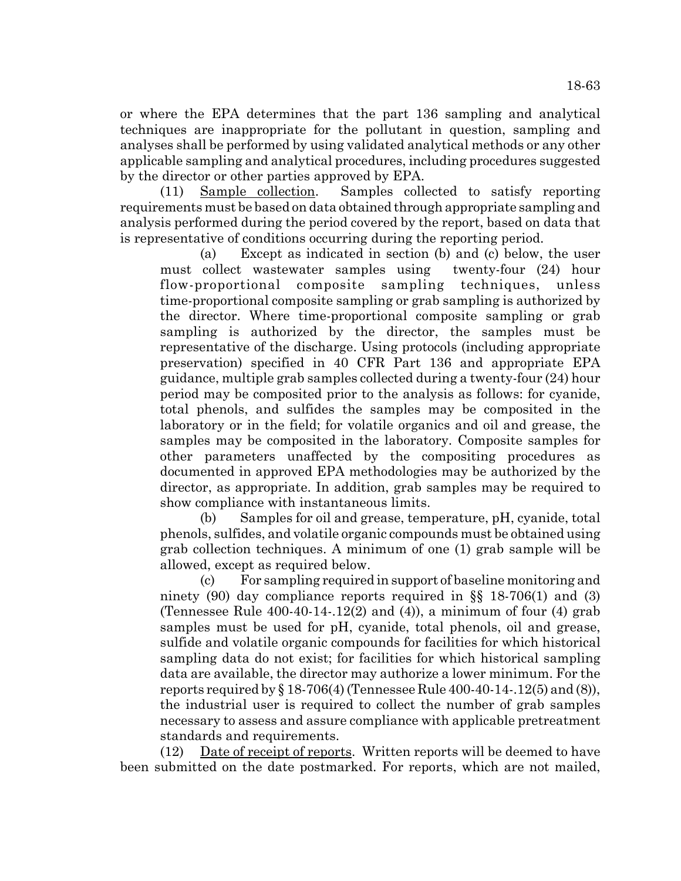or where the EPA determines that the part 136 sampling and analytical techniques are inappropriate for the pollutant in question, sampling and analyses shall be performed by using validated analytical methods or any other applicable sampling and analytical procedures, including procedures suggested by the director or other parties approved by EPA.

(11) Sample collection. Samples collected to satisfy reporting requirements must be based on data obtained through appropriate sampling and analysis performed during the period covered by the report, based on data that is representative of conditions occurring during the reporting period.

(a) Except as indicated in section (b) and (c) below, the user must collect wastewater samples using twenty-four (24) hour flow-proportional composite sampling techniques, unless time-proportional composite sampling or grab sampling is authorized by the director. Where time-proportional composite sampling or grab sampling is authorized by the director, the samples must be representative of the discharge. Using protocols (including appropriate preservation) specified in 40 CFR Part 136 and appropriate EPA guidance, multiple grab samples collected during a twenty-four (24) hour period may be composited prior to the analysis as follows: for cyanide, total phenols, and sulfides the samples may be composited in the laboratory or in the field; for volatile organics and oil and grease, the samples may be composited in the laboratory. Composite samples for other parameters unaffected by the compositing procedures as documented in approved EPA methodologies may be authorized by the director, as appropriate. In addition, grab samples may be required to show compliance with instantaneous limits.

(b) Samples for oil and grease, temperature, pH, cyanide, total phenols, sulfides, and volatile organic compounds must be obtained using grab collection techniques. A minimum of one (1) grab sample will be allowed, except as required below.

(c) For sampling required in support of baseline monitoring and ninety (90) day compliance reports required in §§ 18-706(1) and (3) (Tennessee Rule 400-40-14-.12(2) and (4)), a minimum of four (4) grab samples must be used for pH, cyanide, total phenols, oil and grease, sulfide and volatile organic compounds for facilities for which historical sampling data do not exist; for facilities for which historical sampling data are available, the director may authorize a lower minimum. For the reports required by § 18-706(4) (Tennessee Rule 400-40-14-.12(5) and (8)), the industrial user is required to collect the number of grab samples necessary to assess and assure compliance with applicable pretreatment standards and requirements.

(12) Date of receipt of reports. Written reports will be deemed to have been submitted on the date postmarked. For reports, which are not mailed,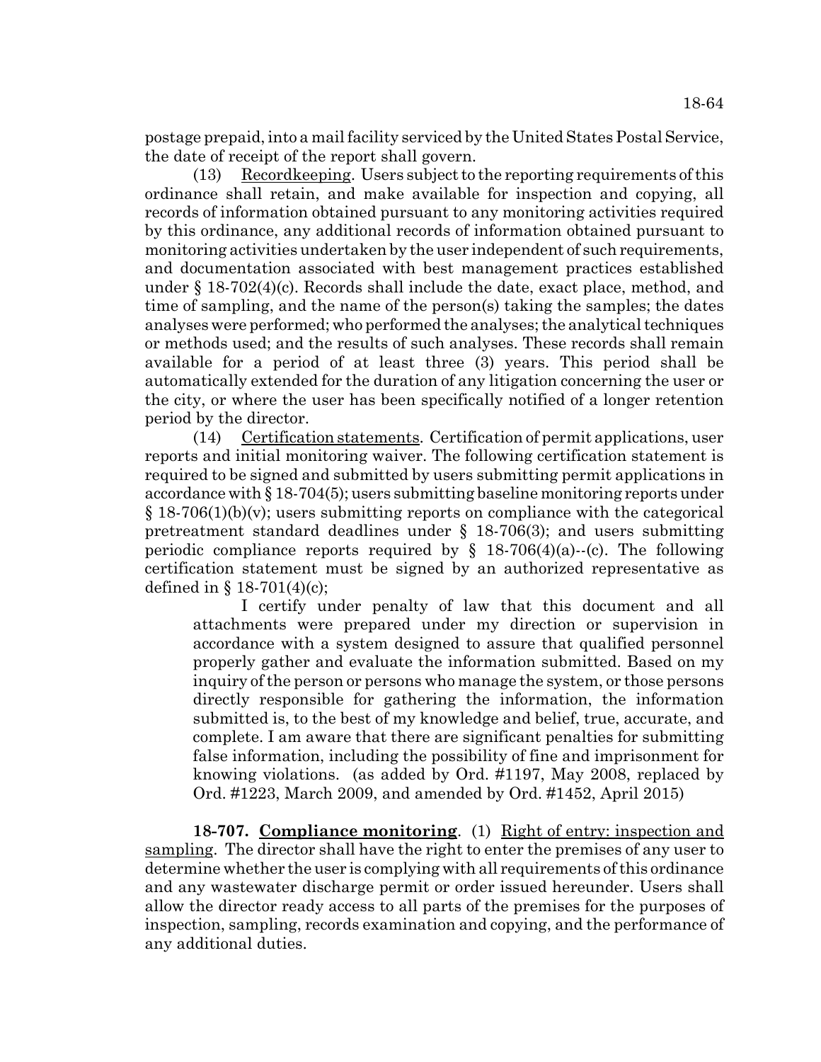postage prepaid, into a mail facility serviced by the United States Postal Service, the date of receipt of the report shall govern.

(13) Recordkeeping. Users subject to the reporting requirements of this ordinance shall retain, and make available for inspection and copying, all records of information obtained pursuant to any monitoring activities required by this ordinance, any additional records of information obtained pursuant to monitoring activities undertaken by the user independent of such requirements, and documentation associated with best management practices established under § 18-702(4)(c). Records shall include the date, exact place, method, and time of sampling, and the name of the person(s) taking the samples; the dates analyses were performed; who performed the analyses; the analytical techniques or methods used; and the results of such analyses. These records shall remain available for a period of at least three (3) years. This period shall be automatically extended for the duration of any litigation concerning the user or the city, or where the user has been specifically notified of a longer retention period by the director.

(14) Certification statements. Certification of permit applications, user reports and initial monitoring waiver. The following certification statement is required to be signed and submitted by users submitting permit applications in accordance with § 18-704(5); users submitting baseline monitoring reports under § 18-706(1)(b)(v); users submitting reports on compliance with the categorical pretreatment standard deadlines under § 18-706(3); and users submitting periodic compliance reports required by § 18-706(4)(a)--(c). The following certification statement must be signed by an authorized representative as defined in § 18-701(4)(c);

> I certify under penalty of law that this document and all attachments were prepared under my direction or supervision in accordance with a system designed to assure that qualified personnel properly gather and evaluate the information submitted. Based on my inquiry of the person or persons who manage the system, or those persons directly responsible for gathering the information, the information submitted is, to the best of my knowledge and belief, true, accurate, and complete. I am aware that there are significant penalties for submitting false information, including the possibility of fine and imprisonment for knowing violations. (as added by Ord. #1197, May 2008, replaced by Ord. #1223, March 2009, and amended by Ord. #1452, April 2015)

**18-707. Compliance monitoring**. (1) Right of entry: inspection and sampling. The director shall have the right to enter the premises of any user to determine whether the user is complying with all requirements of this ordinance and any wastewater discharge permit or order issued hereunder. Users shall allow the director ready access to all parts of the premises for the purposes of inspection, sampling, records examination and copying, and the performance of any additional duties.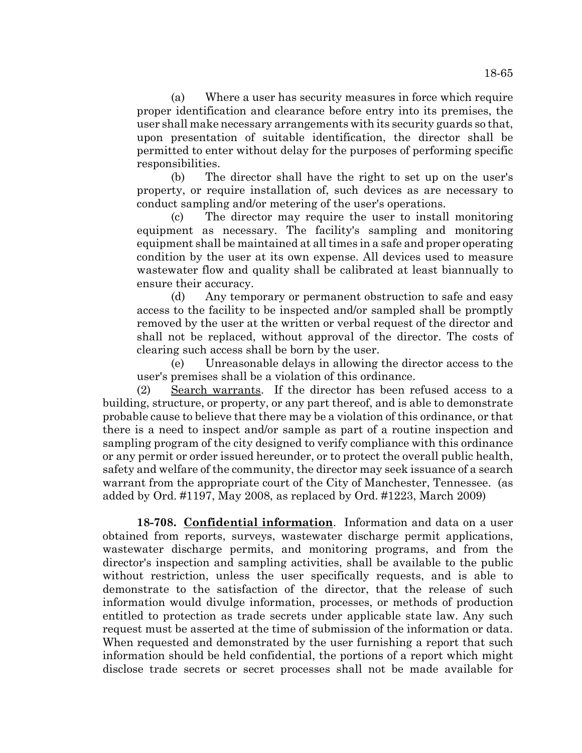(a) Where a user has security measures in force which require proper identification and clearance before entry into its premises, the user shall make necessary arrangements with its security guards so that, upon presentation of suitable identification, the director shall be permitted to enter without delay for the purposes of performing specific responsibilities.

(b) The director shall have the right to set up on the user's property, or require installation of, such devices as are necessary to conduct sampling and/or metering of the user's operations.

(c) The director may require the user to install monitoring equipment as necessary. The facility's sampling and monitoring equipment shall be maintained at all times in a safe and proper operating condition by the user at its own expense. All devices used to measure wastewater flow and quality shall be calibrated at least biannually to ensure their accuracy.

(d) Any temporary or permanent obstruction to safe and easy access to the facility to be inspected and/or sampled shall be promptly removed by the user at the written or verbal request of the director and shall not be replaced, without approval of the director. The costs of clearing such access shall be born by the user.

(e) Unreasonable delays in allowing the director access to the user's premises shall be a violation of this ordinance.

(2) Search warrants. If the director has been refused access to a building, structure, or property, or any part thereof, and is able to demonstrate probable cause to believe that there may be a violation of this ordinance, or that there is a need to inspect and/or sample as part of a routine inspection and sampling program of the city designed to verify compliance with this ordinance or any permit or order issued hereunder, or to protect the overall public health, safety and welfare of the community, the director may seek issuance of a search warrant from the appropriate court of the City of Manchester, Tennessee. (as added by Ord. #1197, May 2008, as replaced by Ord. #1223, March 2009)

**18-708. Confidential information**. Information and data on a user obtained from reports, surveys, wastewater discharge permit applications, wastewater discharge permits, and monitoring programs, and from the director's inspection and sampling activities, shall be available to the public without restriction, unless the user specifically requests, and is able to demonstrate to the satisfaction of the director, that the release of such information would divulge information, processes, or methods of production entitled to protection as trade secrets under applicable state law. Any such request must be asserted at the time of submission of the information or data. When requested and demonstrated by the user furnishing a report that such information should be held confidential, the portions of a report which might disclose trade secrets or secret processes shall not be made available for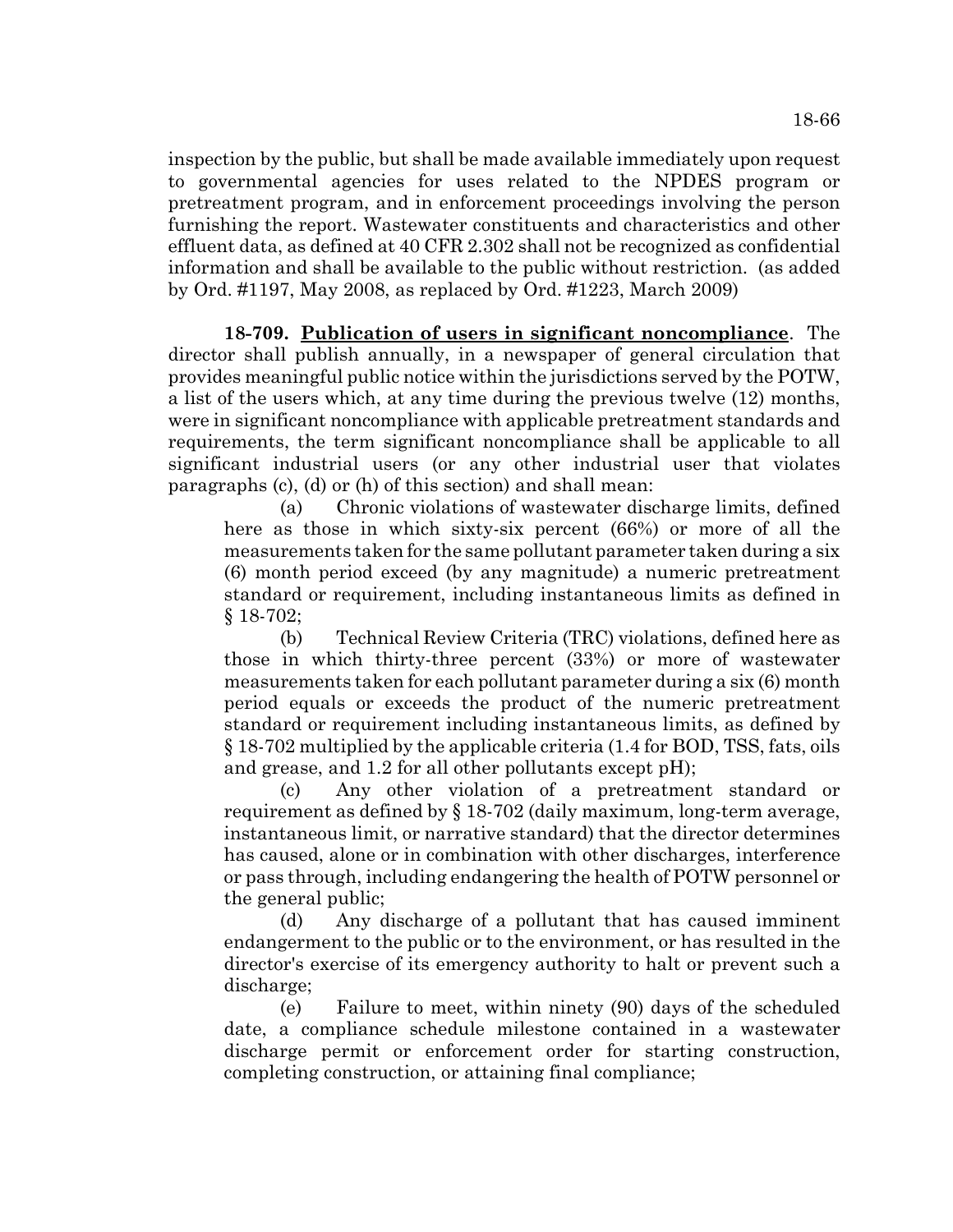inspection by the public, but shall be made available immediately upon request to governmental agencies for uses related to the NPDES program or pretreatment program, and in enforcement proceedings involving the person furnishing the report. Wastewater constituents and characteristics and other effluent data, as defined at 40 CFR 2.302 shall not be recognized as confidential information and shall be available to the public without restriction. (as added by Ord. #1197, May 2008, as replaced by Ord. #1223, March 2009)

**18-709. Publication of users in significant noncompliance**. The director shall publish annually, in a newspaper of general circulation that provides meaningful public notice within the jurisdictions served by the POTW, a list of the users which, at any time during the previous twelve (12) months, were in significant noncompliance with applicable pretreatment standards and requirements, the term significant noncompliance shall be applicable to all significant industrial users (or any other industrial user that violates paragraphs (c), (d) or (h) of this section) and shall mean:

(a) Chronic violations of wastewater discharge limits, defined here as those in which sixty-six percent (66%) or more of all the measurements taken for the same pollutant parameter taken during a six (6) month period exceed (by any magnitude) a numeric pretreatment standard or requirement, including instantaneous limits as defined in § 18-702;

(b) Technical Review Criteria (TRC) violations, defined here as those in which thirty-three percent (33%) or more of wastewater measurements taken for each pollutant parameter during a six (6) month period equals or exceeds the product of the numeric pretreatment standard or requirement including instantaneous limits, as defined by § 18-702 multiplied by the applicable criteria (1.4 for BOD, TSS, fats, oils and grease, and 1.2 for all other pollutants except pH);

(c) Any other violation of a pretreatment standard or requirement as defined by § 18-702 (daily maximum, long-term average, instantaneous limit, or narrative standard) that the director determines has caused, alone or in combination with other discharges, interference or pass through, including endangering the health of POTW personnel or the general public;

(d) Any discharge of a pollutant that has caused imminent endangerment to the public or to the environment, or has resulted in the director's exercise of its emergency authority to halt or prevent such a discharge;

(e) Failure to meet, within ninety (90) days of the scheduled date, a compliance schedule milestone contained in a wastewater discharge permit or enforcement order for starting construction, completing construction, or attaining final compliance;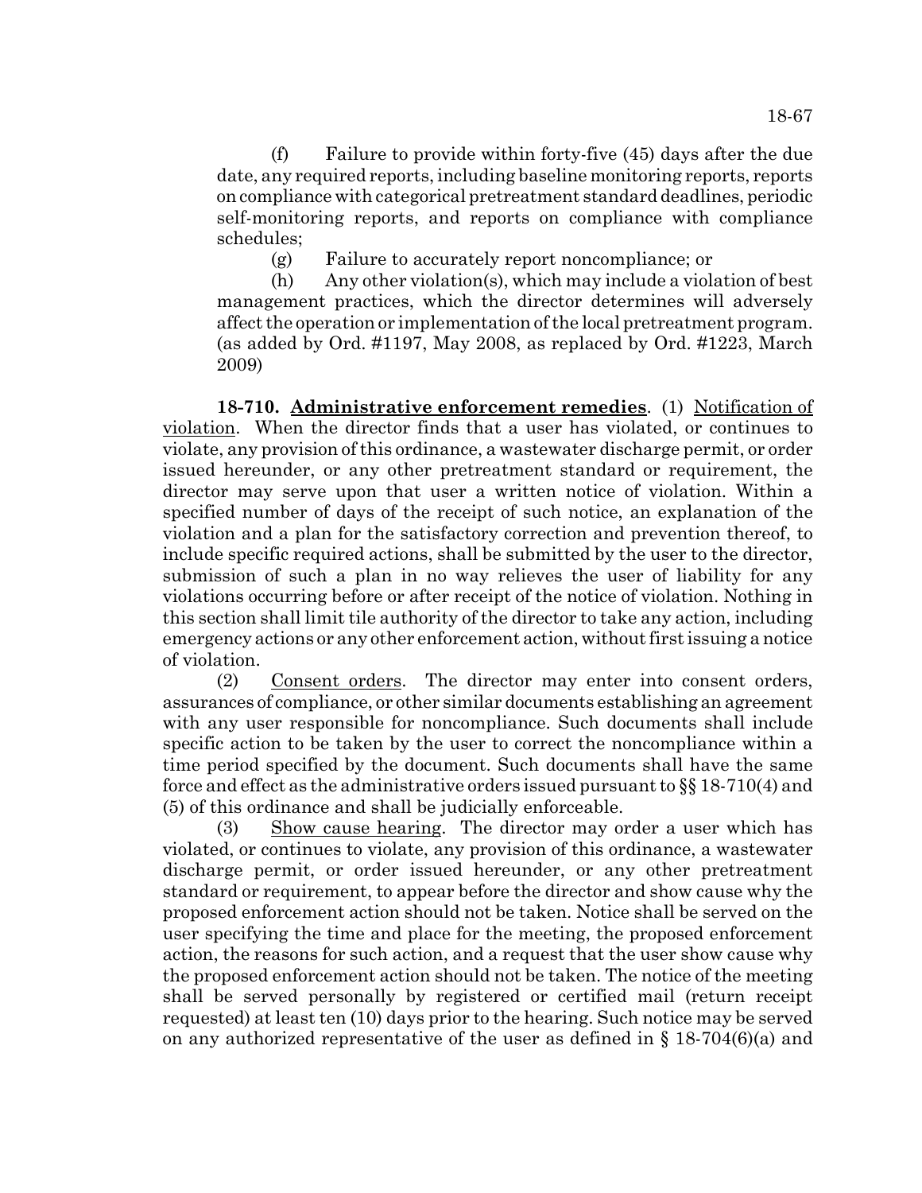(f) Failure to provide within forty-five (45) days after the due date, any required reports, including baseline monitoring reports, reports on compliance with categorical pretreatment standard deadlines, periodic self-monitoring reports, and reports on compliance with compliance schedules;

(g) Failure to accurately report noncompliance; or

(h) Any other violation(s), which may include a violation of best management practices, which the director determines will adversely affect the operation or implementation of the local pretreatment program. (as added by Ord. #1197, May 2008, as replaced by Ord. #1223, March 2009)

**18-710. Administrative enforcement remedies**. (1) Notification of violation. When the director finds that a user has violated, or continues to violate, any provision of this ordinance, a wastewater discharge permit, or order issued hereunder, or any other pretreatment standard or requirement, the director may serve upon that user a written notice of violation. Within a specified number of days of the receipt of such notice, an explanation of the violation and a plan for the satisfactory correction and prevention thereof, to include specific required actions, shall be submitted by the user to the director, submission of such a plan in no way relieves the user of liability for any violations occurring before or after receipt of the notice of violation. Nothing in this section shall limit tile authority of the director to take any action, including emergency actions or any other enforcement action, without first issuing a notice of violation.

(2) Consent orders. The director may enter into consent orders, assurances of compliance, or other similar documents establishing an agreement with any user responsible for noncompliance. Such documents shall include specific action to be taken by the user to correct the noncompliance within a time period specified by the document. Such documents shall have the same force and effect as the administrative orders issued pursuant to §§ 18-710(4) and (5) of this ordinance and shall be judicially enforceable.

(3) Show cause hearing. The director may order a user which has violated, or continues to violate, any provision of this ordinance, a wastewater discharge permit, or order issued hereunder, or any other pretreatment standard or requirement, to appear before the director and show cause why the proposed enforcement action should not be taken. Notice shall be served on the user specifying the time and place for the meeting, the proposed enforcement action, the reasons for such action, and a request that the user show cause why the proposed enforcement action should not be taken. The notice of the meeting shall be served personally by registered or certified mail (return receipt requested) at least ten (10) days prior to the hearing. Such notice may be served on any authorized representative of the user as defined in § 18-704(6)(a) and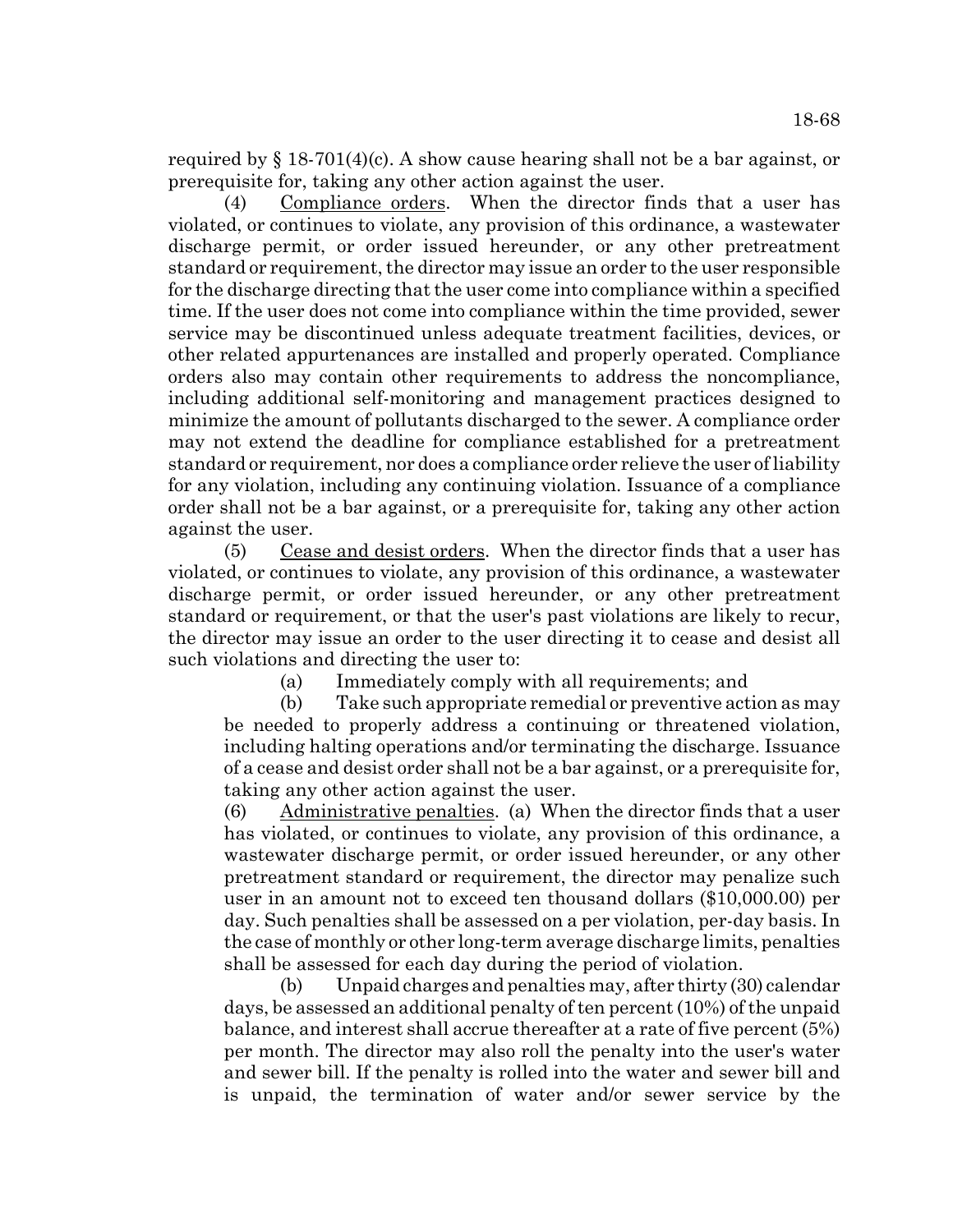required by § 18-701(4)(c). A show cause hearing shall not be a bar against, or prerequisite for, taking any other action against the user.

(4) Compliance orders. When the director finds that a user has violated, or continues to violate, any provision of this ordinance, a wastewater discharge permit, or order issued hereunder, or any other pretreatment standard or requirement, the director may issue an order to the user responsible for the discharge directing that the user come into compliance within a specified time. If the user does not come into compliance within the time provided, sewer service may be discontinued unless adequate treatment facilities, devices, or other related appurtenances are installed and properly operated. Compliance orders also may contain other requirements to address the noncompliance, including additional self-monitoring and management practices designed to minimize the amount of pollutants discharged to the sewer. A compliance order may not extend the deadline for compliance established for a pretreatment standard or requirement, nor does a compliance order relieve the user of liability for any violation, including any continuing violation. Issuance of a compliance order shall not be a bar against, or a prerequisite for, taking any other action against the user.

(5) Cease and desist orders. When the director finds that a user has violated, or continues to violate, any provision of this ordinance, a wastewater discharge permit, or order issued hereunder, or any other pretreatment standard or requirement, or that the user's past violations are likely to recur, the director may issue an order to the user directing it to cease and desist all such violations and directing the user to:

(a) Immediately comply with all requirements; and

(b) Take such appropriate remedial or preventive action as may be needed to properly address a continuing or threatened violation, including halting operations and/or terminating the discharge. Issuance of a cease and desist order shall not be a bar against, or a prerequisite for, taking any other action against the user.

(6) Administrative penalties. (a) When the director finds that a user has violated, or continues to violate, any provision of this ordinance, a wastewater discharge permit, or order issued hereunder, or any other pretreatment standard or requirement, the director may penalize such user in an amount not to exceed ten thousand dollars ($10,000.00) per day. Such penalties shall be assessed on a per violation, per-day basis. In the case of monthly or other long-term average discharge limits, penalties shall be assessed for each day during the period of violation.

(b) Unpaid charges and penalties may, after thirty (30) calendar days, be assessed an additional penalty of ten percent (10%) of the unpaid balance, and interest shall accrue thereafter at a rate of five percent (5%) per month. The director may also roll the penalty into the user's water and sewer bill. If the penalty is rolled into the water and sewer bill and is unpaid, the termination of water and/or sewer service by the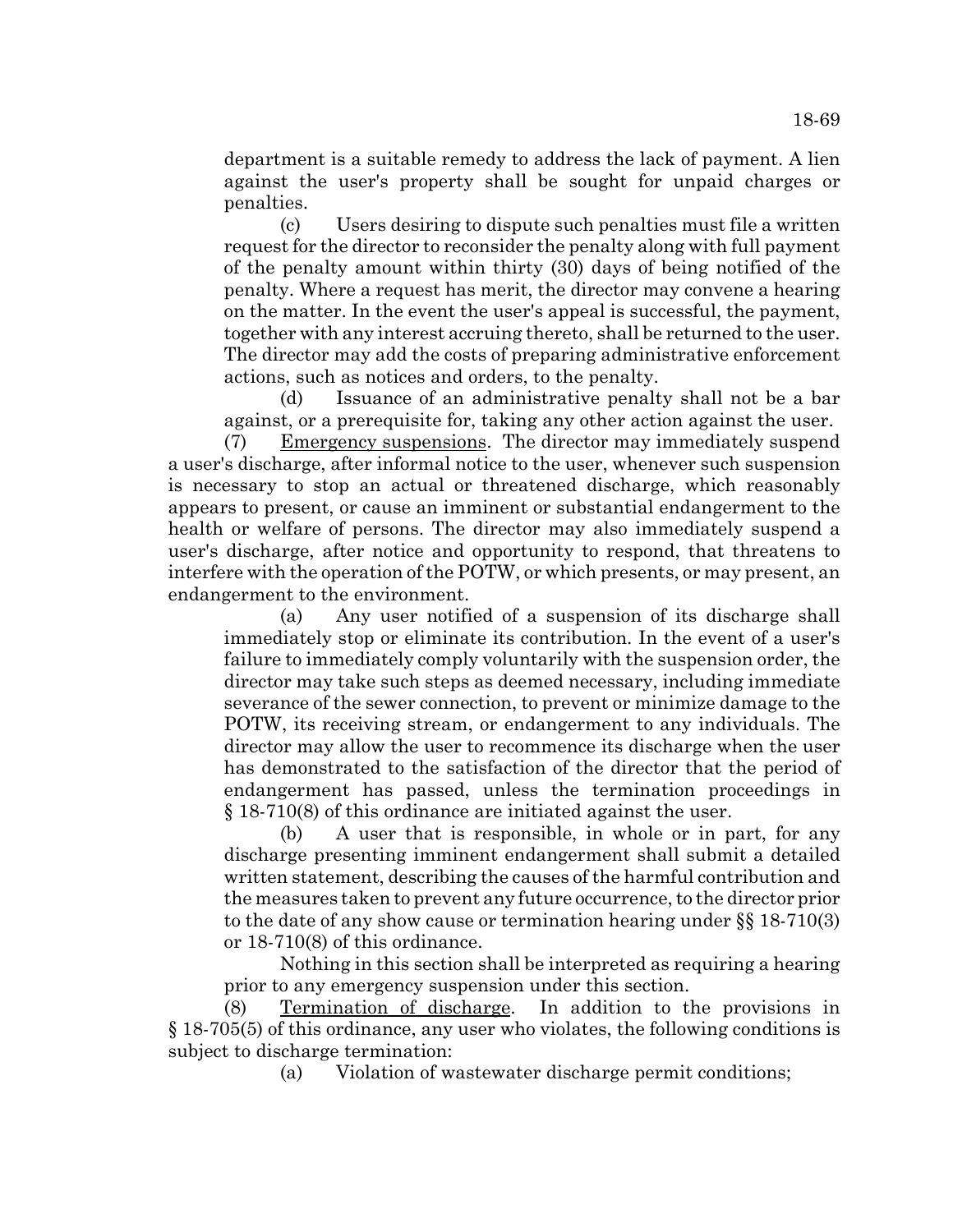department is a suitable remedy to address the lack of payment. A lien against the user's property shall be sought for unpaid charges or penalties.

(c) Users desiring to dispute such penalties must file a written request for the director to reconsider the penalty along with full payment of the penalty amount within thirty (30) days of being notified of the penalty. Where a request has merit, the director may convene a hearing on the matter. In the event the user's appeal is successful, the payment, together with any interest accruing thereto, shall be returned to the user. The director may add the costs of preparing administrative enforcement actions, such as notices and orders, to the penalty.

(d) Issuance of an administrative penalty shall not be a bar against, or a prerequisite for, taking any other action against the user.

(7) Emergency suspensions. The director may immediately suspend a user's discharge, after informal notice to the user, whenever such suspension is necessary to stop an actual or threatened discharge, which reasonably appears to present, or cause an imminent or substantial endangerment to the health or welfare of persons. The director may also immediately suspend a user's discharge, after notice and opportunity to respond, that threatens to interfere with the operation of the POTW, or which presents, or may present, an endangerment to the environment.

(a) Any user notified of a suspension of its discharge shall immediately stop or eliminate its contribution. In the event of a user's failure to immediately comply voluntarily with the suspension order, the director may take such steps as deemed necessary, including immediate severance of the sewer connection, to prevent or minimize damage to the POTW, its receiving stream, or endangerment to any individuals. The director may allow the user to recommence its discharge when the user has demonstrated to the satisfaction of the director that the period of endangerment has passed, unless the termination proceedings in § 18-710(8) of this ordinance are initiated against the user.

(b) A user that is responsible, in whole or in part, for any discharge presenting imminent endangerment shall submit a detailed written statement, describing the causes of the harmful contribution and the measures taken to prevent any future occurrence, to the director prior to the date of any show cause or termination hearing under §§ 18-710(3) or 18-710(8) of this ordinance.

Nothing in this section shall be interpreted as requiring a hearing prior to any emergency suspension under this section.

(8) Termination of discharge. In addition to the provisions in § 18-705(5) of this ordinance, any user who violates, the following conditions is subject to discharge termination:

(a) Violation of wastewater discharge permit conditions;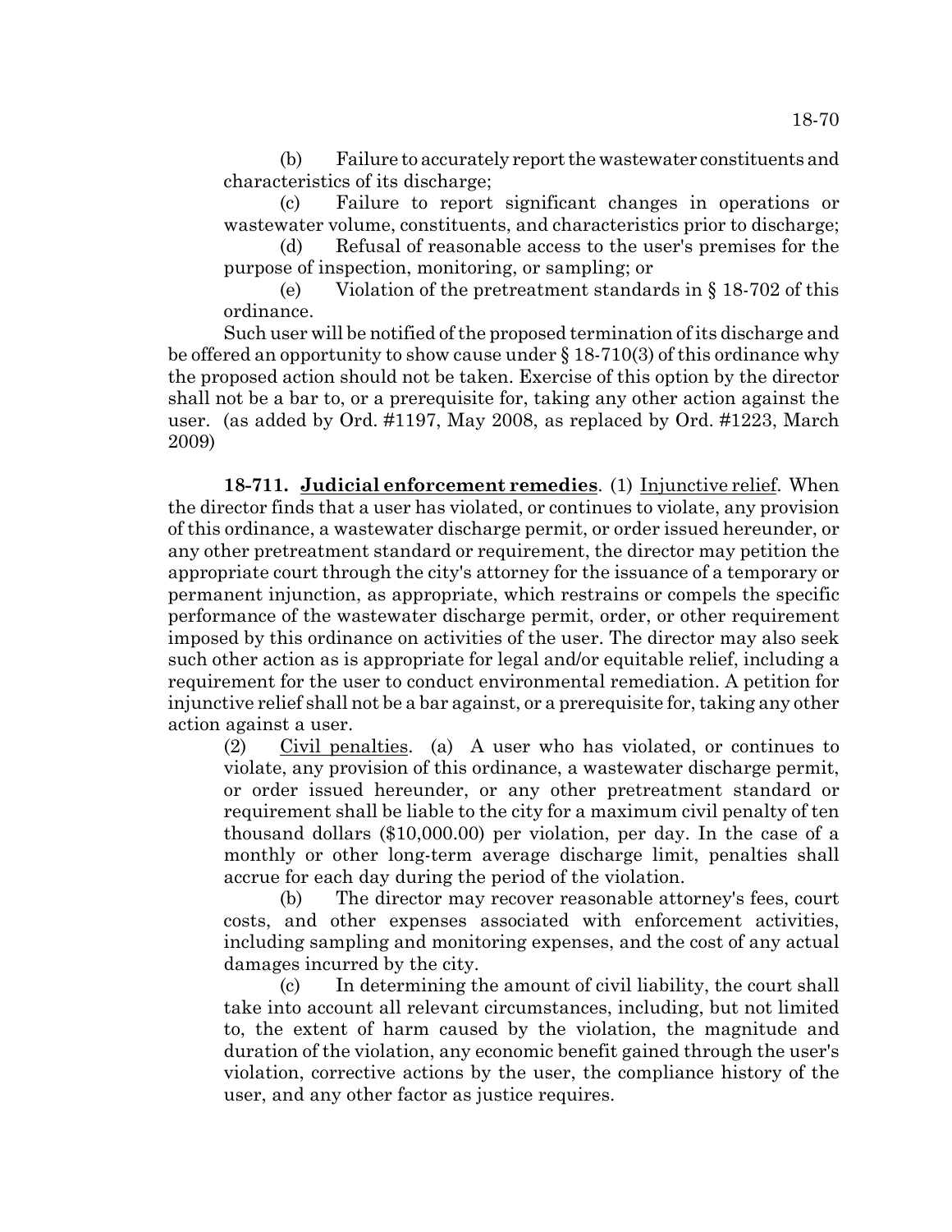(b) Failure to accurately report the wastewater constituents and characteristics of its discharge;

(c) Failure to report significant changes in operations or wastewater volume, constituents, and characteristics prior to discharge;

(d) Refusal of reasonable access to the user's premises for the purpose of inspection, monitoring, or sampling; or

(e) Violation of the pretreatment standards in § 18-702 of this ordinance.

Such user will be notified of the proposed termination of its discharge and be offered an opportunity to show cause under § 18-710(3) of this ordinance why the proposed action should not be taken. Exercise of this option by the director shall not be a bar to, or a prerequisite for, taking any other action against the user. (as added by Ord. #1197, May 2008, as replaced by Ord. #1223, March 2009)

**18-711. Judicial enforcement remedies**. (1) Injunctive relief. When the director finds that a user has violated, or continues to violate, any provision of this ordinance, a wastewater discharge permit, or order issued hereunder, or any other pretreatment standard or requirement, the director may petition the appropriate court through the city's attorney for the issuance of a temporary or permanent injunction, as appropriate, which restrains or compels the specific performance of the wastewater discharge permit, order, or other requirement imposed by this ordinance on activities of the user. The director may also seek such other action as is appropriate for legal and/or equitable relief, including a requirement for the user to conduct environmental remediation. A petition for injunctive relief shall not be a bar against, or a prerequisite for, taking any other action against a user.

(2) Civil penalties. (a) A user who has violated, or continues to violate, any provision of this ordinance, a wastewater discharge permit, or order issued hereunder, or any other pretreatment standard or requirement shall be liable to the city for a maximum civil penalty of ten thousand dollars ($10,000.00) per violation, per day. In the case of a monthly or other long-term average discharge limit, penalties shall accrue for each day during the period of the violation.

(b) The director may recover reasonable attorney's fees, court costs, and other expenses associated with enforcement activities, including sampling and monitoring expenses, and the cost of any actual damages incurred by the city.

(c) In determining the amount of civil liability, the court shall take into account all relevant circumstances, including, but not limited to, the extent of harm caused by the violation, the magnitude and duration of the violation, any economic benefit gained through the user's violation, corrective actions by the user, the compliance history of the user, and any other factor as justice requires.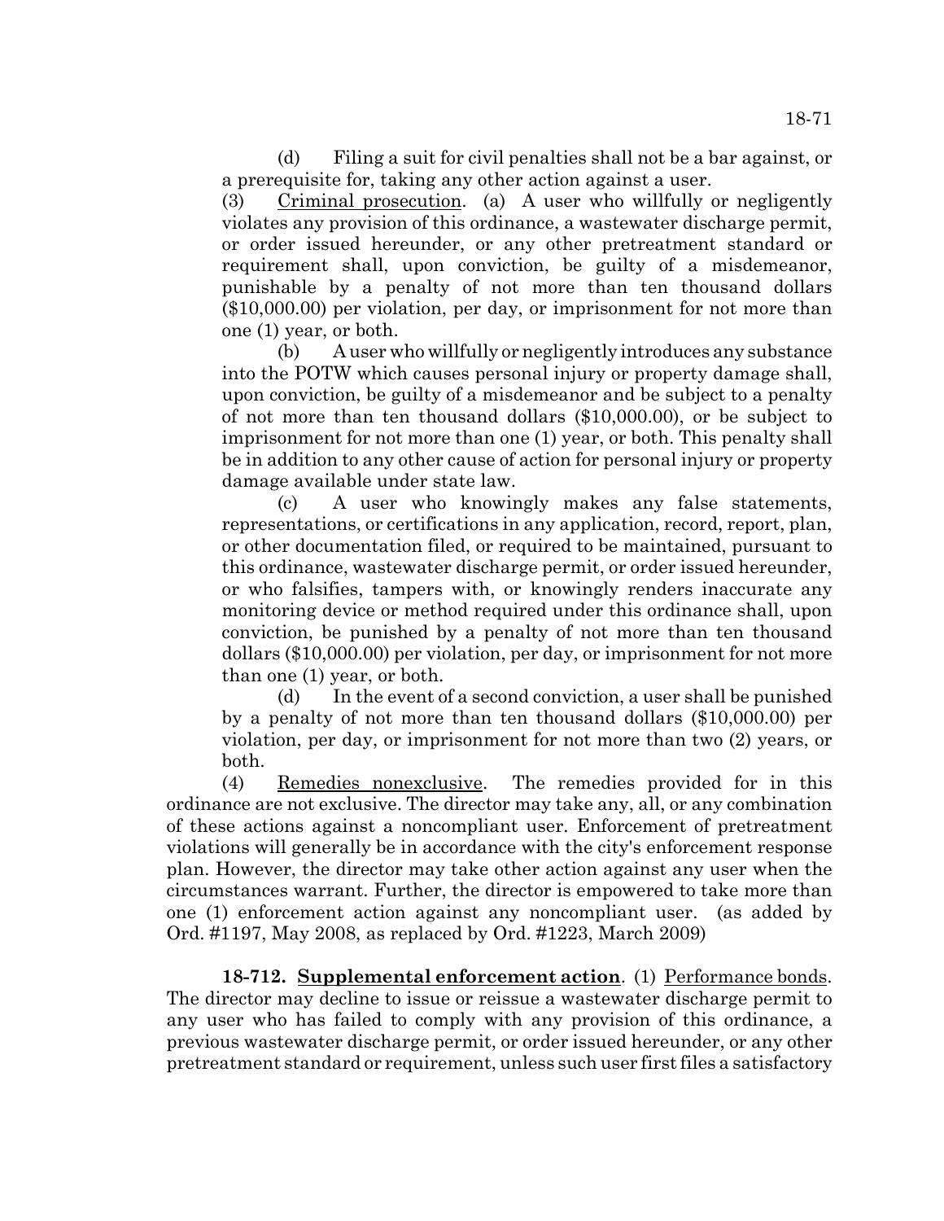(d) Filing a suit for civil penalties shall not be a bar against, or a prerequisite for, taking any other action against a user.

(3) Criminal prosecution. (a) A user who willfully or negligently violates any provision of this ordinance, a wastewater discharge permit, or order issued hereunder, or any other pretreatment standard or requirement shall, upon conviction, be guilty of a misdemeanor, punishable by a penalty of not more than ten thousand dollars ($10,000.00) per violation, per day, or imprisonment for not more than one (1) year, or both.

(b) A user who willfully or negligently introduces any substance into the POTW which causes personal injury or property damage shall, upon conviction, be guilty of a misdemeanor and be subject to a penalty of not more than ten thousand dollars ($10,000.00), or be subject to imprisonment for not more than one (1) year, or both. This penalty shall be in addition to any other cause of action for personal injury or property damage available under state law.

(c) A user who knowingly makes any false statements, representations, or certifications in any application, record, report, plan, or other documentation filed, or required to be maintained, pursuant to this ordinance, wastewater discharge permit, or order issued hereunder, or who falsifies, tampers with, or knowingly renders inaccurate any monitoring device or method required under this ordinance shall, upon conviction, be punished by a penalty of not more than ten thousand dollars ($10,000.00) per violation, per day, or imprisonment for not more than one (1) year, or both.

(d) In the event of a second conviction, a user shall be punished by a penalty of not more than ten thousand dollars ($10,000.00) per violation, per day, or imprisonment for not more than two (2) years, or both.

(4) Remedies nonexclusive. The remedies provided for in this ordinance are not exclusive. The director may take any, all, or any combination of these actions against a noncompliant user. Enforcement of pretreatment violations will generally be in accordance with the city's enforcement response plan. However, the director may take other action against any user when the circumstances warrant. Further, the director is empowered to take more than one (1) enforcement action against any noncompliant user. (as added by Ord. #1197, May 2008, as replaced by Ord. #1223, March 2009)

**18-712. Supplemental enforcement action**. (1) Performance bonds. The director may decline to issue or reissue a wastewater discharge permit to any user who has failed to comply with any provision of this ordinance, a previous wastewater discharge permit, or order issued hereunder, or any other pretreatment standard or requirement, unless such user first files a satisfactory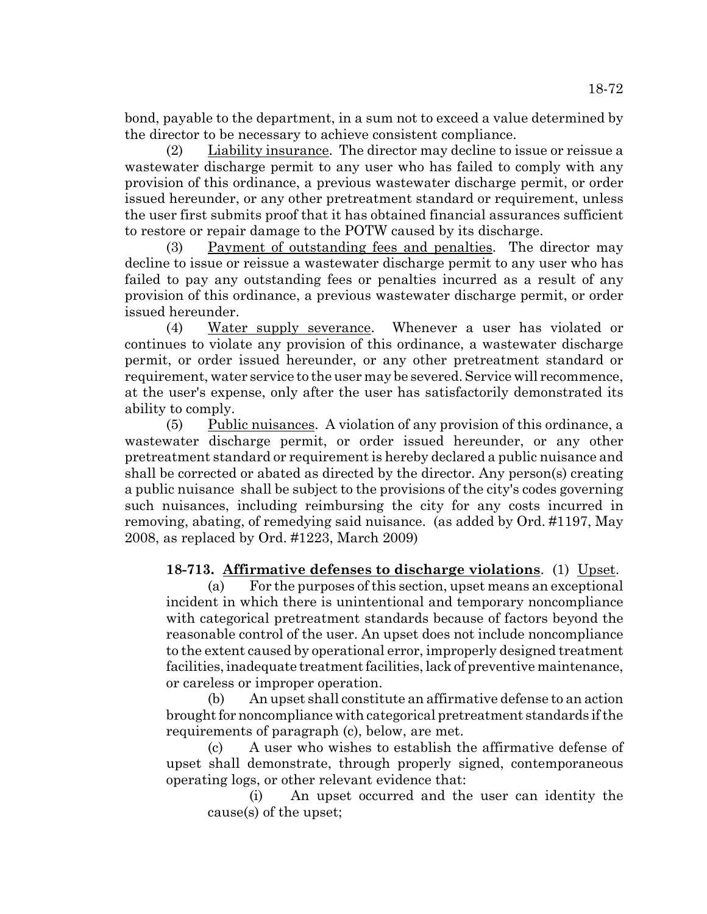bond, payable to the department, in a sum not to exceed a value determined by the director to be necessary to achieve consistent compliance.

(2) Liability insurance. The director may decline to issue or reissue a wastewater discharge permit to any user who has failed to comply with any provision of this ordinance, a previous wastewater discharge permit, or order issued hereunder, or any other pretreatment standard or requirement, unless the user first submits proof that it has obtained financial assurances sufficient to restore or repair damage to the POTW caused by its discharge.

(3) Payment of outstanding fees and penalties. The director may decline to issue or reissue a wastewater discharge permit to any user who has failed to pay any outstanding fees or penalties incurred as a result of any provision of this ordinance, a previous wastewater discharge permit, or order issued hereunder.

(4) Water supply severance. Whenever a user has violated or continues to violate any provision of this ordinance, a wastewater discharge permit, or order issued hereunder, or any other pretreatment standard or requirement, water service to the user may be severed. Service will recommence, at the user's expense, only after the user has satisfactorily demonstrated its ability to comply.

(5) Public nuisances. A violation of any provision of this ordinance, a wastewater discharge permit, or order issued hereunder, or any other pretreatment standard or requirement is hereby declared a public nuisance and shall be corrected or abated as directed by the director. Any person(s) creating a public nuisance shall be subject to the provisions of the city's codes governing such nuisances, including reimbursing the city for any costs incurred in removing, abating, of remedying said nuisance. (as added by Ord. #1197, May 2008, as replaced by Ord. #1223, March 2009)

**18-713. Affirmative defenses to discharge violations**. (1) Upset.

(a) For the purposes of this section, upset means an exceptional incident in which there is unintentional and temporary noncompliance with categorical pretreatment standards because of factors beyond the reasonable control of the user. An upset does not include noncompliance to the extent caused by operational error, improperly designed treatment facilities, inadequate treatment facilities, lack of preventive maintenance, or careless or improper operation.

(b) An upset shall constitute an affirmative defense to an action brought for noncompliance with categorical pretreatment standards if the requirements of paragraph (c), below, are met.

(c) A user who wishes to establish the affirmative defense of upset shall demonstrate, through properly signed, contemporaneous operating logs, or other relevant evidence that:

(i) An upset occurred and the user can identity the cause(s) of the upset;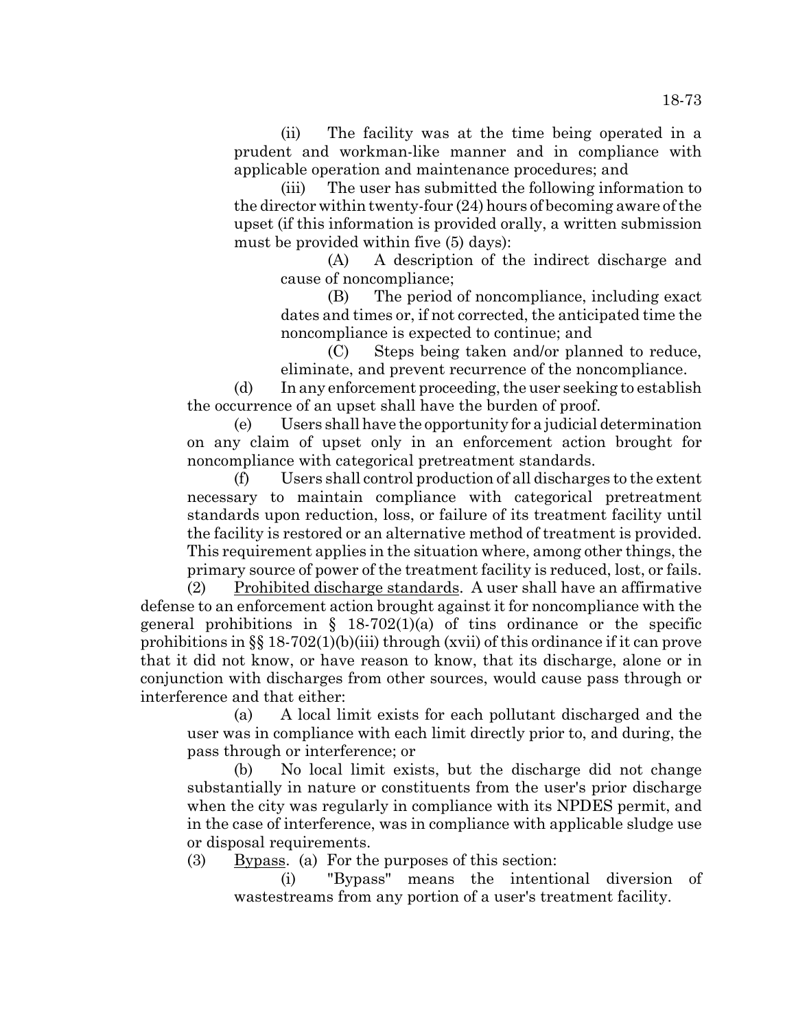(ii) The facility was at the time being operated in a prudent and workman-like manner and in compliance with applicable operation and maintenance procedures; and

(iii) The user has submitted the following information to the director within twenty-four (24) hours of becoming aware of the upset (if this information is provided orally, a written submission must be provided within five (5) days):

(A) A description of the indirect discharge and cause of noncompliance;

(B) The period of noncompliance, including exact dates and times or, if not corrected, the anticipated time the noncompliance is expected to continue; and

(C) Steps being taken and/or planned to reduce, eliminate, and prevent recurrence of the noncompliance.

(d) In any enforcement proceeding, the user seeking to establish the occurrence of an upset shall have the burden of proof.

(e) Users shall have the opportunity for a judicial determination on any claim of upset only in an enforcement action brought for noncompliance with categorical pretreatment standards.

(f) Users shall control production of all discharges to the extent necessary to maintain compliance with categorical pretreatment standards upon reduction, loss, or failure of its treatment facility until the facility is restored or an alternative method of treatment is provided. This requirement applies in the situation where, among other things, the primary source of power of the treatment facility is reduced, lost, or fails.

(2) Prohibited discharge standards. A user shall have an affirmative defense to an enforcement action brought against it for noncompliance with the general prohibitions in § 18-702(1)(a) of tins ordinance or the specific prohibitions in §§ 18-702(1)(b)(iii) through (xvii) of this ordinance if it can prove that it did not know, or have reason to know, that its discharge, alone or in conjunction with discharges from other sources, would cause pass through or interference and that either:

(a) A local limit exists for each pollutant discharged and the user was in compliance with each limit directly prior to, and during, the pass through or interference; or

(b) No local limit exists, but the discharge did not change substantially in nature or constituents from the user's prior discharge when the city was regularly in compliance with its NPDES permit, and in the case of interference, was in compliance with applicable sludge use or disposal requirements.

(3) Bypass. (a) For the purposes of this section:

(i) "Bypass" means the intentional diversion of wastestreams from any portion of a user's treatment facility.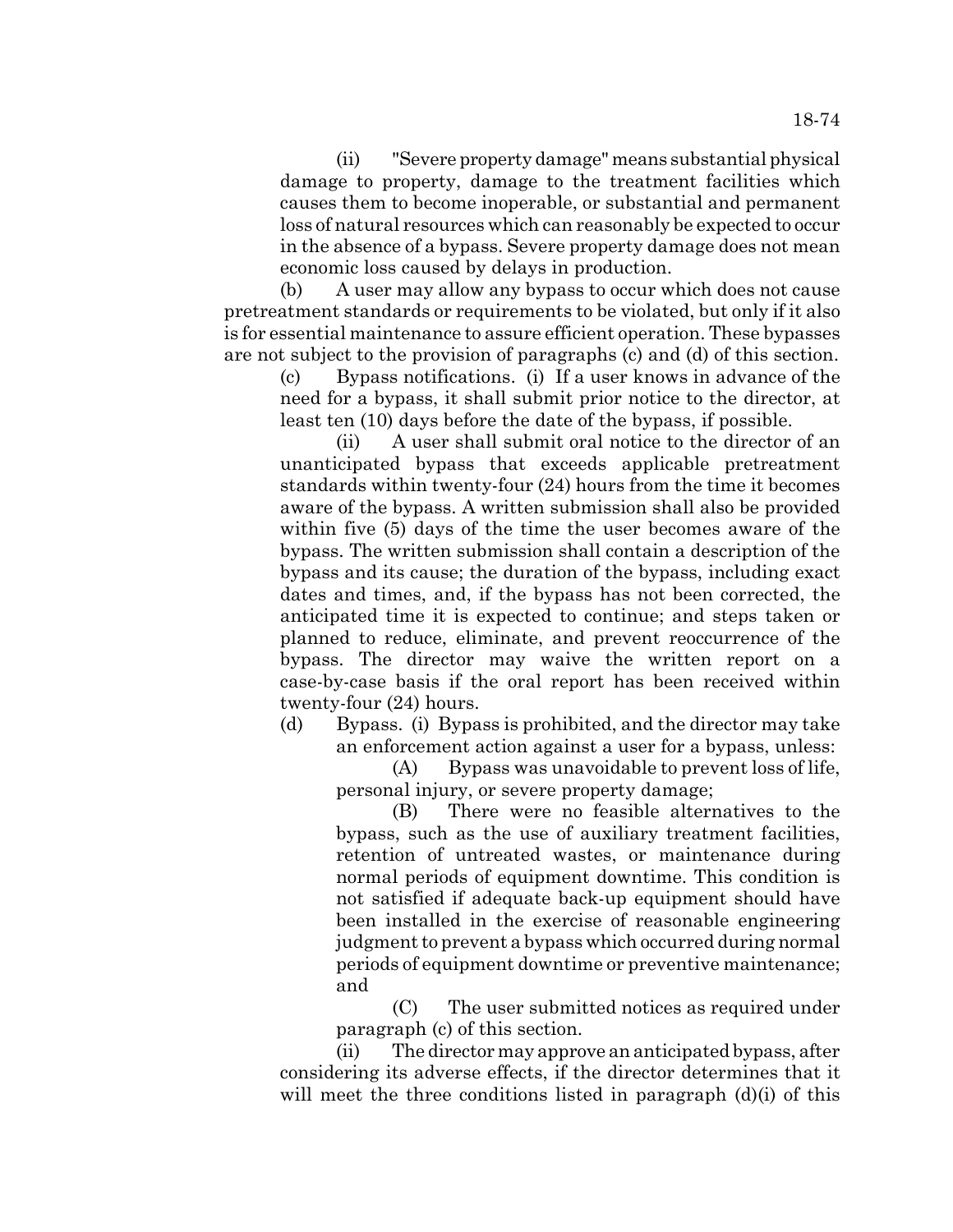(ii) "Severe property damage" means substantial physical damage to property, damage to the treatment facilities which causes them to become inoperable, or substantial and permanent loss of natural resources which can reasonably be expected to occur in the absence of a bypass. Severe property damage does not mean economic loss caused by delays in production.

(b) A user may allow any bypass to occur which does not cause pretreatment standards or requirements to be violated, but only if it also is for essential maintenance to assure efficient operation. These bypasses are not subject to the provision of paragraphs (c) and (d) of this section.

(c) Bypass notifications. (i) If a user knows in advance of the need for a bypass, it shall submit prior notice to the director, at least ten (10) days before the date of the bypass, if possible.

(ii) A user shall submit oral notice to the director of an unanticipated bypass that exceeds applicable pretreatment standards within twenty-four (24) hours from the time it becomes aware of the bypass. A written submission shall also be provided within five (5) days of the time the user becomes aware of the bypass. The written submission shall contain a description of the bypass and its cause; the duration of the bypass, including exact dates and times, and, if the bypass has not been corrected, the anticipated time it is expected to continue; and steps taken or planned to reduce, eliminate, and prevent reoccurrence of the bypass. The director may waive the written report on a case-by-case basis if the oral report has been received within twenty-four (24) hours.

(d) Bypass. (i) Bypass is prohibited, and the director may take an enforcement action against a user for a bypass, unless:

(A) Bypass was unavoidable to prevent loss of life, personal injury, or severe property damage;

(B) There were no feasible alternatives to the bypass, such as the use of auxiliary treatment facilities, retention of untreated wastes, or maintenance during normal periods of equipment downtime. This condition is not satisfied if adequate back-up equipment should have been installed in the exercise of reasonable engineering judgment to prevent a bypass which occurred during normal periods of equipment downtime or preventive maintenance; and

(C) The user submitted notices as required under paragraph (c) of this section.

(ii) The director may approve an anticipated bypass, after considering its adverse effects, if the director determines that it will meet the three conditions listed in paragraph (d)(i) of this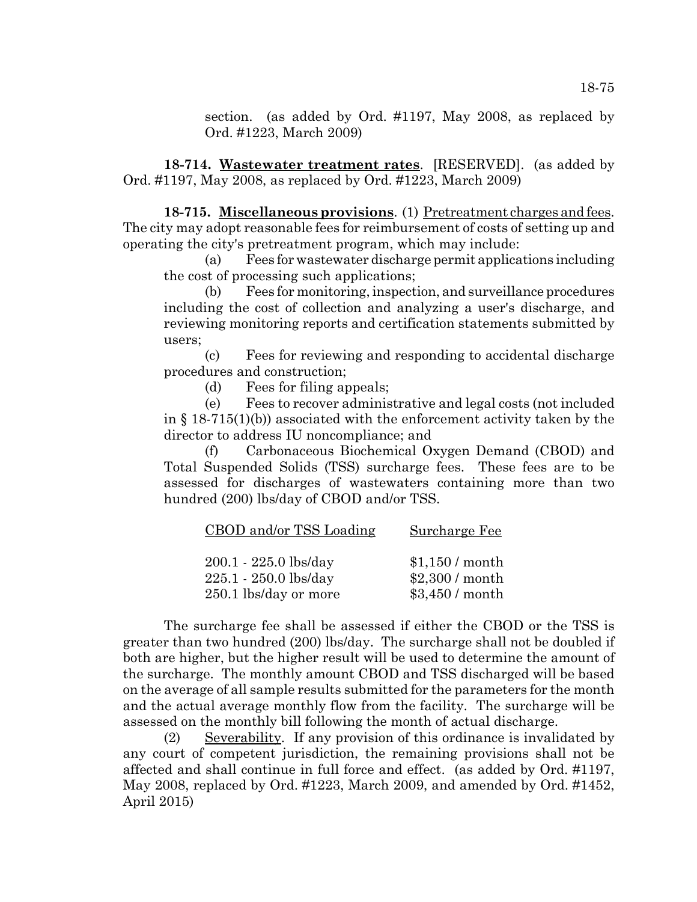section. (as added by Ord. #1197, May 2008, as replaced by Ord. #1223, March 2009)

**18-714. Wastewater treatment rates**. [RESERVED]. (as added by Ord. #1197, May 2008, as replaced by Ord. #1223, March 2009)

**18-715. Miscellaneous provisions**. (1) Pretreatment charges and fees. The city may adopt reasonable fees for reimbursement of costs of setting up and operating the city's pretreatment program, which may include:

(a) Fees for wastewater discharge permit applications including the cost of processing such applications;

(b) Fees for monitoring, inspection, and surveillance procedures including the cost of collection and analyzing a user's discharge, and reviewing monitoring reports and certification statements submitted by users;

(c) Fees for reviewing and responding to accidental discharge procedures and construction;

(d) Fees for filing appeals;

(e) Fees to recover administrative and legal costs (not included in § 18-715(1)(b)) associated with the enforcement activity taken by the director to address IU noncompliance; and

(f) Carbonaceous Biochemical Oxygen Demand (CBOD) and Total Suspended Solids (TSS) surcharge fees. These fees are to be assessed for discharges of wastewaters containing more than two hundred (200) lbs/day of CBOD and/or TSS.

| CBOD and/or TSS Loading | Surcharge Fee |
|---|---|
| 200.1 - 225.0 lbs/day | $1,150 / month |
| 225.1 - 250.0 lbs/day | $2,300 / month |
| 250.1 lbs/day or more | $3,450 / month |

The surcharge fee shall be assessed if either the CBOD or the TSS is greater than two hundred (200) lbs/day. The surcharge shall not be doubled if both are higher, but the higher result will be used to determine the amount of the surcharge. The monthly amount CBOD and TSS discharged will be based on the average of all sample results submitted for the parameters for the month and the actual average monthly flow from the facility. The surcharge will be assessed on the monthly bill following the month of actual discharge.

(2) Severability. If any provision of this ordinance is invalidated by any court of competent jurisdiction, the remaining provisions shall not be affected and shall continue in full force and effect. (as added by Ord. #1197, May 2008, replaced by Ord. #1223, March 2009, and amended by Ord. #1452, April 2015)